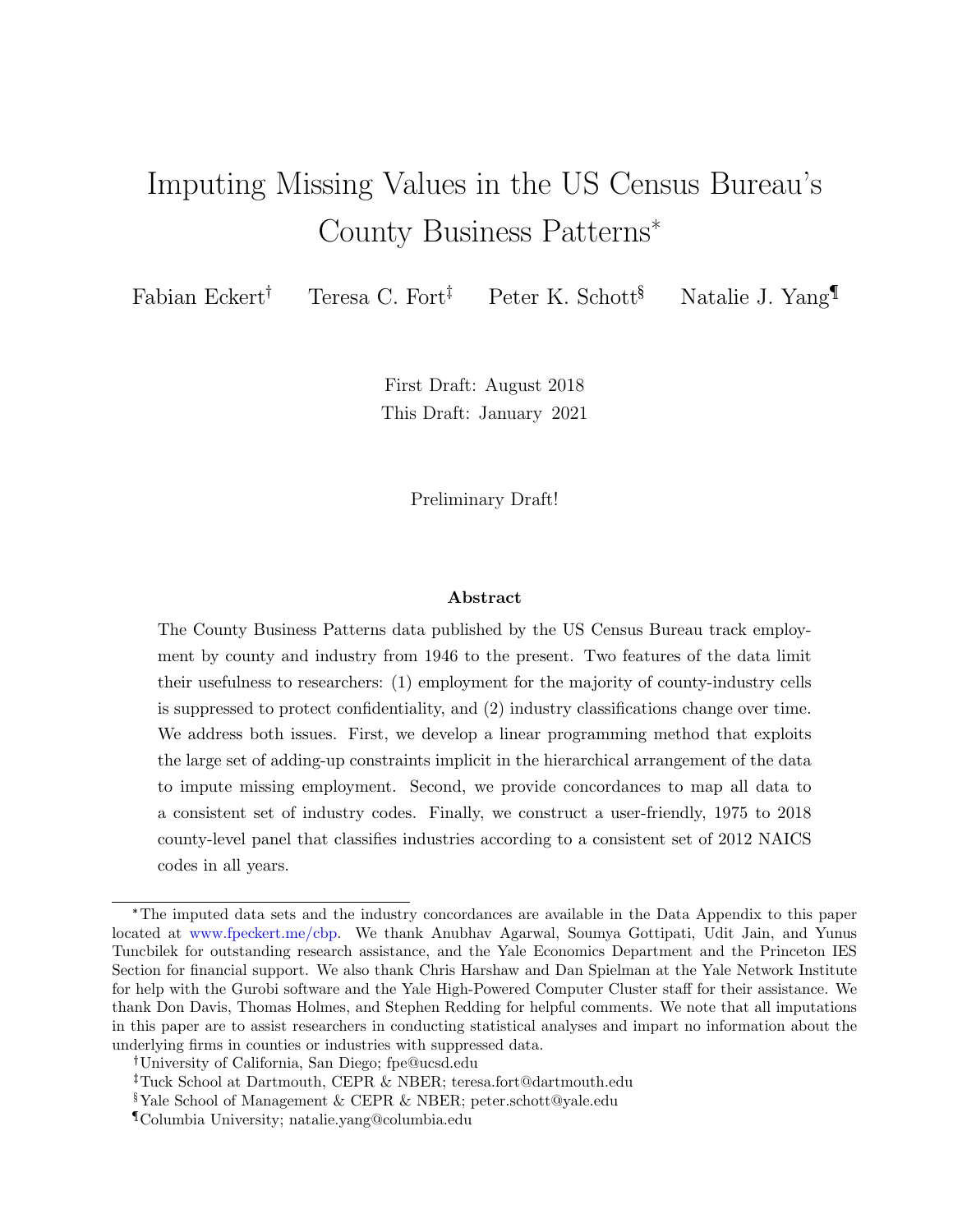# Imputing Missing Values in the US Census Bureau's County Business Patterns[*]

Fabian Eckert[†] Teresa C. Fort[‡] Peter K. Schott[§] Natalie J. Yang[¶]

First Draft: August 2018
This Draft: January 2021

Preliminary Draft!

### Abstract

The County Business Patterns data published by the US Census Bureau track employment by county and industry from 1946 to the present. Two features of the data limit their usefulness to researchers: (1) employment for the majority of county-industry cells is suppressed to protect confidentiality, and (2) industry classifications change over time. We address both issues. First, we develop a linear programming method that exploits the large set of adding-up constraints implicit in the hierarchical arrangement of the data to impute missing employment. Second, we provide concordances to map all data to a consistent set of industry codes. Finally, we construct a user-friendly, 1975 to 2018 county-level panel that classifies industries according to a consistent set of 2012 NAICS codes in all years.

---

[*] The imputed data sets and the industry concordances are available in the Data Appendix to this paper located at www.fpeckert.me/cbp. We thank Anubhav Agarwal, Soumya Gottipati, Udit Jain, and Yunus Tuncbilek for outstanding research assistance, and the Yale Economics Department and the Princeton IES Section for financial support. We also thank Chris Harshaw and Dan Spielman at the Yale Network Institute for help with the Gurobi software and the Yale High-Powered Computer Cluster staff for their assistance. We thank Don Davis, Thomas Holmes, and Stephen Redding for helpful comments. We note that all imputations in this paper are to assist researchers in conducting statistical analyses and impart no information about the underlying firms in counties or industries with suppressed data.

[†] University of California, San Diego; fpe@ucsd.edu

[‡] Tuck School at Dartmouth, CEPR & NBER; teresa.fort@dartmouth.edu

[§] Yale School of Management & CEPR & NBER; peter.schott@yale.edu

[¶] Columbia University; natalie.yang@columbia.edu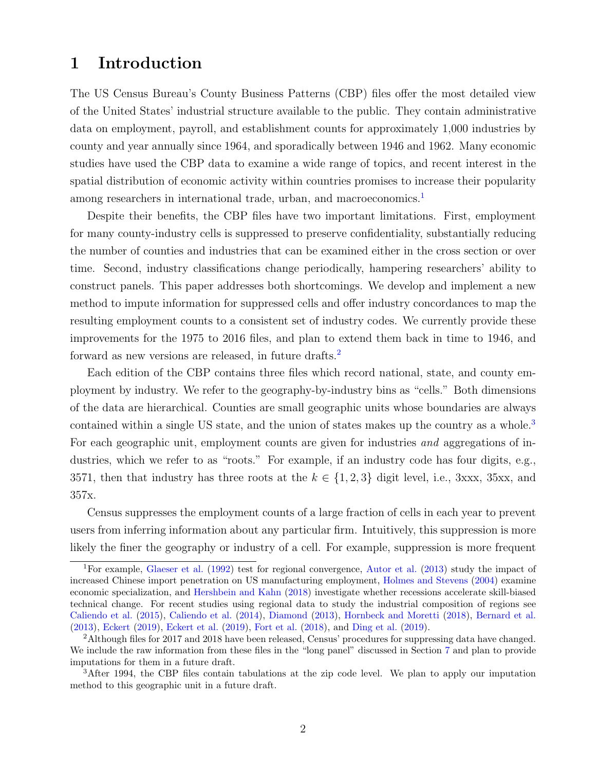# 1 Introduction

The US Census Bureau's County Business Patterns (CBP) files offer the most detailed view of the United States' industrial structure available to the public. They contain administrative data on employment, payroll, and establishment counts for approximately 1,000 industries by county and year annually since 1964, and sporadically between 1946 and 1962. Many economic studies have used the CBP data to examine a wide range of topics, and recent interest in the spatial distribution of economic activity within countries promises to increase their popularity among researchers in international trade, urban, and macroeconomics.[1]

Despite their benefits, the CBP files have two important limitations. First, employment for many county-industry cells is suppressed to preserve confidentiality, substantially reducing the number of counties and industries that can be examined either in the cross section or over time. Second, industry classifications change periodically, hampering researchers' ability to construct panels. This paper addresses both shortcomings. We develop and implement a new method to impute information for suppressed cells and offer industry concordances to map the resulting employment counts to a consistent set of industry codes. We currently provide these improvements for the 1975 to 2016 files, and plan to extend them back in time to 1946, and forward as new versions are released, in future drafts.[2]

Each edition of the CBP contains three files which record national, state, and county employment by industry. We refer to the geography-by-industry bins as "cells." Both dimensions of the data are hierarchical. Counties are small geographic units whose boundaries are always contained within a single US state, and the union of states makes up the country as a whole.[3] For each geographic unit, employment counts are given for industries *and* aggregations of industries, which we refer to as "roots." For example, if an industry code has four digits, e.g., 3571, then that industry has three roots at the $k \in \{1, 2, 3\}$ digit level, i.e., 3xxx, 35xx, and 357x.

Census suppresses the employment counts of a large fraction of cells in each year to prevent users from inferring information about any particular firm. Intuitively, this suppression is more likely the finer the geography or industry of a cell. For example, suppression is more frequent

---

[1] For example, Glaeser et al. (1992) test for regional convergence, Autor et al. (2013) study the impact of increased Chinese import penetration on US manufacturing employment, Holmes and Stevens (2004) examine economic specialization, and Hershbein and Kahn (2018) investigate whether recessions accelerate skill-biased technical change. For recent studies using regional data to study the industrial composition of regions see Caliendo et al. (2015), Caliendo et al. (2014), Diamond (2013), Hornbeck and Moretti (2018), Bernard et al. (2013), Eckert (2019), Eckert et al. (2019), Fort et al. (2018), and Ding et al. (2019).

[2] Although files for 2017 and 2018 have been released, Census' procedures for suppressing data have changed. We include the raw information from these files in the "long panel" discussed in Section 7 and plan to provide imputations for them in a future draft.

[3] After 1994, the CBP files contain tabulations at the zip code level. We plan to apply our imputation method to this geographic unit in a future draft.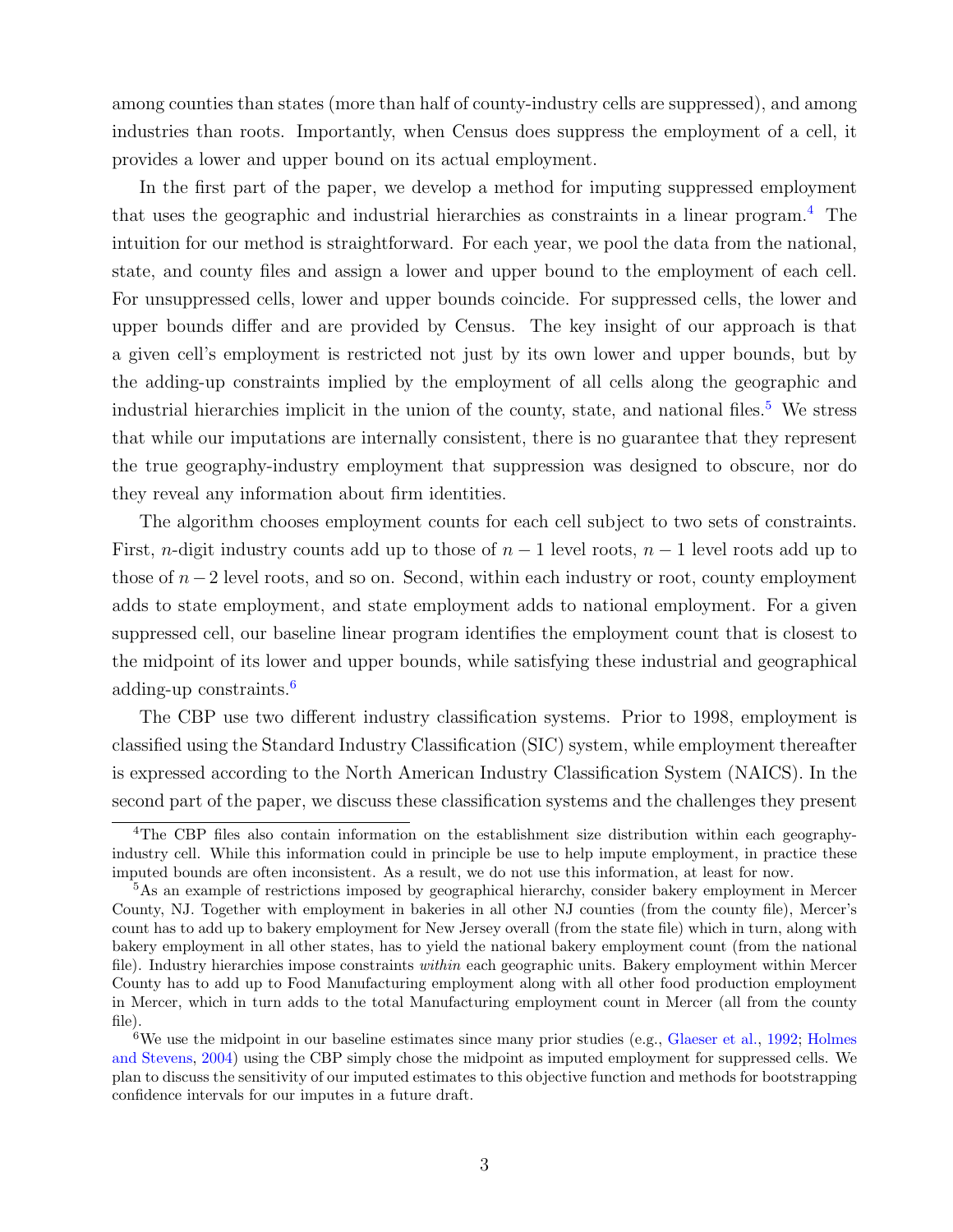among counties than states (more than half of county-industry cells are suppressed), and among industries than roots. Importantly, when Census does suppress the employment of a cell, it provides a lower and upper bound on its actual employment.

In the first part of the paper, we develop a method for imputing suppressed employment that uses the geographic and industrial hierarchies as constraints in a linear program.[4] The intuition for our method is straightforward. For each year, we pool the data from the national, state, and county files and assign a lower and upper bound to the employment of each cell. For unsuppressed cells, lower and upper bounds coincide. For suppressed cells, the lower and upper bounds differ and are provided by Census. The key insight of our approach is that a given cell's employment is restricted not just by its own lower and upper bounds, but by the adding-up constraints implied by the employment of all cells along the geographic and industrial hierarchies implicit in the union of the county, state, and national files.[5] We stress that while our imputations are internally consistent, there is no guarantee that they represent the true geography-industry employment that suppression was designed to obscure, nor do they reveal any information about firm identities.

The algorithm chooses employment counts for each cell subject to two sets of constraints. First, $n$-digit industry counts add up to those of $n-1$ level roots, $n-1$ level roots add up to those of $n-2$ level roots, and so on. Second, within each industry or root, county employment adds to state employment, and state employment adds to national employment. For a given suppressed cell, our baseline linear program identifies the employment count that is closest to the midpoint of its lower and upper bounds, while satisfying these industrial and geographical adding-up constraints.[6]

The CBP use two different industry classification systems. Prior to 1998, employment is classified using the Standard Industry Classification (SIC) system, while employment thereafter is expressed according to the North American Industry Classification System (NAICS). In the second part of the paper, we discuss these classification systems and the challenges they present

---

[4] The CBP files also contain information on the establishment size distribution within each geography-industry cell. While this information could in principle be use to help impute employment, in practice these imputed bounds are often inconsistent. As a result, we do not use this information, at least for now.

[5] As an example of restrictions imposed by geographical hierarchy, consider bakery employment in Mercer County, NJ. Together with employment in bakeries in all other NJ counties (from the county file), Mercer's count has to add up to bakery employment for New Jersey overall (from the state file) which in turn, along with bakery employment in all other states, has to yield the national bakery employment count (from the national file). Industry hierarchies impose constraints *within* each geographic units. Bakery employment within Mercer County has to add up to Food Manufacturing employment along with all other food production employment in Mercer, which in turn adds to the total Manufacturing employment count in Mercer (all from the county file).

[6] We use the midpoint in our baseline estimates since many prior studies (e.g., Glaeser et al., 1992; Holmes and Stevens, 2004) using the CBP simply chose the midpoint as imputed employment for suppressed cells. We plan to discuss the sensitivity of our imputed estimates to this objective function and methods for bootstrapping confidence intervals for our imputes in a future draft.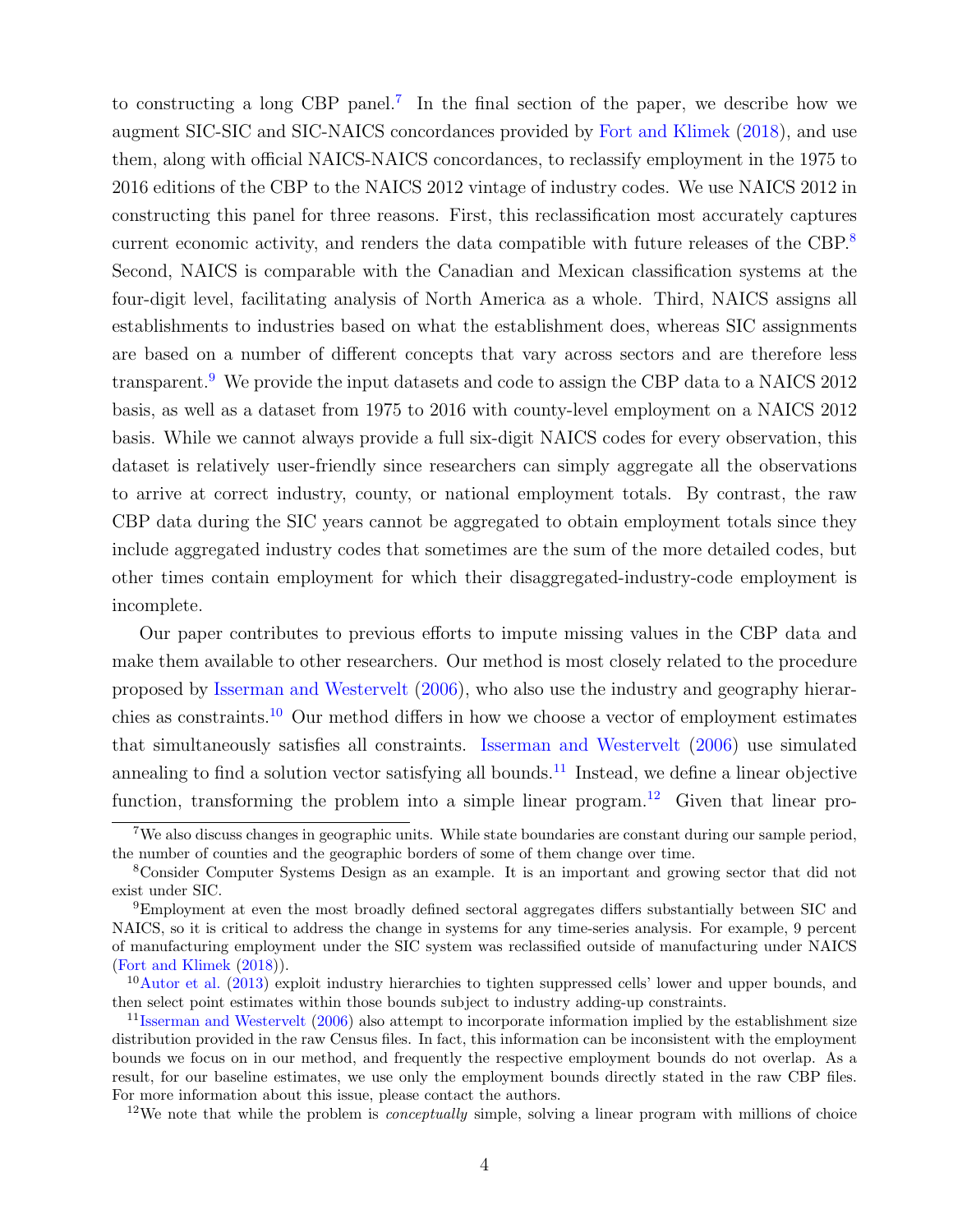to constructing a long CBP panel.[7] In the final section of the paper, we describe how we augment SIC-SIC and SIC-NAICS concordances provided by Fort and Klimek (2018), and use them, along with official NAICS-NAICS concordances, to reclassify employment in the 1975 to 2016 editions of the CBP to the NAICS 2012 vintage of industry codes. We use NAICS 2012 in constructing this panel for three reasons. First, this reclassification most accurately captures current economic activity, and renders the data compatible with future releases of the CBP.[8] Second, NAICS is comparable with the Canadian and Mexican classification systems at the four-digit level, facilitating analysis of North America as a whole. Third, NAICS assigns all establishments to industries based on what the establishment does, whereas SIC assignments are based on a number of different concepts that vary across sectors and are therefore less transparent.[9] We provide the input datasets and code to assign the CBP data to a NAICS 2012 basis, as well as a dataset from 1975 to 2016 with county-level employment on a NAICS 2012 basis. While we cannot always provide a full six-digit NAICS codes for every observation, this dataset is relatively user-friendly since researchers can simply aggregate all the observations to arrive at correct industry, county, or national employment totals. By contrast, the raw CBP data during the SIC years cannot be aggregated to obtain employment totals since they include aggregated industry codes that sometimes are the sum of the more detailed codes, but other times contain employment for which their disaggregated-industry-code employment is incomplete.

Our paper contributes to previous efforts to impute missing values in the CBP data and make them available to other researchers. Our method is most closely related to the procedure proposed by Isserman and Westervelt (2006), who also use the industry and geography hierarchies as constraints.[10] Our method differs in how we choose a vector of employment estimates that simultaneously satisfies all constraints. Isserman and Westervelt (2006) use simulated annealing to find a solution vector satisfying all bounds.[11] Instead, we define a linear objective function, transforming the problem into a simple linear program.[12] Given that linear pro-

[7] We also discuss changes in geographic units. While state boundaries are constant during our sample period, the number of counties and the geographic borders of some of them change over time.

[8] Consider Computer Systems Design as an example. It is an important and growing sector that did not exist under SIC.

[9] Employment at even the most broadly defined sectoral aggregates differs substantially between SIC and NAICS, so it is critical to address the change in systems for any time-series analysis. For example, 9 percent of manufacturing employment under the SIC system was reclassified outside of manufacturing under NAICS (Fort and Klimek (2018)).

[10] Autor et al. (2013) exploit industry hierarchies to tighten suppressed cells' lower and upper bounds, and then select point estimates within those bounds subject to industry adding-up constraints.

[11] Isserman and Westervelt (2006) also attempt to incorporate information implied by the establishment size distribution provided in the raw Census files. In fact, this information can be inconsistent with the employment bounds we focus on in our method, and frequently the respective employment bounds do not overlap. As a result, for our baseline estimates, we use only the employment bounds directly stated in the raw CBP files. For more information about this issue, please contact the authors.

[12] We note that while the problem is *conceptually* simple, solving a linear program with millions of choice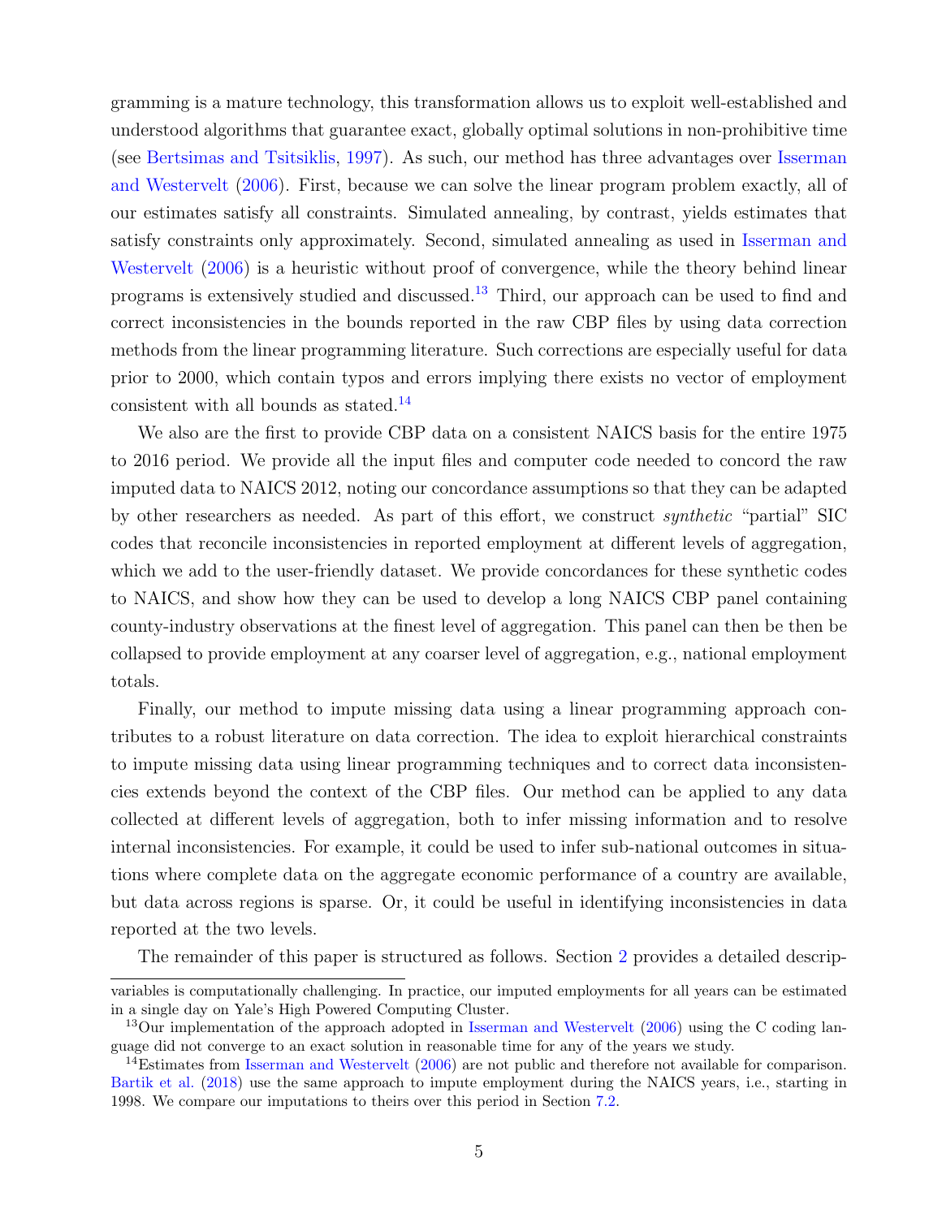gramming is a mature technology, this transformation allows us to exploit well-established and understood algorithms that guarantee exact, globally optimal solutions in non-prohibitive time (see Bertsimas and Tsitsiklis, 1997). As such, our method has three advantages over Isserman and Westervelt (2006). First, because we can solve the linear program problem exactly, all of our estimates satisfy all constraints. Simulated annealing, by contrast, yields estimates that satisfy constraints only approximately. Second, simulated annealing as used in Isserman and Westervelt (2006) is a heuristic without proof of convergence, while the theory behind linear programs is extensively studied and discussed.[13] Third, our approach can be used to find and correct inconsistencies in the bounds reported in the raw CBP files by using data correction methods from the linear programming literature. Such corrections are especially useful for data prior to 2000, which contain typos and errors implying there exists no vector of employment consistent with all bounds as stated.[14]

We also are the first to provide CBP data on a consistent NAICS basis for the entire 1975 to 2016 period. We provide all the input files and computer code needed to concord the raw imputed data to NAICS 2012, noting our concordance assumptions so that they can be adapted by other researchers as needed. As part of this effort, we construct *synthetic* "partial" SIC codes that reconcile inconsistencies in reported employment at different levels of aggregation, which we add to the user-friendly dataset. We provide concordances for these synthetic codes to NAICS, and show how they can be used to develop a long NAICS CBP panel containing county-industry observations at the finest level of aggregation. This panel can then be then be collapsed to provide employment at any coarser level of aggregation, e.g., national employment totals.

Finally, our method to impute missing data using a linear programming approach contributes to a robust literature on data correction. The idea to exploit hierarchical constraints to impute missing data using linear programming techniques and to correct data inconsistencies extends beyond the context of the CBP files. Our method can be applied to any data collected at different levels of aggregation, both to infer missing information and to resolve internal inconsistencies. For example, it could be used to infer sub-national outcomes in situations where complete data on the aggregate economic performance of a country are available, but data across regions is sparse. Or, it could be useful in identifying inconsistencies in data reported at the two levels.

The remainder of this paper is structured as follows. Section 2 provides a detailed descrip-

---

variables is computationally challenging. In practice, our imputed employments for all years can be estimated in a single day on Yale's High Powered Computing Cluster.

[13] Our implementation of the approach adopted in Isserman and Westervelt (2006) using the C coding language did not converge to an exact solution in reasonable time for any of the years we study.

[14] Estimates from Isserman and Westervelt (2006) are not public and therefore not available for comparison. Bartik et al. (2018) use the same approach to impute employment during the NAICS years, i.e., starting in 1998. We compare our imputations to theirs over this period in Section 7.2.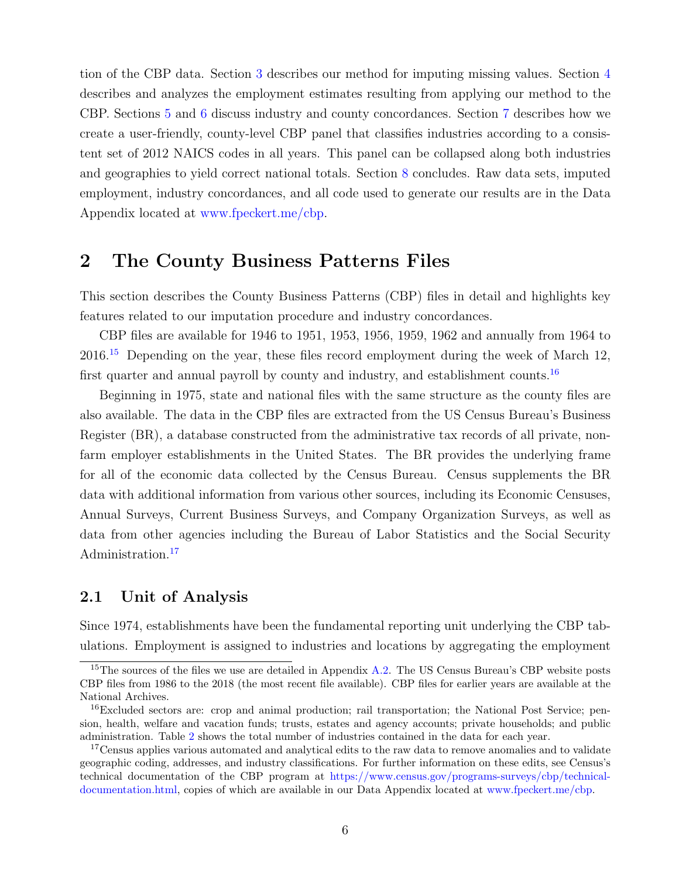tion of the CBP data. Section 3 describes our method for imputing missing values. Section 4 describes and analyzes the employment estimates resulting from applying our method to the CBP. Sections 5 and 6 discuss industry and county concordances. Section 7 describes how we create a user-friendly, county-level CBP panel that classifies industries according to a consistent set of 2012 NAICS codes in all years. This panel can be collapsed along both industries and geographies to yield correct national totals. Section 8 concludes. Raw data sets, imputed employment, industry concordances, and all code used to generate our results are in the Data Appendix located at www.fpeckert.me/cbp.

## 2 The County Business Patterns Files

This section describes the County Business Patterns (CBP) files in detail and highlights key features related to our imputation procedure and industry concordances.

CBP files are available for 1946 to 1951, 1953, 1956, 1959, 1962 and annually from 1964 to 2016.[15] Depending on the year, these files record employment during the week of March 12, first quarter and annual payroll by county and industry, and establishment counts.[16]

Beginning in 1975, state and national files with the same structure as the county files are also available. The data in the CBP files are extracted from the US Census Bureau's Business Register (BR), a database constructed from the administrative tax records of all private, nonfarm employer establishments in the United States. The BR provides the underlying frame for all of the economic data collected by the Census Bureau. Census supplements the BR data with additional information from various other sources, including its Economic Censuses, Annual Surveys, Current Business Surveys, and Company Organization Surveys, as well as data from other agencies including the Bureau of Labor Statistics and the Social Security Administration.[17]

### 2.1 Unit of Analysis

Since 1974, establishments have been the fundamental reporting unit underlying the CBP tabulations. Employment is assigned to industries and locations by aggregating the employment

---

[15] The sources of the files we use are detailed in Appendix A.2. The US Census Bureau's CBP website posts CBP files from 1986 to the 2018 (the most recent file available). CBP files for earlier years are available at the National Archives.

[16] Excluded sectors are: crop and animal production; rail transportation; the National Post Service; pension, health, welfare and vacation funds; trusts, estates and agency accounts; private households; and public administration. Table 2 shows the total number of industries contained in the data for each year.

[17] Census applies various automated and analytical edits to the raw data to remove anomalies and to validate geographic coding, addresses, and industry classifications. For further information on these edits, see Census's technical documentation of the CBP program at https://www.census.gov/programs-surveys/cbp/technical-documentation.html, copies of which are available in our Data Appendix located at www.fpeckert.me/cbp.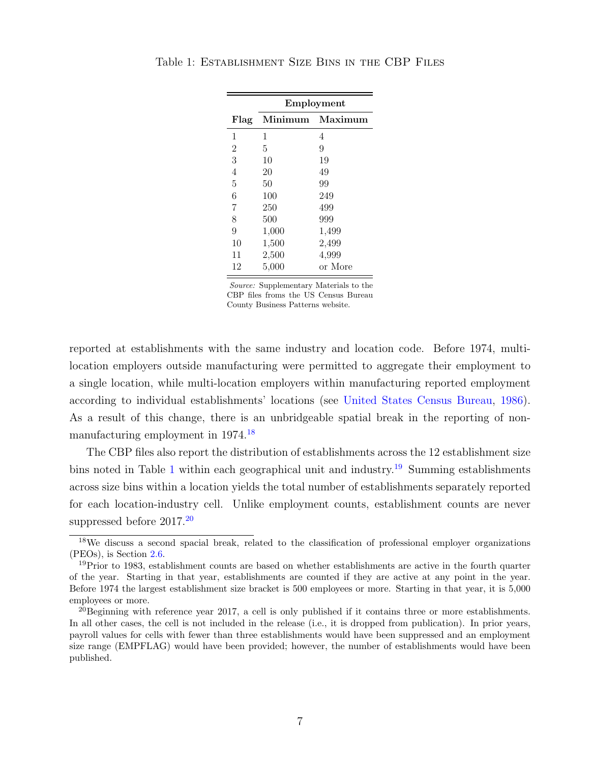Table 1: Establishment Size Bins in the CBP Files

| | Employment | |
|---|---|---|
| Flag | Minimum | Maximum |
| 1 | 1 | 4 |
| 2 | 5 | 9 |
| 3 | 10 | 19 |
| 4 | 20 | 49 |
| 5 | 50 | 99 |
| 6 | 100 | 249 |
| 7 | 250 | 499 |
| 8 | 500 | 999 |
| 9 | 1,000 | 1,499 |
| 10 | 1,500 | 2,499 |
| 11 | 2,500 | 4,999 |
| 12 | 5,000 | or More |

*Source:* Supplementary Materials to the CBP files froms the US Census Bureau County Business Patterns website.

reported at establishments with the same industry and location code. Before 1974, multi-location employers outside manufacturing were permitted to aggregate their employment to a single location, while multi-location employers within manufacturing reported employment according to individual establishments' locations (see United States Census Bureau, 1986). As a result of this change, there is an unbridgeable spatial break in the reporting of non-manufacturing employment in 1974.[18]

The CBP files also report the distribution of establishments across the 12 establishment size bins noted in Table 1 within each geographical unit and industry.[19] Summing establishments across size bins within a location yields the total number of establishments separately reported for each location-industry cell. Unlike employment counts, establishment counts are never suppressed before 2017.[20]

[18]We discuss a second spacial break, related to the classification of professional employer organizations (PEOs), is Section 2.6.

[19]Prior to 1983, establishment counts are based on whether establishments are active in the fourth quarter of the year. Starting in that year, establishments are counted if they are active at any point in the year. Before 1974 the largest establishment size bracket is 500 employees or more. Starting in that year, it is 5,000 employees or more.

[20]Beginning with reference year 2017, a cell is only published if it contains three or more establishments. In all other cases, the cell is not included in the release (i.e., it is dropped from publication). In prior years, payroll values for cells with fewer than three establishments would have been suppressed and an employment size range (EMPFLAG) would have been provided; however, the number of establishments would have been published.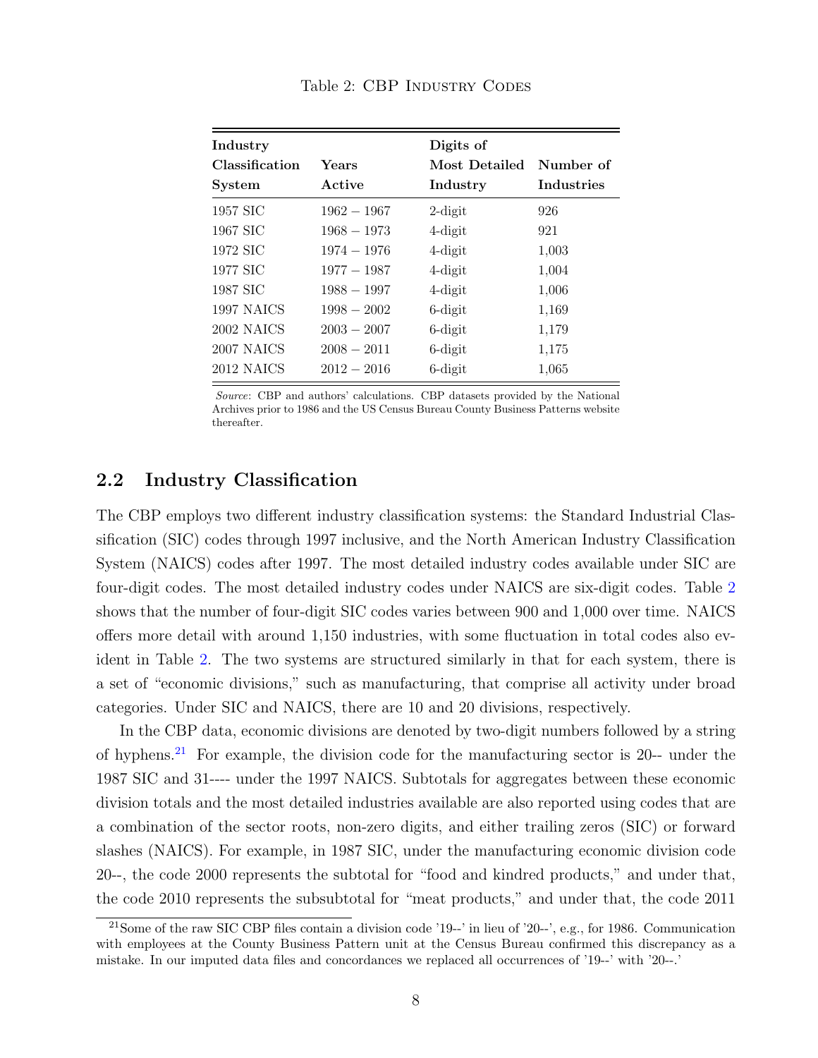Table 2: CBP Industry Codes

| Industry Classification System | Years Active | Digits of Most Detailed Industry | Number of Industries |
|---|---|---|---|
| 1957 SIC | 1962 – 1967 | 2-digit | 926 |
| 1967 SIC | 1968 – 1973 | 4-digit | 921 |
| 1972 SIC | 1974 – 1976 | 4-digit | 1,003 |
| 1977 SIC | 1977 – 1987 | 4-digit | 1,004 |
| 1987 SIC | 1988 – 1997 | 4-digit | 1,006 |
| 1997 NAICS | 1998 – 2002 | 6-digit | 1,169 |
| 2002 NAICS | 2003 – 2007 | 6-digit | 1,179 |
| 2007 NAICS | 2008 – 2011 | 6-digit | 1,175 |
| 2012 NAICS | 2012 – 2016 | 6-digit | 1,065 |

*Source*: CBP and authors' calculations. CBP datasets provided by the National Archives prior to 1986 and the US Census Bureau County Business Patterns website thereafter.

## 2.2 Industry Classification

The CBP employs two different industry classification systems: the Standard Industrial Classification (SIC) codes through 1997 inclusive, and the North American Industry Classification System (NAICS) codes after 1997. The most detailed industry codes available under SIC are four-digit codes. The most detailed industry codes under NAICS are six-digit codes. Table 2 shows that the number of four-digit SIC codes varies between 900 and 1,000 over time. NAICS offers more detail with around 1,150 industries, with some fluctuation in total codes also evident in Table 2. The two systems are structured similarly in that for each system, there is a set of "economic divisions," such as manufacturing, that comprise all activity under broad categories. Under SIC and NAICS, there are 10 and 20 divisions, respectively.

In the CBP data, economic divisions are denoted by two-digit numbers followed by a string of hyphens.[21] For example, the division code for the manufacturing sector is 20-- under the 1987 SIC and 31---- under the 1997 NAICS. Subtotals for aggregates between these economic division totals and the most detailed industries available are also reported using codes that are a combination of the sector roots, non-zero digits, and either trailing zeros (SIC) or forward slashes (NAICS). For example, in 1987 SIC, under the manufacturing economic division code 20--, the code 2000 represents the subtotal for "food and kindred products," and under that, the code 2010 represents the subsubtotal for "meat products," and under that, the code 2011

[21] Some of the raw SIC CBP files contain a division code '19--' in lieu of '20--', e.g., for 1986. Communication with employees at the County Business Pattern unit at the Census Bureau confirmed this discrepancy as a mistake. In our imputed data files and concordances we replaced all occurrences of '19--' with '20--.'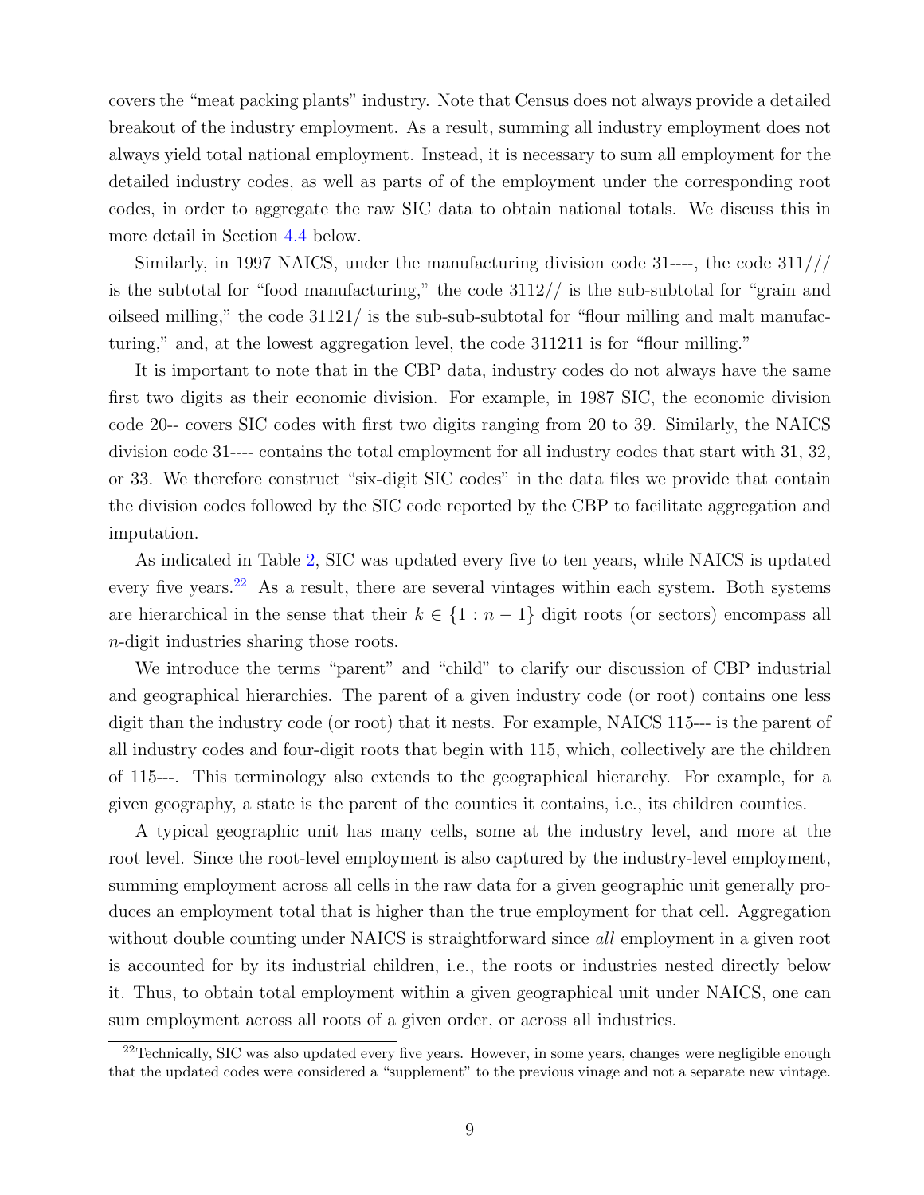covers the "meat packing plants" industry. Note that Census does not always provide a detailed breakout of the industry employment. As a result, summing all industry employment does not always yield total national employment. Instead, it is necessary to sum all employment for the detailed industry codes, as well as parts of of the employment under the corresponding root codes, in order to aggregate the raw SIC data to obtain national totals. We discuss this in more detail in Section 4.4 below.

Similarly, in 1997 NAICS, under the manufacturing division code 31----, the code 311/// is the subtotal for "food manufacturing," the code 3112// is the sub-subtotal for "grain and oilseed milling," the code 31121/ is the sub-sub-subtotal for "flour milling and malt manufacturing," and, at the lowest aggregation level, the code 311211 is for "flour milling."

It is important to note that in the CBP data, industry codes do not always have the same first two digits as their economic division. For example, in 1987 SIC, the economic division code 20-- covers SIC codes with first two digits ranging from 20 to 39. Similarly, the NAICS division code 31---- contains the total employment for all industry codes that start with 31, 32, or 33. We therefore construct "six-digit SIC codes" in the data files we provide that contain the division codes followed by the SIC code reported by the CBP to facilitate aggregation and imputation.

As indicated in Table 2, SIC was updated every five to ten years, while NAICS is updated every five years.[22] As a result, there are several vintages within each system. Both systems are hierarchical in the sense that their $k \in \{1 : n-1\}$ digit roots (or sectors) encompass all $n$-digit industries sharing those roots.

We introduce the terms "parent" and "child" to clarify our discussion of CBP industrial and geographical hierarchies. The parent of a given industry code (or root) contains one less digit than the industry code (or root) that it nests. For example, NAICS 115--- is the parent of all industry codes and four-digit roots that begin with 115, which, collectively are the children of 115---. This terminology also extends to the geographical hierarchy. For example, for a given geography, a state is the parent of the counties it contains, i.e., its children counties.

A typical geographic unit has many cells, some at the industry level, and more at the root level. Since the root-level employment is also captured by the industry-level employment, summing employment across all cells in the raw data for a given geographic unit generally produces an employment total that is higher than the true employment for that cell. Aggregation without double counting under NAICS is straightforward since *all* employment in a given root is accounted for by its industrial children, i.e., the roots or industries nested directly below it. Thus, to obtain total employment within a given geographical unit under NAICS, one can sum employment across all roots of a given order, or across all industries.

[22] Technically, SIC was also updated every five years. However, in some years, changes were negligible enough that the updated codes were considered a "supplement" to the previous vinage and not a separate new vintage.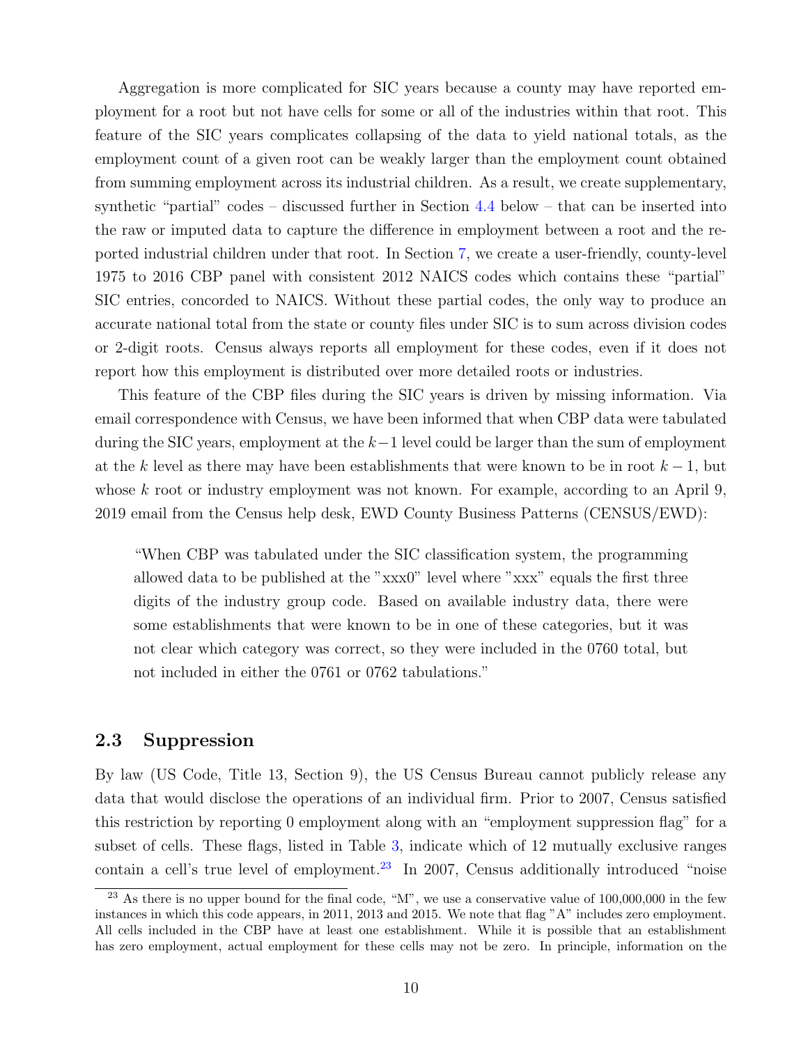Aggregation is more complicated for SIC years because a county may have reported employment for a root but not have cells for some or all of the industries within that root. This feature of the SIC years complicates collapsing of the data to yield national totals, as the employment count of a given root can be weakly larger than the employment count obtained from summing employment across its industrial children. As a result, we create supplementary, synthetic "partial" codes – discussed further in Section 4.4 below – that can be inserted into the raw or imputed data to capture the difference in employment between a root and the reported industrial children under that root. In Section 7, we create a user-friendly, county-level 1975 to 2016 CBP panel with consistent 2012 NAICS codes which contains these "partial" SIC entries, concorded to NAICS. Without these partial codes, the only way to produce an accurate national total from the state or county files under SIC is to sum across division codes or 2-digit roots. Census always reports all employment for these codes, even if it does not report how this employment is distributed over more detailed roots or industries.

This feature of the CBP files during the SIC years is driven by missing information. Via email correspondence with Census, we have been informed that when CBP data were tabulated during the SIC years, employment at the $k-1$ level could be larger than the sum of employment at the $k$ level as there may have been establishments that were known to be in root $k-1$, but whose $k$ root or industry employment was not known. For example, according to an April 9, 2019 email from the Census help desk, EWD County Business Patterns (CENSUS/EWD):

> "When CBP was tabulated under the SIC classification system, the programming allowed data to be published at the "xxx0" level where "xxx" equals the first three digits of the industry group code. Based on available industry data, there were some establishments that were known to be in one of these categories, but it was not clear which category was correct, so they were included in the 0760 total, but not included in either the 0761 or 0762 tabulations."

## 2.3 Suppression

By law (US Code, Title 13, Section 9), the US Census Bureau cannot publicly release any data that would disclose the operations of an individual firm. Prior to 2007, Census satisfied this restriction by reporting 0 employment along with an "employment suppression flag" for a subset of cells. These flags, listed in Table 3, indicate which of 12 mutually exclusive ranges contain a cell's true level of employment.[23] In 2007, Census additionally introduced "noise

[23] As there is no upper bound for the final code, "M", we use a conservative value of 100,000,000 in the few instances in which this code appears, in 2011, 2013 and 2015. We note that flag "A" includes zero employment. All cells included in the CBP have at least one establishment. While it is possible that an establishment has zero employment, actual employment for these cells may not be zero. In principle, information on the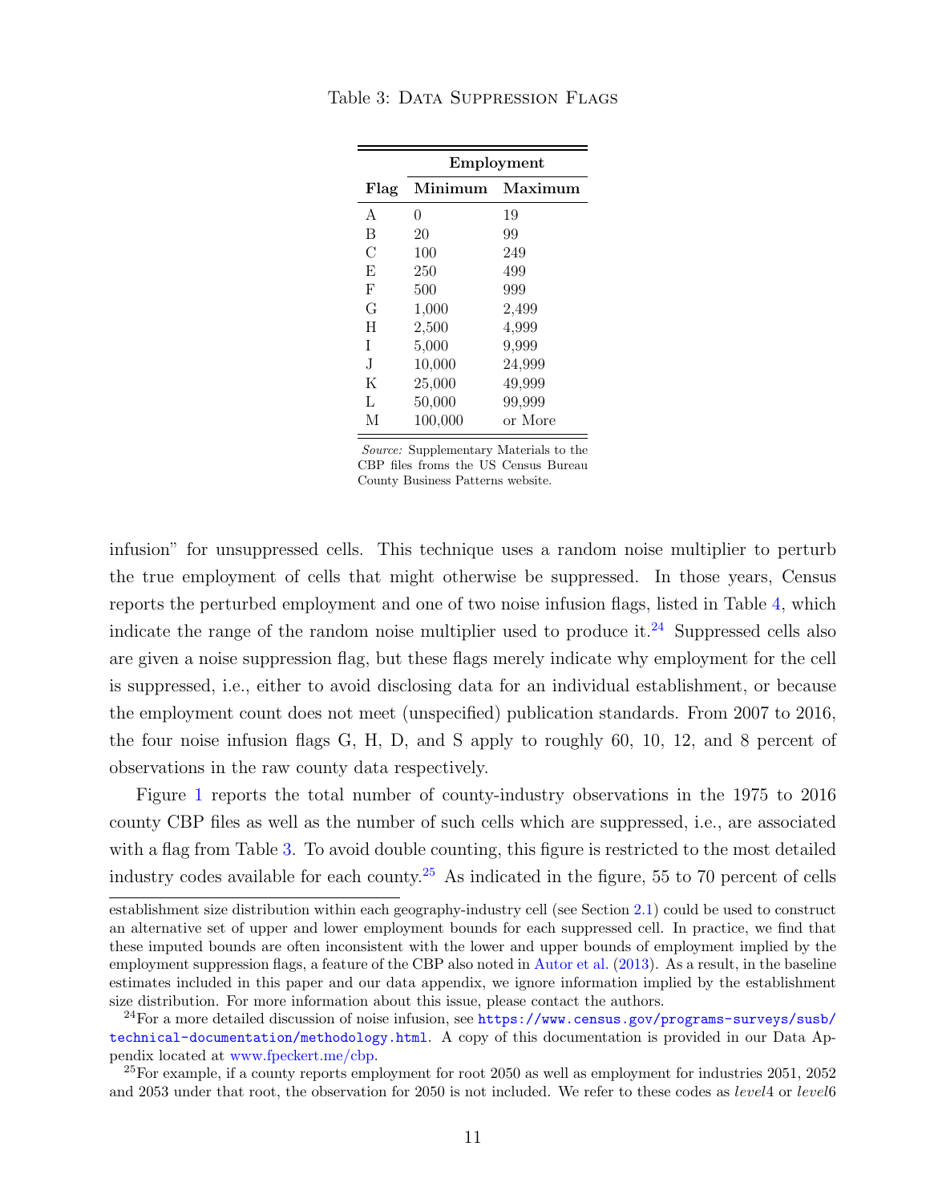Table 3: Data Suppression Flags

| | Employment | |
|---|---|---|
| Flag | Minimum | Maximum |
| A | 0 | 19 |
| B | 20 | 99 |
| C | 100 | 249 |
| E | 250 | 499 |
| F | 500 | 999 |
| G | 1,000 | 2,499 |
| H | 2,500 | 4,999 |
| I | 5,000 | 9,999 |
| J | 10,000 | 24,999 |
| K | 25,000 | 49,999 |
| L | 50,000 | 99,999 |
| M | 100,000 | or More |

*Source:* Supplementary Materials to the CBP files froms the US Census Bureau County Business Patterns website.

infusion" for unsuppressed cells. This technique uses a random noise multiplier to perturb the true employment of cells that might otherwise be suppressed. In those years, Census reports the perturbed employment and one of two noise infusion flags, listed in Table 4, which indicate the range of the random noise multiplier used to produce it.[24] Suppressed cells also are given a noise suppression flag, but these flags merely indicate why employment for the cell is suppressed, i.e., either to avoid disclosing data for an individual establishment, or because the employment count does not meet (unspecified) publication standards. From 2007 to 2016, the four noise infusion flags G, H, D, and S apply to roughly 60, 10, 12, and 8 percent of observations in the raw county data respectively.

Figure 1 reports the total number of county-industry observations in the 1975 to 2016 county CBP files as well as the number of such cells which are suppressed, i.e., are associated with a flag from Table 3. To avoid double counting, this figure is restricted to the most detailed industry codes available for each county.[25] As indicated in the figure, 55 to 70 percent of cells

establishment size distribution within each geography-industry cell (see Section 2.1) could be used to construct an alternative set of upper and lower employment bounds for each suppressed cell. In practice, we find that these imputed bounds are often inconsistent with the lower and upper bounds of employment implied by the employment suppression flags, a feature of the CBP also noted in Autor et al. (2013). As a result, in the baseline estimates included in this paper and our data appendix, we ignore information implied by the establishment size distribution. For more information about this issue, please contact the authors.

[24] For a more detailed discussion of noise infusion, see https://www.census.gov/programs-surveys/susb/technical-documentation/methodology.html. A copy of this documentation is provided in our Data Appendix located at www.fpeckert.me/cbp.

[25] For example, if a county reports employment for root 2050 as well as employment for industries 2051, 2052 and 2053 under that root, the observation for 2050 is not included. We refer to these codes as *level*4 or *level*6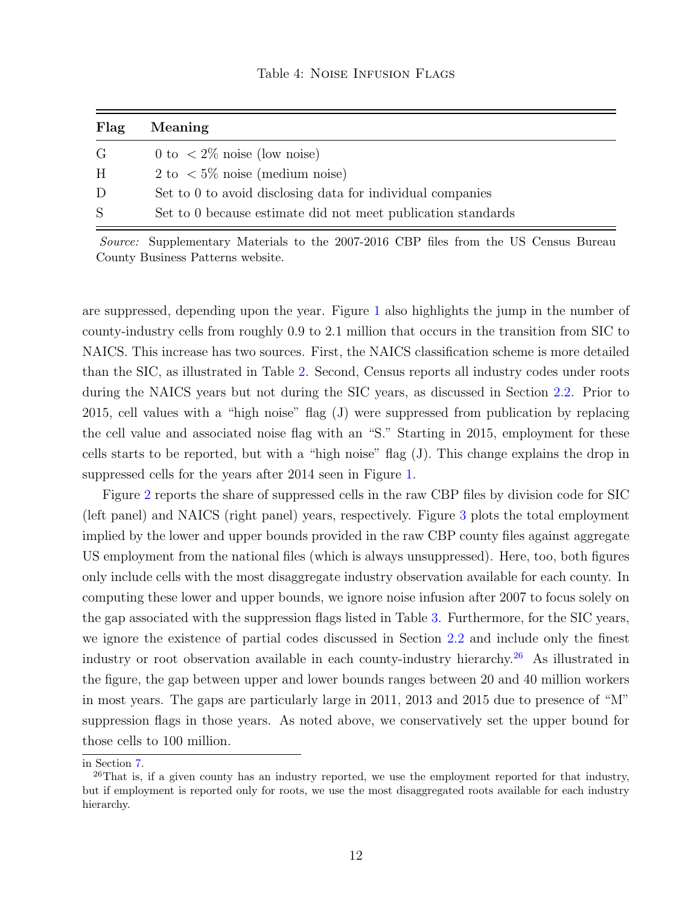Table 4: Noise Infusion Flags

| Flag | Meaning |
|---|---|
| G | 0 to $< 2\%$ noise (low noise) |
| H | 2 to $< 5\%$ noise (medium noise) |
| D | Set to 0 to avoid disclosing data for individual companies |
| S | Set to 0 because estimate did not meet publication standards |

*Source:* Supplementary Materials to the 2007-2016 CBP files from the US Census Bureau County Business Patterns website.

are suppressed, depending upon the year. Figure 1 also highlights the jump in the number of county-industry cells from roughly 0.9 to 2.1 million that occurs in the transition from SIC to NAICS. This increase has two sources. First, the NAICS classification scheme is more detailed than the SIC, as illustrated in Table 2. Second, Census reports all industry codes under roots during the NAICS years but not during the SIC years, as discussed in Section 2.2. Prior to 2015, cell values with a "high noise" flag (J) were suppressed from publication by replacing the cell value and associated noise flag with an "S." Starting in 2015, employment for these cells starts to be reported, but with a "high noise" flag (J). This change explains the drop in suppressed cells for the years after 2014 seen in Figure 1.

Figure 2 reports the share of suppressed cells in the raw CBP files by division code for SIC (left panel) and NAICS (right panel) years, respectively. Figure 3 plots the total employment implied by the lower and upper bounds provided in the raw CBP county files against aggregate US employment from the national files (which is always unsuppressed). Here, too, both figures only include cells with the most disaggregate industry observation available for each county. In computing these lower and upper bounds, we ignore noise infusion after 2007 to focus solely on the gap associated with the suppression flags listed in Table 3. Furthermore, for the SIC years, we ignore the existence of partial codes discussed in Section 2.2 and include only the finest industry or root observation available in each county-industry hierarchy.[26] As illustrated in the figure, the gap between upper and lower bounds ranges between 20 and 40 million workers in most years. The gaps are particularly large in 2011, 2013 and 2015 due to presence of "M" suppression flags in those years. As noted above, we conservatively set the upper bound for those cells to 100 million.

in Section 7.

[26]That is, if a given county has an industry reported, we use the employment reported for that industry, but if employment is reported only for roots, we use the most disaggregated roots available for each industry hierarchy.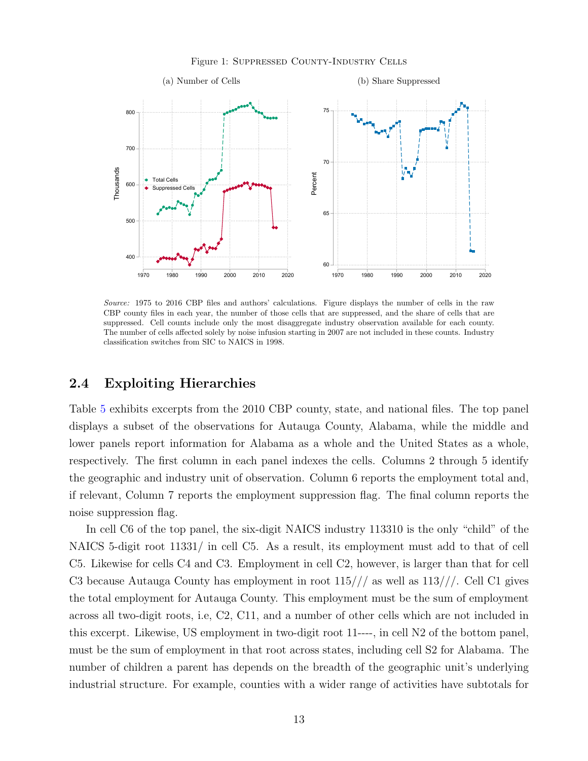Figure 1: Suppressed County-Industry Cells

(a) Number of Cells

(b) Share Suppressed

*Source:* 1975 to 2016 CBP files and authors' calculations. Figure displays the number of cells in the raw CBP county files in each year, the number of those cells that are suppressed, and the share of cells that are suppressed. Cell counts include only the most disaggregate industry observation available for each county. The number of cells affected solely by noise infusion starting in 2007 are not included in these counts. Industry classification switches from SIC to NAICS in 1998.

## 2.4 Exploiting Hierarchies

Table 5 exhibits excerpts from the 2010 CBP county, state, and national files. The top panel displays a subset of the observations for Autauga County, Alabama, while the middle and lower panels report information for Alabama as a whole and the United States as a whole, respectively. The first column in each panel indexes the cells. Columns 2 through 5 identify the geographic and industry unit of observation. Column 6 reports the employment total and, if relevant, Column 7 reports the employment suppression flag. The final column reports the noise suppression flag.

In cell C6 of the top panel, the six-digit NAICS industry 113310 is the only "child" of the NAICS 5-digit root 11331/ in cell C5. As a result, its employment must add to that of cell C5. Likewise for cells C4 and C3. Employment in cell C2, however, is larger than that for cell C3 because Autauga County has employment in root 115/// as well as 113///. Cell C1 gives the total employment for Autauga County. This employment must be the sum of employment across all two-digit roots, i.e, C2, C11, and a number of other cells which are not included in this excerpt. Likewise, US employment in two-digit root 11----, in cell N2 of the bottom panel, must be the sum of employment in that root across states, including cell S2 for Alabama. The number of children a parent has depends on the breadth of the geographic unit's underlying industrial structure. For example, counties with a wider range of activities have subtotals for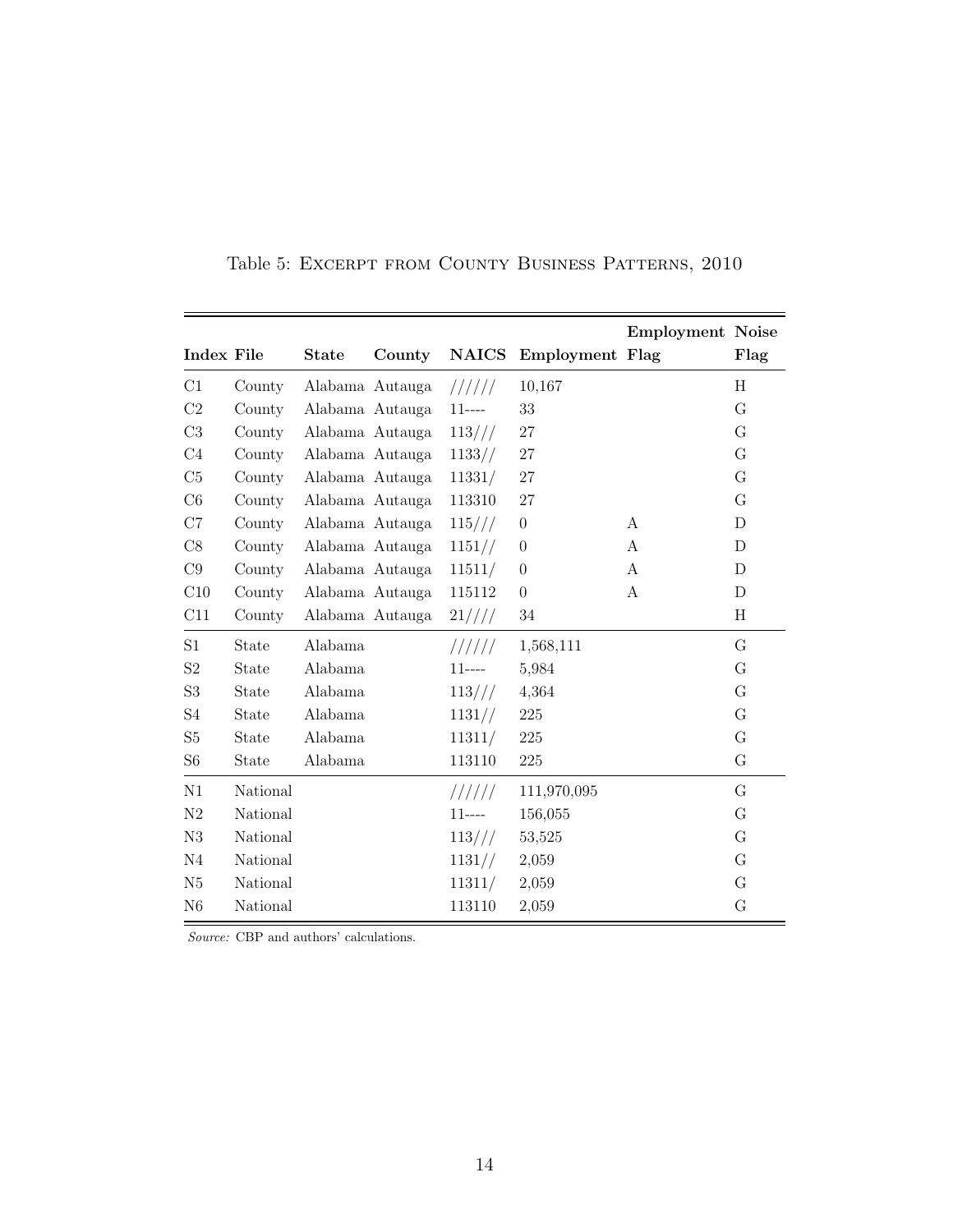Table 5: Excerpt from County Business Patterns, 2010

| Index | File | State | County | NAICS | Employment | Employment Flag | Noise Flag |
|---|---|---|---|---|---|---|---|
| C1 | County | Alabama | Autauga | ////// | 10,167 | | H |
| C2 | County | Alabama | Autauga | 11---- | 33 | | G |
| C3 | County | Alabama | Autauga | 113/// | 27 | | G |
| C4 | County | Alabama | Autauga | 1133// | 27 | | G |
| C5 | County | Alabama | Autauga | 11331/ | 27 | | G |
| C6 | County | Alabama | Autauga | 113310 | 27 | | G |
| C7 | County | Alabama | Autauga | 115/// | 0 | A | D |
| C8 | County | Alabama | Autauga | 1151// | 0 | A | D |
| C9 | County | Alabama | Autauga | 11511/ | 0 | A | D |
| C10 | County | Alabama | Autauga | 115112 | 0 | A | D |
| C11 | County | Alabama | Autauga | 21//// | 34 | | H |
| S1 | State | Alabama | | ////// | 1,568,111 | | G |
| S2 | State | Alabama | | 11---- | 5,984 | | G |
| S3 | State | Alabama | | 113/// | 4,364 | | G |
| S4 | State | Alabama | | 1131// | 225 | | G |
| S5 | State | Alabama | | 11311/ | 225 | | G |
| S6 | State | Alabama | | 113110 | 225 | | G |
| N1 | National | | | ////// | 111,970,095 | | G |
| N2 | National | | | 11---- | 156,055 | | G |
| N3 | National | | | 113/// | 53,525 | | G |
| N4 | National | | | 1131// | 2,059 | | G |
| N5 | National | | | 11311/ | 2,059 | | G |
| N6 | National | | | 113110 | 2,059 | | G |

*Source:* CBP and authors' calculations.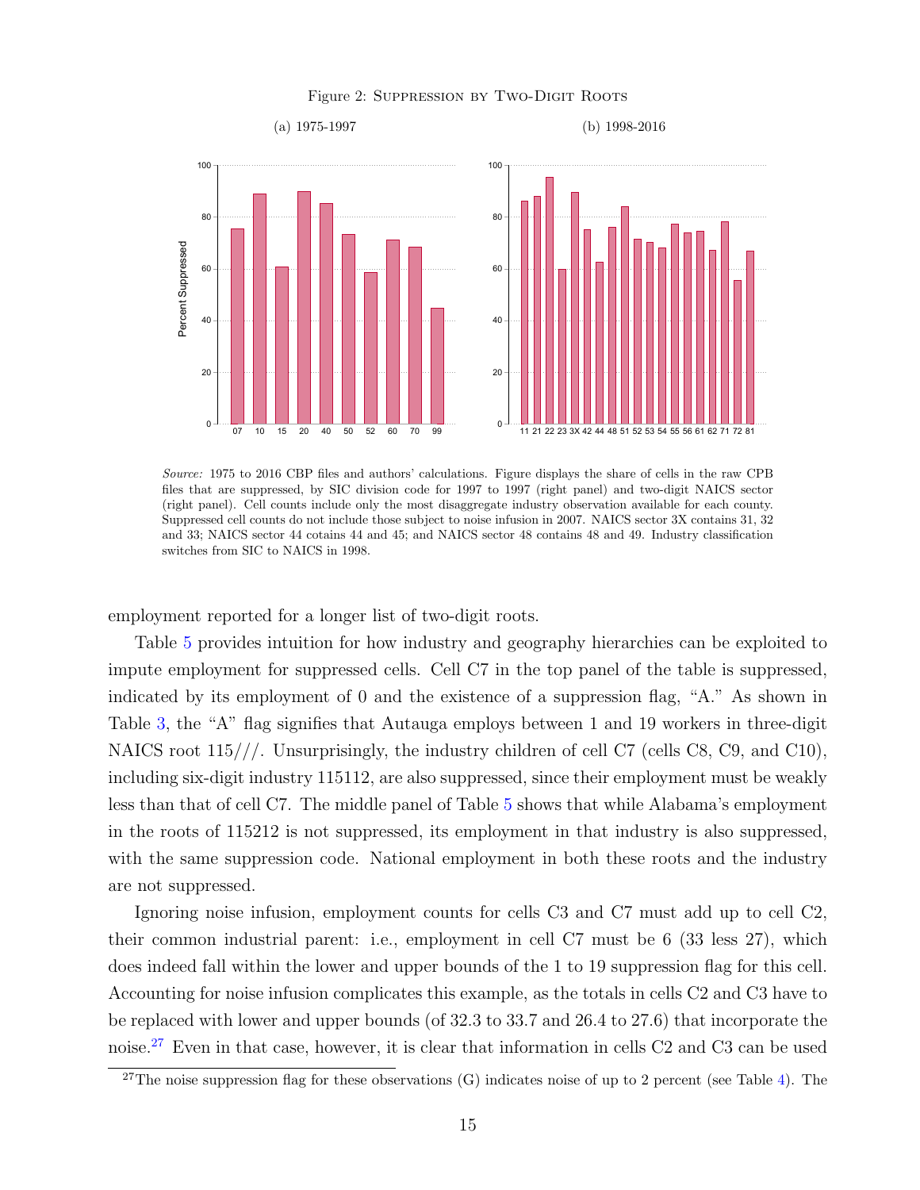Figure 2: Suppression by Two-Digit Roots

(a) 1975-1997

(b) 1998-2016

*Source:* 1975 to 2016 CBP files and authors' calculations. Figure displays the share of cells in the raw CPB files that are suppressed, by SIC division code for 1997 to 1997 (right panel) and two-digit NAICS sector (right panel). Cell counts include only the most disaggregate industry observation available for each county. Suppressed cell counts do not include those subject to noise infusion in 2007. NAICS sector 3X contains 31, 32 and 33; NAICS sector 44 cotains 44 and 45; and NAICS sector 48 contains 48 and 49. Industry classification switches from SIC to NAICS in 1998.

employment reported for a longer list of two-digit roots.

Table 5 provides intuition for how industry and geography hierarchies can be exploited to impute employment for suppressed cells. Cell C7 in the top panel of the table is suppressed, indicated by its employment of 0 and the existence of a suppression flag, "A." As shown in Table 3, the "A" flag signifies that Autauga employs between 1 and 19 workers in three-digit NAICS root 115///. Unsurprisingly, the industry children of cell C7 (cells C8, C9, and C10), including six-digit industry 115112, are also suppressed, since their employment must be weakly less than that of cell C7. The middle panel of Table 5 shows that while Alabama's employment in the roots of 115212 is not suppressed, its employment in that industry is also suppressed, with the same suppression code. National employment in both these roots and the industry are not suppressed.

Ignoring noise infusion, employment counts for cells C3 and C7 must add up to cell C2, their common industrial parent: i.e., employment in cell C7 must be 6 (33 less 27), which does indeed fall within the lower and upper bounds of the 1 to 19 suppression flag for this cell. Accounting for noise infusion complicates this example, as the totals in cells C2 and C3 have to be replaced with lower and upper bounds (of 32.3 to 33.7 and 26.4 to 27.6) that incorporate the noise.[27] Even in that case, however, it is clear that information in cells C2 and C3 can be used

[27] The noise suppression flag for these observations (G) indicates noise of up to 2 percent (see Table 4). The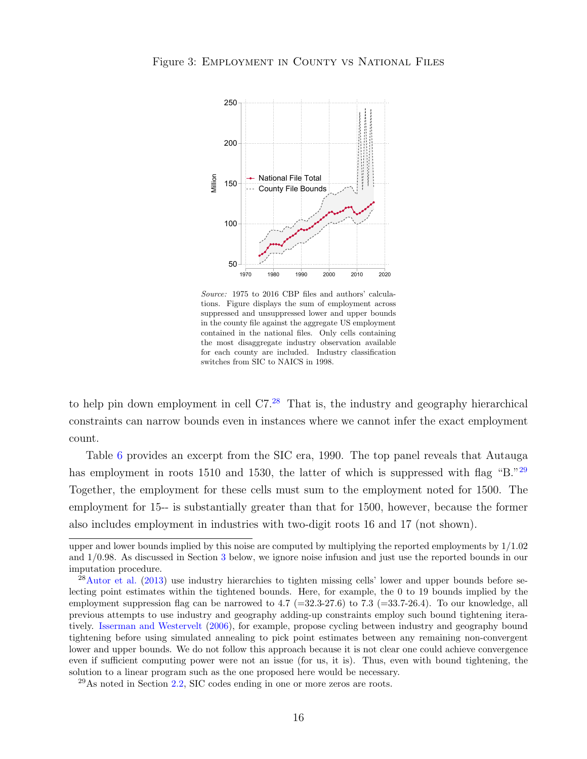Figure 3: Employment in County vs National Files

*Source:* 1975 to 2016 CBP files and authors' calculations. Figure displays the sum of employment across suppressed and unsuppressed lower and upper bounds in the county file against the aggregate US employment contained in the national files. Only cells containing the most disaggregate industry observation available for each county are included. Industry classification switches from SIC to NAICS in 1998.

to help pin down employment in cell C7.[28] That is, the industry and geography hierarchical constraints can narrow bounds even in instances where we cannot infer the exact employment count.

Table 6 provides an excerpt from the SIC era, 1990. The top panel reveals that Autauga has employment in roots 1510 and 1530, the latter of which is suppressed with flag "B."[29] Together, the employment for these cells must sum to the employment noted for 1500. The employment for 15-- is substantially greater than that for 1500, however, because the former also includes employment in industries with two-digit roots 16 and 17 (not shown).

---

upper and lower bounds implied by this noise are computed by multiplying the reported employments by 1/1.02 and 1/0.98. As discussed in Section 3 below, we ignore noise infusion and just use the reported bounds in our imputation procedure.

[28] Autor et al. (2013) use industry hierarchies to tighten missing cells' lower and upper bounds before selecting point estimates within the tightened bounds. Here, for example, the 0 to 19 bounds implied by the employment suppression flag can be narrowed to 4.7 (=32.3-27.6) to 7.3 (=33.7-26.4). To our knowledge, all previous attempts to use industry and geography adding-up constraints employ such bound tightening iteratively. Isserman and Westervelt (2006), for example, propose cycling between industry and geography bound tightening before using simulated annealing to pick point estimates between any remaining non-convergent lower and upper bounds. We do not follow this approach because it is not clear one could achieve convergence even if sufficient computing power were not an issue (for us, it is). Thus, even with bound tightening, the solution to a linear program such as the one proposed here would be necessary.

[29] As noted in Section 2.2, SIC codes ending in one or more zeros are roots.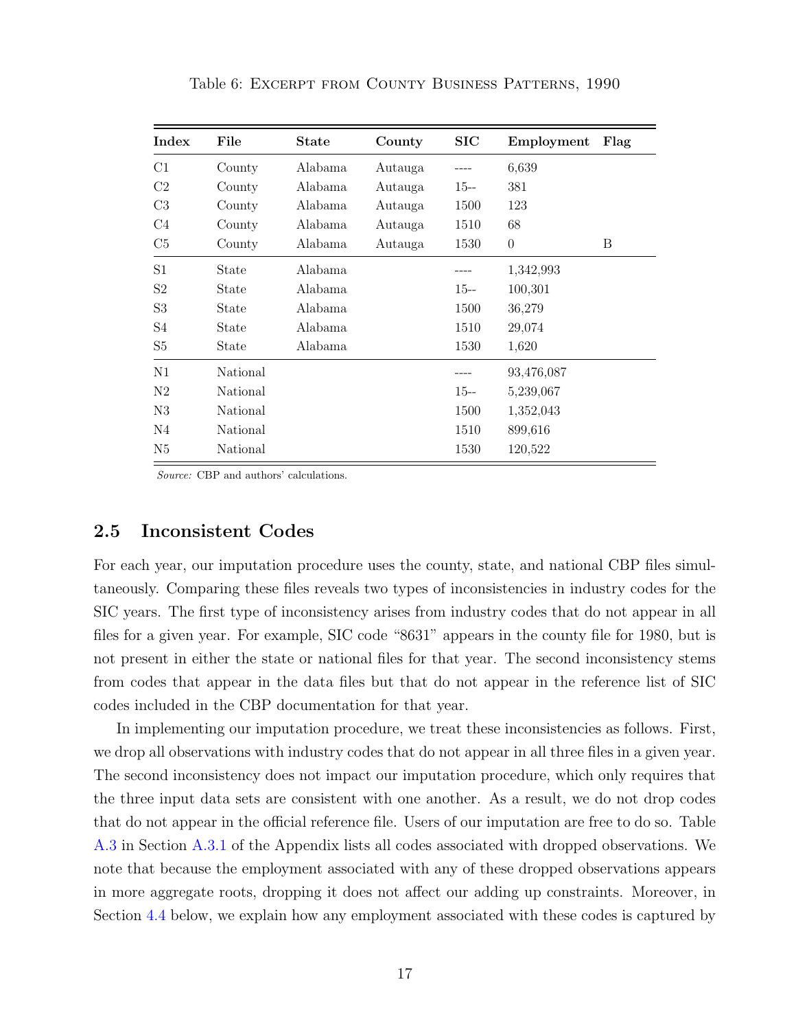Table 6: Excerpt from County Business Patterns, 1990

| Index | File | State | County | SIC | Employment | Flag |
|---|---|---|---|---|---|---|
| C1 | County | Alabama | Autauga | ---- | 6,639 | |
| C2 | County | Alabama | Autauga | 15-- | 381 | |
| C3 | County | Alabama | Autauga | 1500 | 123 | |
| C4 | County | Alabama | Autauga | 1510 | 68 | |
| C5 | County | Alabama | Autauga | 1530 | 0 | B |
| S1 | State | Alabama | | ---- | 1,342,993 | |
| S2 | State | Alabama | | 15-- | 100,301 | |
| S3 | State | Alabama | | 1500 | 36,279 | |
| S4 | State | Alabama | | 1510 | 29,074 | |
| S5 | State | Alabama | | 1530 | 1,620 | |
| N1 | National | | | ---- | 93,476,087 | |
| N2 | National | | | 15-- | 5,239,067 | |
| N3 | National | | | 1500 | 1,352,043 | |
| N4 | National | | | 1510 | 899,616 | |
| N5 | National | | | 1530 | 120,522 | |

*Source:* CBP and authors' calculations.

## 2.5 Inconsistent Codes

For each year, our imputation procedure uses the county, state, and national CBP files simultaneously. Comparing these files reveals two types of inconsistencies in industry codes for the SIC years. The first type of inconsistency arises from industry codes that do not appear in all files for a given year. For example, SIC code "8631" appears in the county file for 1980, but is not present in either the state or national files for that year. The second inconsistency stems from codes that appear in the data files but that do not appear in the reference list of SIC codes included in the CBP documentation for that year.

In implementing our imputation procedure, we treat these inconsistencies as follows. First, we drop all observations with industry codes that do not appear in all three files in a given year. The second inconsistency does not impact our imputation procedure, which only requires that the three input data sets are consistent with one another. As a result, we do not drop codes that do not appear in the official reference file. Users of our imputation are free to do so. Table A.3 in Section A.3.1 of the Appendix lists all codes associated with dropped observations. We note that because the employment associated with any of these dropped observations appears in more aggregate roots, dropping it does not affect our adding up constraints. Moreover, in Section 4.4 below, we explain how any employment associated with these codes is captured by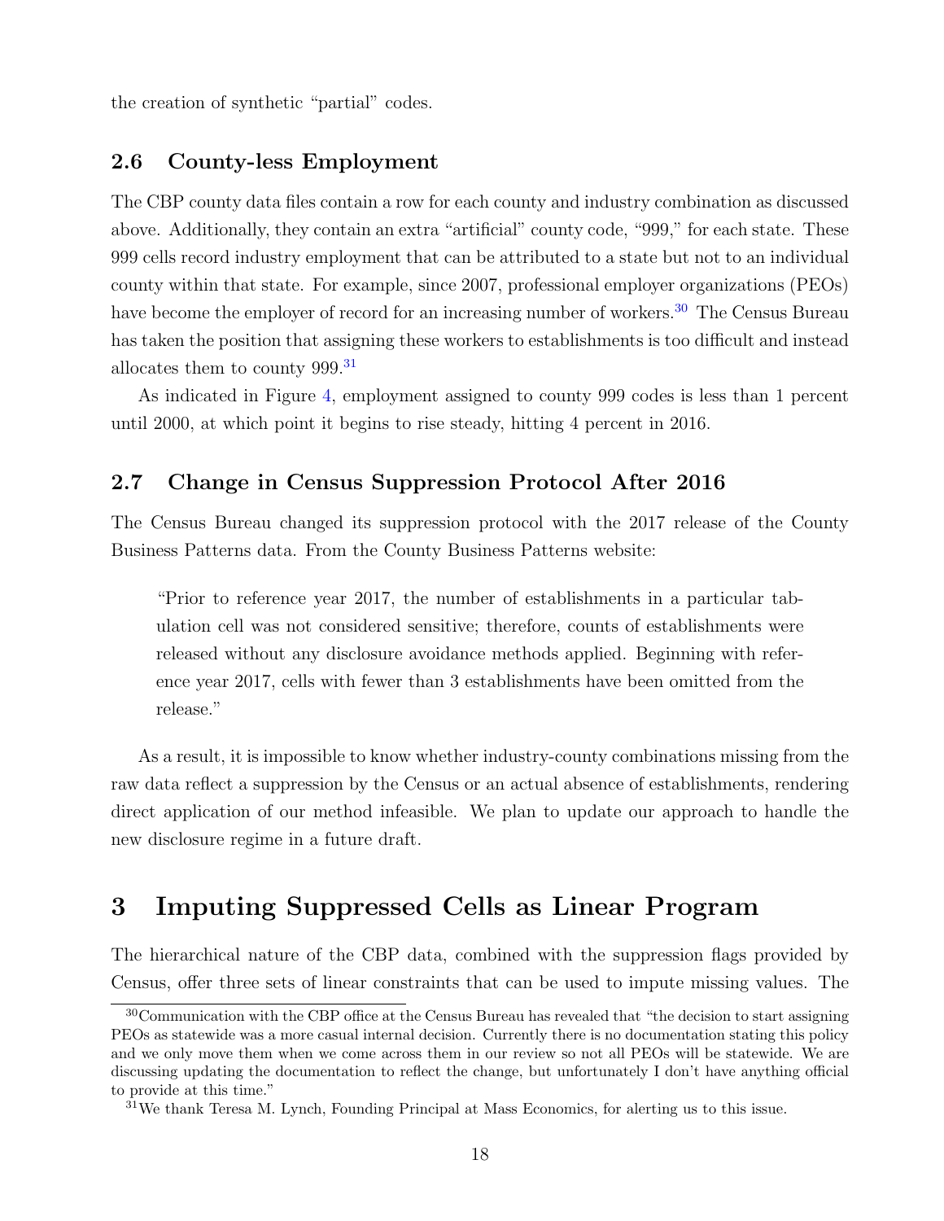the creation of synthetic "partial" codes.

### 2.6 County-less Employment

The CBP county data files contain a row for each county and industry combination as discussed above. Additionally, they contain an extra "artificial" county code, "999," for each state. These 999 cells record industry employment that can be attributed to a state but not to an individual county within that state. For example, since 2007, professional employer organizations (PEOs) have become the employer of record for an increasing number of workers.[30] The Census Bureau has taken the position that assigning these workers to establishments is too difficult and instead allocates them to county 999.[31]

As indicated in Figure 4, employment assigned to county 999 codes is less than 1 percent until 2000, at which point it begins to rise steady, hitting 4 percent in 2016.

### 2.7 Change in Census Suppression Protocol After 2016

The Census Bureau changed its suppression protocol with the 2017 release of the County Business Patterns data. From the County Business Patterns website:

> "Prior to reference year 2017, the number of establishments in a particular tabulation cell was not considered sensitive; therefore, counts of establishments were released without any disclosure avoidance methods applied. Beginning with reference year 2017, cells with fewer than 3 establishments have been omitted from the release."

As a result, it is impossible to know whether industry-county combinations missing from the raw data reflect a suppression by the Census or an actual absence of establishments, rendering direct application of our method infeasible. We plan to update our approach to handle the new disclosure regime in a future draft.

## 3 Imputing Suppressed Cells as Linear Program

The hierarchical nature of the CBP data, combined with the suppression flags provided by Census, offer three sets of linear constraints that can be used to impute missing values. The

---

[30] Communication with the CBP office at the Census Bureau has revealed that "the decision to start assigning PEOs as statewide was a more casual internal decision. Currently there is no documentation stating this policy and we only move them when we come across them in our review so not all PEOs will be statewide. We are discussing updating the documentation to reflect the change, but unfortunately I don't have anything official to provide at this time."

[31] We thank Teresa M. Lynch, Founding Principal at Mass Economics, for alerting us to this issue.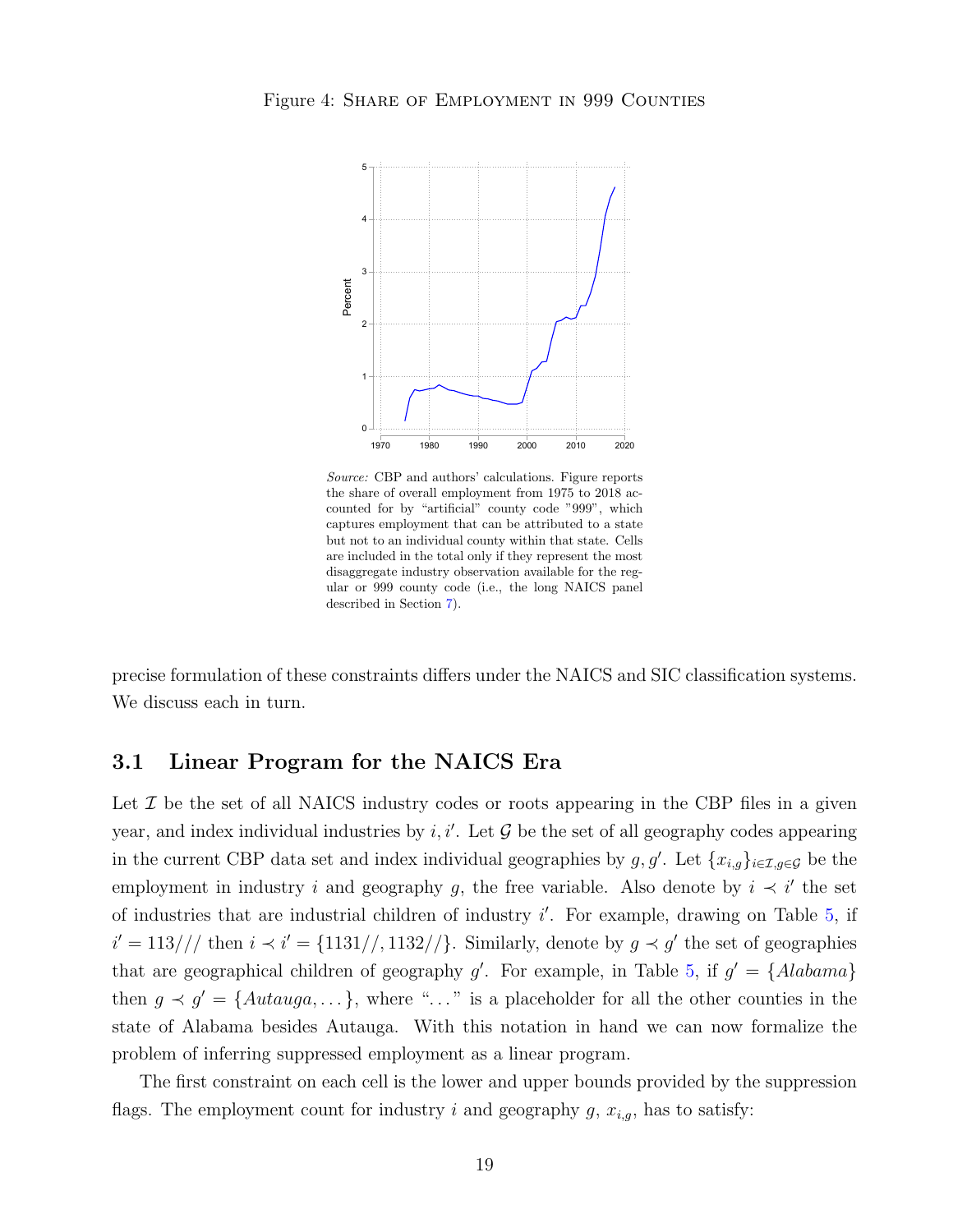Figure 4: Share of Employment in 999 Counties

*Source:* CBP and authors' calculations. Figure reports the share of overall employment from 1975 to 2018 accounted for by "artificial" county code "999", which captures employment that can be attributed to a state but not to an individual county within that state. Cells are included in the total only if they represent the most disaggregate industry observation available for the regular or 999 county code (i.e., the long NAICS panel described in Section 7).

precise formulation of these constraints differs under the NAICS and SIC classification systems. We discuss each in turn.

### 3.1 Linear Program for the NAICS Era

Let $\mathcal{I}$ be the set of all NAICS industry codes or roots appearing in the CBP files in a given year, and index individual industries by $i, i'$. Let $\mathcal{G}$ be the set of all geography codes appearing in the current CBP data set and index individual geographies by $g, g'$. Let $\{x_{i,g}\}_{i \in \mathcal{I}, g \in \mathcal{G}}$ be the employment in industry $i$ and geography $g$, the free variable. Also denote by $i \prec i'$ the set of industries that are industrial children of industry $i'$. For example, drawing on Table 5, if $i' = 113///$ then $i \prec i' = \{1131//, 1132//\}$. Similarly, denote by $g \prec g'$ the set of geographies that are geographical children of geography $g'$. For example, in Table 5, if $g' = \{Alabama\}$ then $g \prec g' = \{Autauga, \dots\}$, where "..." is a placeholder for all the other counties in the state of Alabama besides Autauga. With this notation in hand we can now formalize the problem of inferring suppressed employment as a linear program.

The first constraint on each cell is the lower and upper bounds provided by the suppression flags. The employment count for industry $i$ and geography $g$, $x_{i,g}$, has to satisfy: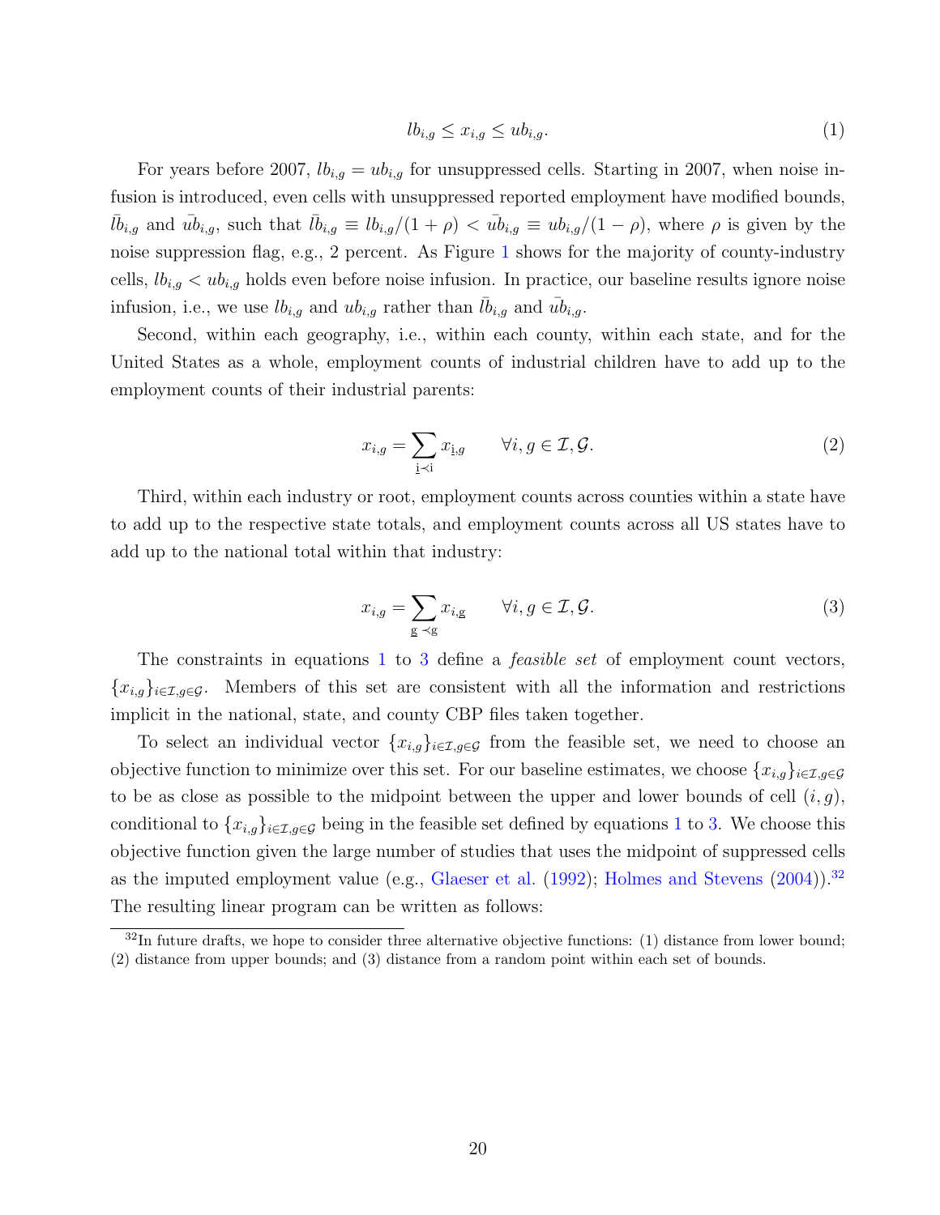$$lb_{i,g} \leq x_{i,g} \leq ub_{i,g}. \tag{1}$$

For years before 2007, $lb_{i,g} = ub_{i,g}$ for unsuppressed cells. Starting in 2007, when noise infusion is introduced, even cells with unsuppressed reported employment have modified bounds, $\bar{lb}_{i,g}$ and $\bar{ub}_{i,g}$, such that $\bar{lb}_{i,g} \equiv lb_{i,g}/(1+\rho) < \bar{ub}_{i,g} \equiv ub_{i,g}/(1-\rho)$, where $\rho$ is given by the noise suppression flag, e.g., 2 percent. As Figure 1 shows for the majority of county-industry cells, $lb_{i,g} < ub_{i,g}$ holds even before noise infusion. In practice, our baseline results ignore noise infusion, i.e., we use $lb_{i,g}$ and $ub_{i,g}$ rather than $\bar{lb}_{i,g}$ and $\bar{ub}_{i,g}$.

Second, within each geography, i.e., within each county, within each state, and for the United States as a whole, employment counts of industrial children have to add up to the employment counts of their industrial parents:

$$x_{i,g} = \sum_{\underline{\mathrm{i}} \prec \mathrm{i}} x_{\underline{\mathrm{i}},g} \qquad \forall i, g \in \mathcal{I}, \mathcal{G}. \tag{2}$$

Third, within each industry or root, employment counts across counties within a state have to add up to the respective state totals, and employment counts across all US states have to add up to the national total within that industry:

$$x_{i,g} = \sum_{\underline{\mathrm{g}} \prec \mathrm{g}} x_{i,\underline{\mathrm{g}}} \qquad \forall i, g \in \mathcal{I}, \mathcal{G}. \tag{3}$$

The constraints in equations 1 to 3 define a *feasible set* of employment count vectors, $\{x_{i,g}\}_{i \in \mathcal{I}, g \in \mathcal{G}}$. Members of this set are consistent with all the information and restrictions implicit in the national, state, and county CBP files taken together.

To select an individual vector $\{x_{i,g}\}_{i \in \mathcal{I}, g \in \mathcal{G}}$ from the feasible set, we need to choose an objective function to minimize over this set. For our baseline estimates, we choose $\{x_{i,g}\}_{i \in \mathcal{I}, g \in \mathcal{G}}$ to be as close as possible to the midpoint between the upper and lower bounds of cell $(i, g)$, conditional to $\{x_{i,g}\}_{i \in \mathcal{I}, g \in \mathcal{G}}$ being in the feasible set defined by equations 1 to 3. We choose this objective function given the large number of studies that uses the midpoint of suppressed cells as the imputed employment value (e.g., Glaeser et al. (1992); Holmes and Stevens (2004)).[32] The resulting linear program can be written as follows:

[32] In future drafts, we hope to consider three alternative objective functions: (1) distance from lower bound; (2) distance from upper bounds; and (3) distance from a random point within each set of bounds.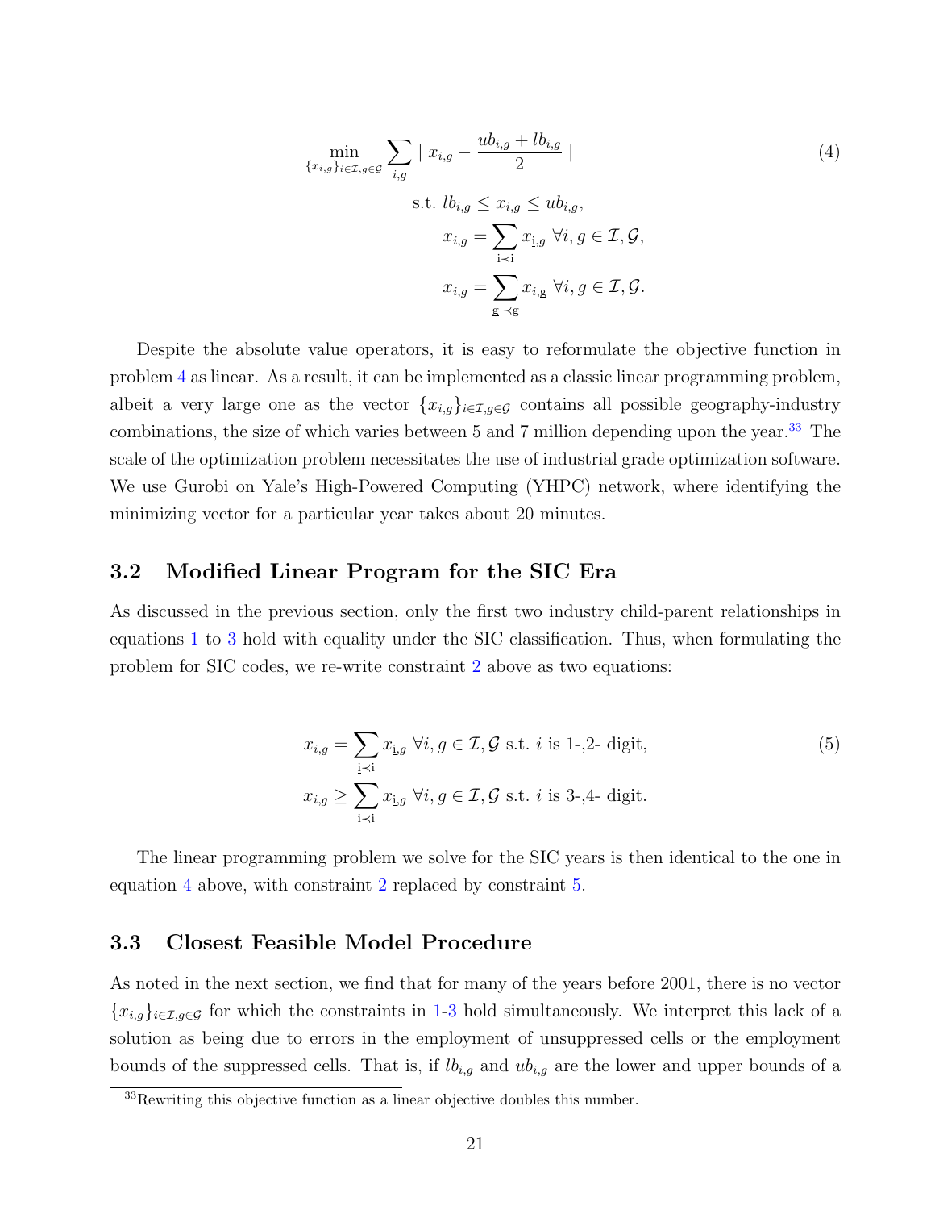$$
\min_{\{x_{i,g}\}_{i\in\mathcal{I},g\in\mathcal{G}}} \sum_{i,g} \mid x_{i,g} - \frac{ub_{i,g} + lb_{i,g}}{2} \mid \tag{4}
$$

$$
\begin{aligned}
\text{s.t. } lb_{i,g} \leq x_{i,g} &\leq ub_{i,g}, \\
x_{i,g} &= \sum_{\underline{\mathrm{i}} \prec \mathrm{i}} x_{\underline{\mathrm{i}},g} \ \forall i,g \in \mathcal{I},\mathcal{G}, \\
x_{i,g} &= \sum_{\underline{\mathrm{g}} \prec \mathrm{g}} x_{i,\underline{\mathrm{g}}} \ \forall i,g \in \mathcal{I},\mathcal{G}.
\end{aligned}
$$

Despite the absolute value operators, it is easy to reformulate the objective function in problem 4 as linear. As a result, it can be implemented as a classic linear programming problem, albeit a very large one as the vector $\{x_{i,g}\}_{i\in\mathcal{I},g\in\mathcal{G}}$ contains all possible geography-industry combinations, the size of which varies between 5 and 7 million depending upon the year.[33] The scale of the optimization problem necessitates the use of industrial grade optimization software. We use Gurobi on Yale's High-Powered Computing (YHPC) network, where identifying the minimizing vector for a particular year takes about 20 minutes.

## 3.2 Modified Linear Program for the SIC Era

As discussed in the previous section, only the first two industry child-parent relationships in equations 1 to 3 hold with equality under the SIC classification. Thus, when formulating the problem for SIC codes, we re-write constraint 2 above as two equations:

$$
\begin{aligned}
x_{i,g} &= \sum_{\underline{\mathrm{i}} \prec \mathrm{i}} x_{\underline{\mathrm{i}},g} \ \forall i,g \in \mathcal{I},\mathcal{G} \text{ s.t. } i \text{ is 1-,2- digit}, \\
x_{i,g} &\geq \sum_{\underline{\mathrm{i}} \prec \mathrm{i}} x_{\underline{\mathrm{i}},g} \ \forall i,g \in \mathcal{I},\mathcal{G} \text{ s.t. } i \text{ is 3-,4- digit}.
\end{aligned} \tag{5}
$$

The linear programming problem we solve for the SIC years is then identical to the one in equation 4 above, with constraint 2 replaced by constraint 5.

## 3.3 Closest Feasible Model Procedure

As noted in the next section, we find that for many of the years before 2001, there is no vector $\{x_{i,g}\}_{i\in\mathcal{I},g\in\mathcal{G}}$ for which the constraints in 1-3 hold simultaneously. We interpret this lack of a solution as being due to errors in the employment of unsuppressed cells or the employment bounds of the suppressed cells. That is, if $lb_{i,g}$ and $ub_{i,g}$ are the lower and upper bounds of a

[33]Rewriting this objective function as a linear objective doubles this number.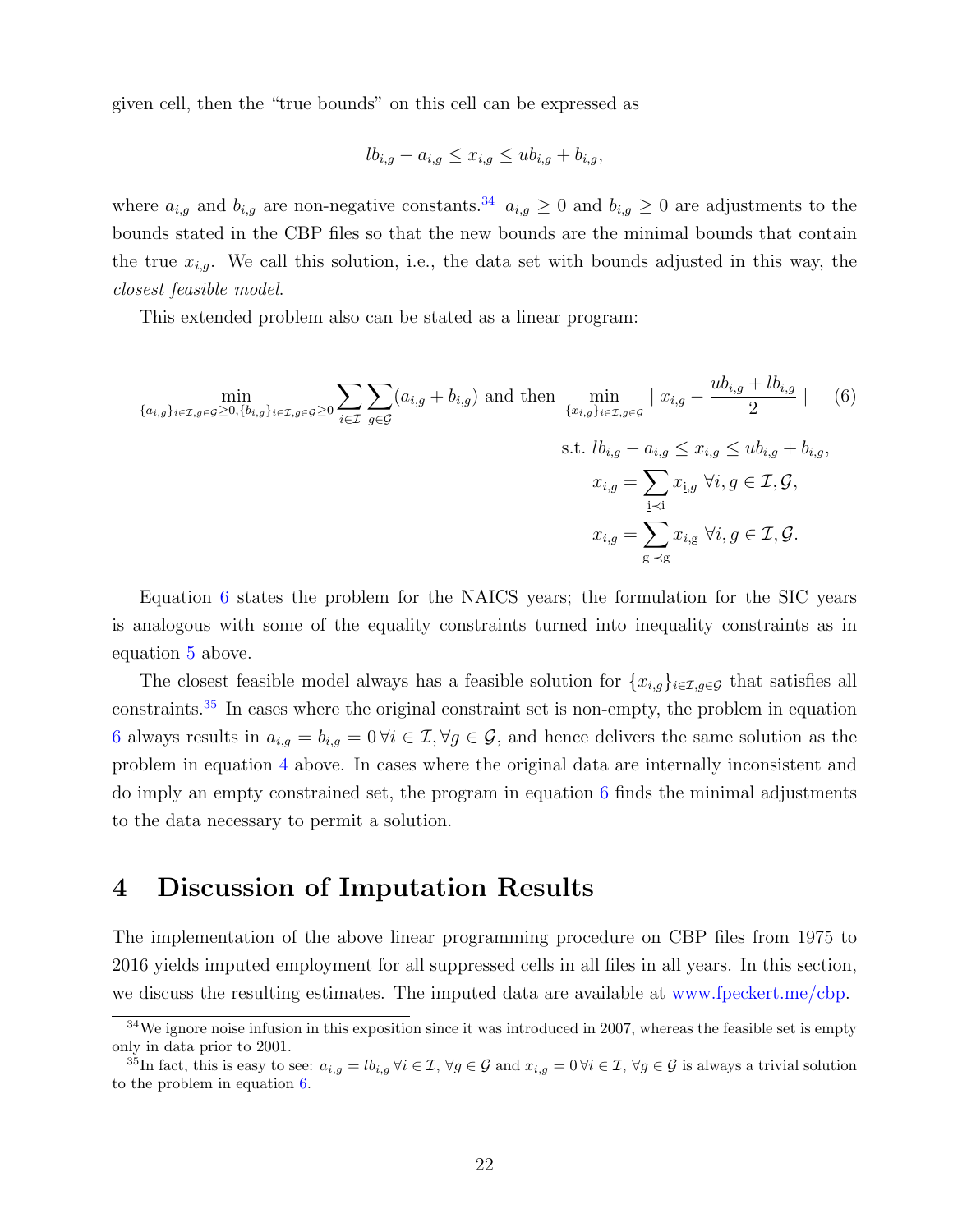given cell, then the "true bounds" on this cell can be expressed as

$$lb_{i,g} - a_{i,g} \leq x_{i,g} \leq ub_{i,g} + b_{i,g},$$

where $a_{i,g}$ and $b_{i,g}$ are non-negative constants.[34] $a_{i,g} \geq 0$ and $b_{i,g} \geq 0$ are adjustments to the bounds stated in the CBP files so that the new bounds are the minimal bounds that contain the true $x_{i,g}$. We call this solution, i.e., the data set with bounds adjusted in this way, the *closest feasible model*.

This extended problem also can be stated as a linear program:

$$\min_{\{a_{i,g}\}_{i\in\mathcal{I},g\in\mathcal{G}}\geq 0,\{b_{i,g}\}_{i\in\mathcal{I},g\in\mathcal{G}}\geq 0} \sum_{i\in\mathcal{I}}\sum_{g\in\mathcal{G}}(a_{i,g}+b_{i,g}) \text{ and then } \min_{\{x_{i,g}\}_{i\in\mathcal{I},g\in\mathcal{G}}} \mid x_{i,g} - \frac{ub_{i,g}+lb_{i,g}}{2} \mid \tag{6}$$

$$\begin{aligned}
\text{s.t. } & lb_{i,g} - a_{i,g} \leq x_{i,g} \leq ub_{i,g} + b_{i,g}, \\
& x_{i,g} = \sum_{\underline{\mathrm{i}}\prec \mathrm{i}} x_{\underline{\mathrm{i}},g} \;\; \forall i,g \in \mathcal{I},\mathcal{G}, \\
& x_{i,g} = \sum_{\underline{\mathrm{g}}\prec \mathrm{g}} x_{i,\underline{\mathrm{g}}} \;\; \forall i,g \in \mathcal{I},\mathcal{G}.
\end{aligned}$$

Equation 6 states the problem for the NAICS years; the formulation for the SIC years is analogous with some of the equality constraints turned into inequality constraints as in equation 5 above.

The closest feasible model always has a feasible solution for $\{x_{i,g}\}_{i\in\mathcal{I},g\in\mathcal{G}}$ that satisfies all constraints.[35] In cases where the original constraint set is non-empty, the problem in equation 6 always results in $a_{i,g} = b_{i,g} = 0 \, \forall i \in \mathcal{I}, \forall g \in \mathcal{G}$, and hence delivers the same solution as the problem in equation 4 above. In cases where the original data are internally inconsistent and do imply an empty constrained set, the program in equation 6 finds the minimal adjustments to the data necessary to permit a solution.

## 4 Discussion of Imputation Results

The implementation of the above linear programming procedure on CBP files from 1975 to 2016 yields imputed employment for all suppressed cells in all files in all years. In this section, we discuss the resulting estimates. The imputed data are available at www.fpeckert.me/cbp.

[34] We ignore noise infusion in this exposition since it was introduced in 2007, whereas the feasible set is empty only in data prior to 2001.

[35] In fact, this is easy to see: $a_{i,g} = lb_{i,g} \, \forall i \in \mathcal{I}, \forall g \in \mathcal{G}$ and $x_{i,g} = 0 \, \forall i \in \mathcal{I}, \forall g \in \mathcal{G}$ is always a trivial solution to the problem in equation 6.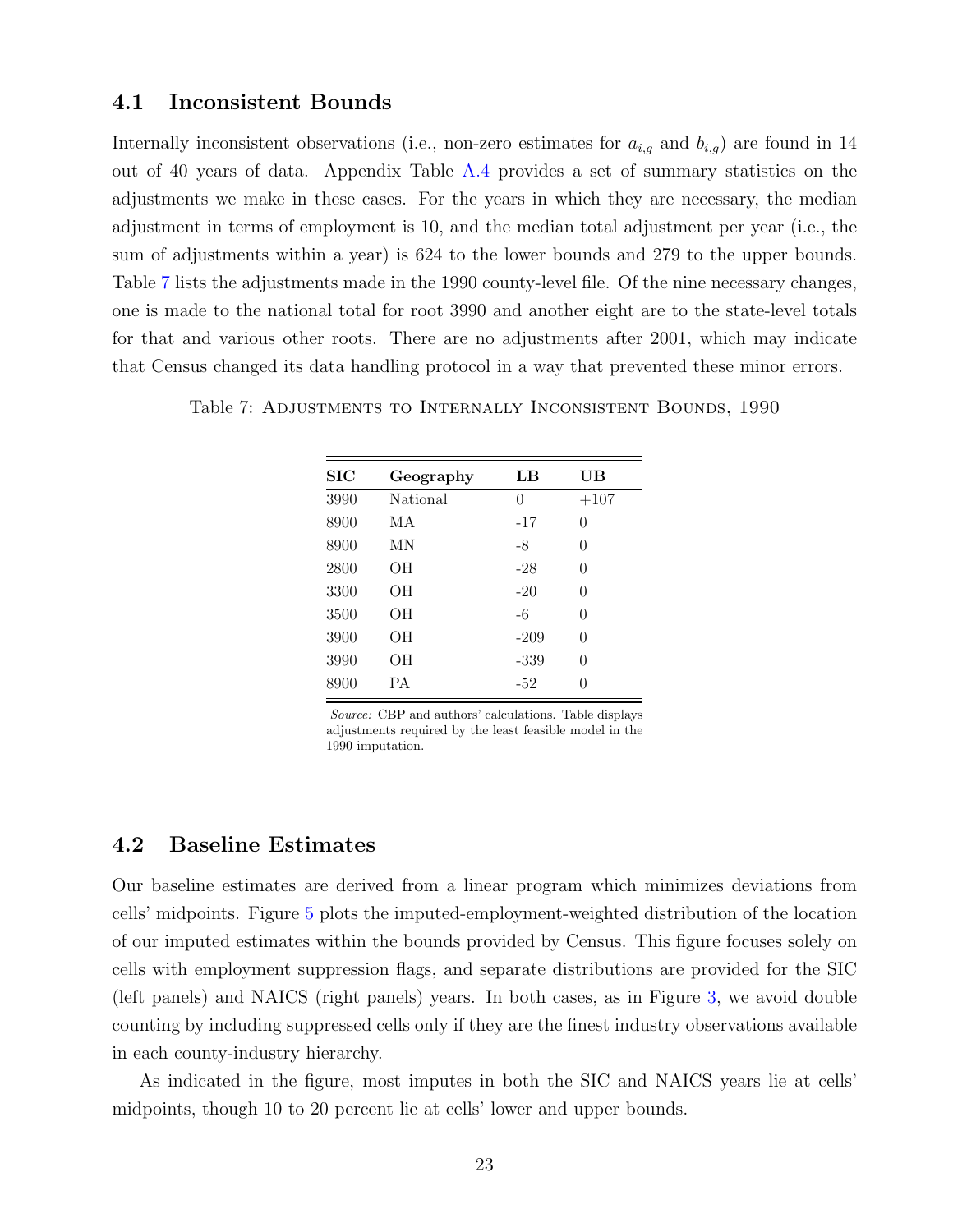### 4.1 Inconsistent Bounds

Internally inconsistent observations (i.e., non-zero estimates for $a_{i,g}$ and $b_{i,g}$) are found in 14 out of 40 years of data. Appendix Table A.4 provides a set of summary statistics on the adjustments we make in these cases. For the years in which they are necessary, the median adjustment in terms of employment is 10, and the median total adjustment per year (i.e., the sum of adjustments within a year) is 624 to the lower bounds and 279 to the upper bounds. Table 7 lists the adjustments made in the 1990 county-level file. Of the nine necessary changes, one is made to the national total for root 3990 and another eight are to the state-level totals for that and various other roots. There are no adjustments after 2001, which may indicate that Census changed its data handling protocol in a way that prevented these minor errors.

Table 7: Adjustments to Internally Inconsistent Bounds, 1990

| SIC | Geography | LB | UB |
|---|---|---|---|
| 3990 | National | 0 | +107 |
| 8900 | MA | -17 | 0 |
| 8900 | MN | -8 | 0 |
| 2800 | OH | -28 | 0 |
| 3300 | OH | -20 | 0 |
| 3500 | OH | -6 | 0 |
| 3900 | OH | -209 | 0 |
| 3990 | OH | -339 | 0 |
| 8900 | PA | -52 | 0 |

*Source:* CBP and authors' calculations. Table displays adjustments required by the least feasible model in the 1990 imputation.

### 4.2 Baseline Estimates

Our baseline estimates are derived from a linear program which minimizes deviations from cells' midpoints. Figure 5 plots the imputed-employment-weighted distribution of the location of our imputed estimates within the bounds provided by Census. This figure focuses solely on cells with employment suppression flags, and separate distributions are provided for the SIC (left panels) and NAICS (right panels) years. In both cases, as in Figure 3, we avoid double counting by including suppressed cells only if they are the finest industry observations available in each county-industry hierarchy.

As indicated in the figure, most imputes in both the SIC and NAICS years lie at cells' midpoints, though 10 to 20 percent lie at cells' lower and upper bounds.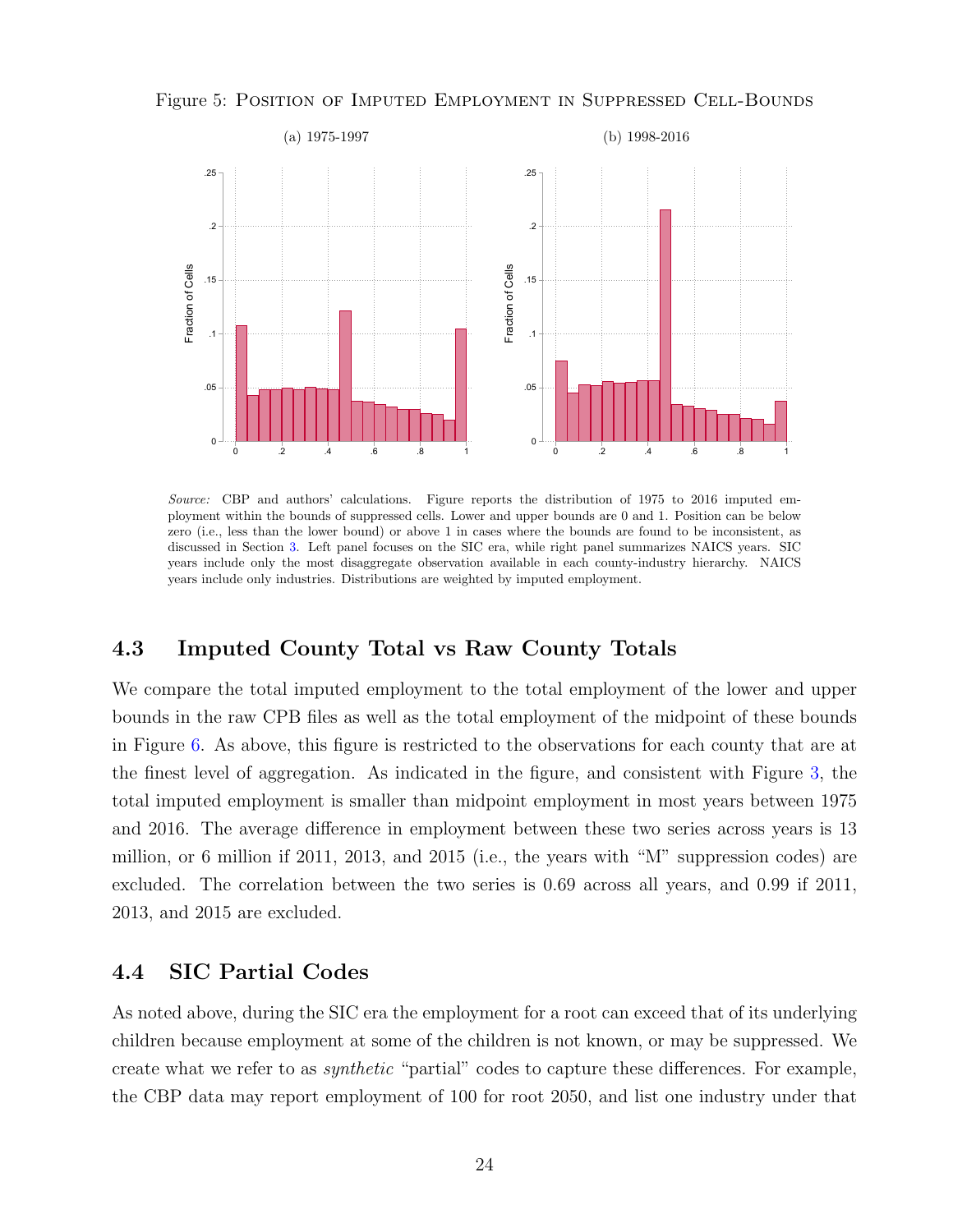Figure 5: Position of Imputed Employment in Suppressed Cell-Bounds

(a) 1975-1997

(b) 1998-2016

*Source:* CBP and authors' calculations. Figure reports the distribution of 1975 to 2016 imputed employment within the bounds of suppressed cells. Lower and upper bounds are 0 and 1. Position can be below zero (i.e., less than the lower bound) or above 1 in cases where the bounds are found to be inconsistent, as discussed in Section 3. Left panel focuses on the SIC era, while right panel summarizes NAICS years. SIC years include only the most disaggregate observation available in each county-industry hierarchy. NAICS years include only industries. Distributions are weighted by imputed employment.

## 4.3 Imputed County Total vs Raw County Totals

We compare the total imputed employment to the total employment of the lower and upper bounds in the raw CPB files as well as the total employment of the midpoint of these bounds in Figure 6. As above, this figure is restricted to the observations for each county that are at the finest level of aggregation. As indicated in the figure, and consistent with Figure 3, the total imputed employment is smaller than midpoint employment in most years between 1975 and 2016. The average difference in employment between these two series across years is 13 million, or 6 million if 2011, 2013, and 2015 (i.e., the years with "M" suppression codes) are excluded. The correlation between the two series is 0.69 across all years, and 0.99 if 2011, 2013, and 2015 are excluded.

## 4.4 SIC Partial Codes

As noted above, during the SIC era the employment for a root can exceed that of its underlying children because employment at some of the children is not known, or may be suppressed. We create what we refer to as *synthetic* "partial" codes to capture these differences. For example, the CBP data may report employment of 100 for root 2050, and list one industry under that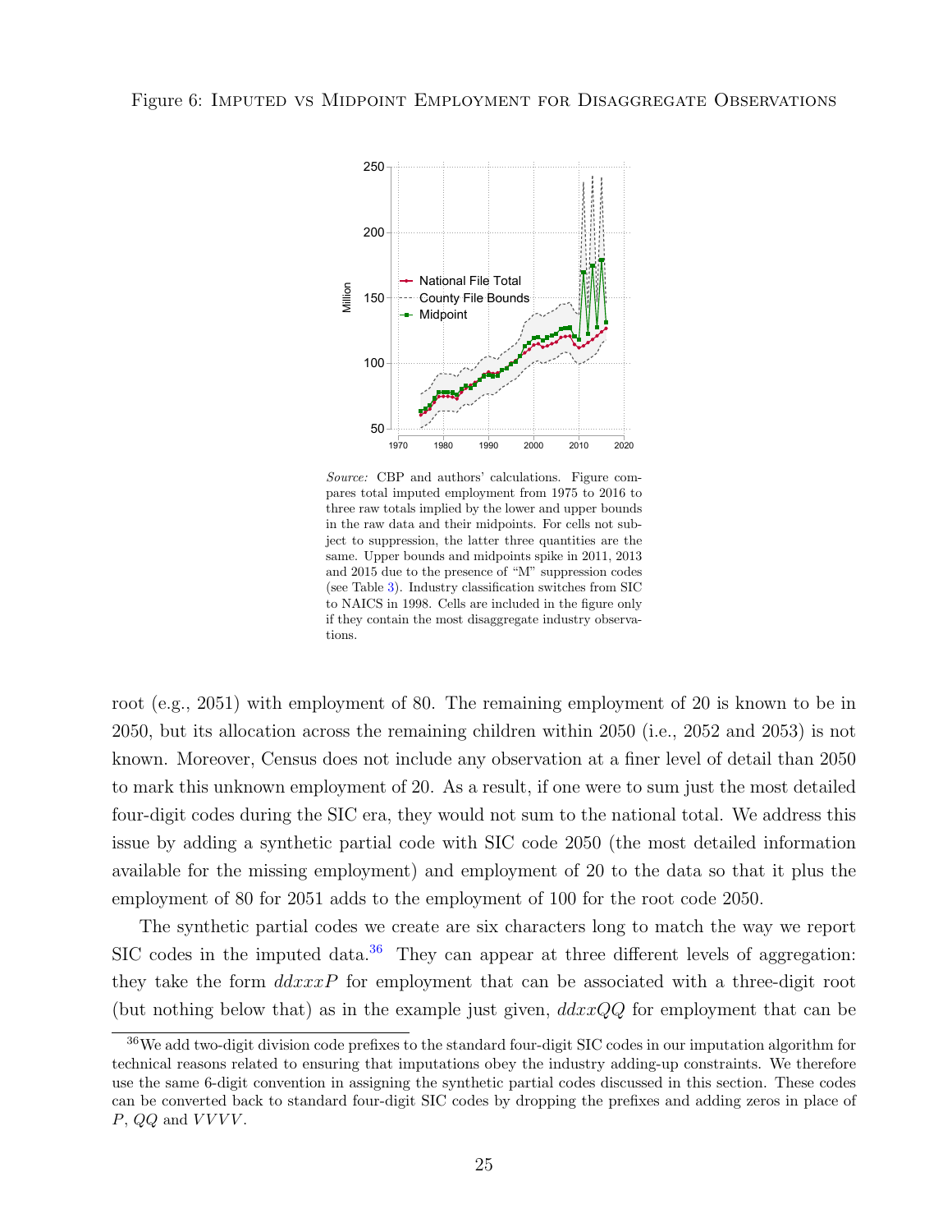Figure 6: Imputed vs Midpoint Employment for Disaggregate Observations

*Source:* CBP and authors' calculations. Figure compares total imputed employment from 1975 to 2016 to three raw totals implied by the lower and upper bounds in the raw data and their midpoints. For cells not subject to suppression, the latter three quantities are the same. Upper bounds and midpoints spike in 2011, 2013 and 2015 due to the presence of "M" suppression codes (see Table 3). Industry classification switches from SIC to NAICS in 1998. Cells are included in the figure only if they contain the most disaggregate industry observations.

root (e.g., 2051) with employment of 80. The remaining employment of 20 is known to be in 2050, but its allocation across the remaining children within 2050 (i.e., 2052 and 2053) is not known. Moreover, Census does not include any observation at a finer level of detail than 2050 to mark this unknown employment of 20. As a result, if one were to sum just the most detailed four-digit codes during the SIC era, they would not sum to the national total. We address this issue by adding a synthetic partial code with SIC code 2050 (the most detailed information available for the missing employment) and employment of 20 to the data so that it plus the employment of 80 for 2051 adds to the employment of 100 for the root code 2050.

The synthetic partial codes we create are six characters long to match the way we report SIC codes in the imputed data.[36] They can appear at three different levels of aggregation: they take the form $ddxxxP$ for employment that can be associated with a three-digit root (but nothing below that) as in the example just given, $ddxxQQ$ for employment that can be

[36] We add two-digit division code prefixes to the standard four-digit SIC codes in our imputation algorithm for technical reasons related to ensuring that imputations obey the industry adding-up constraints. We therefore use the same 6-digit convention in assigning the synthetic partial codes discussed in this section. These codes can be converted back to standard four-digit SIC codes by dropping the prefixes and adding zeros in place of $P$, $QQ$ and $VVVV$.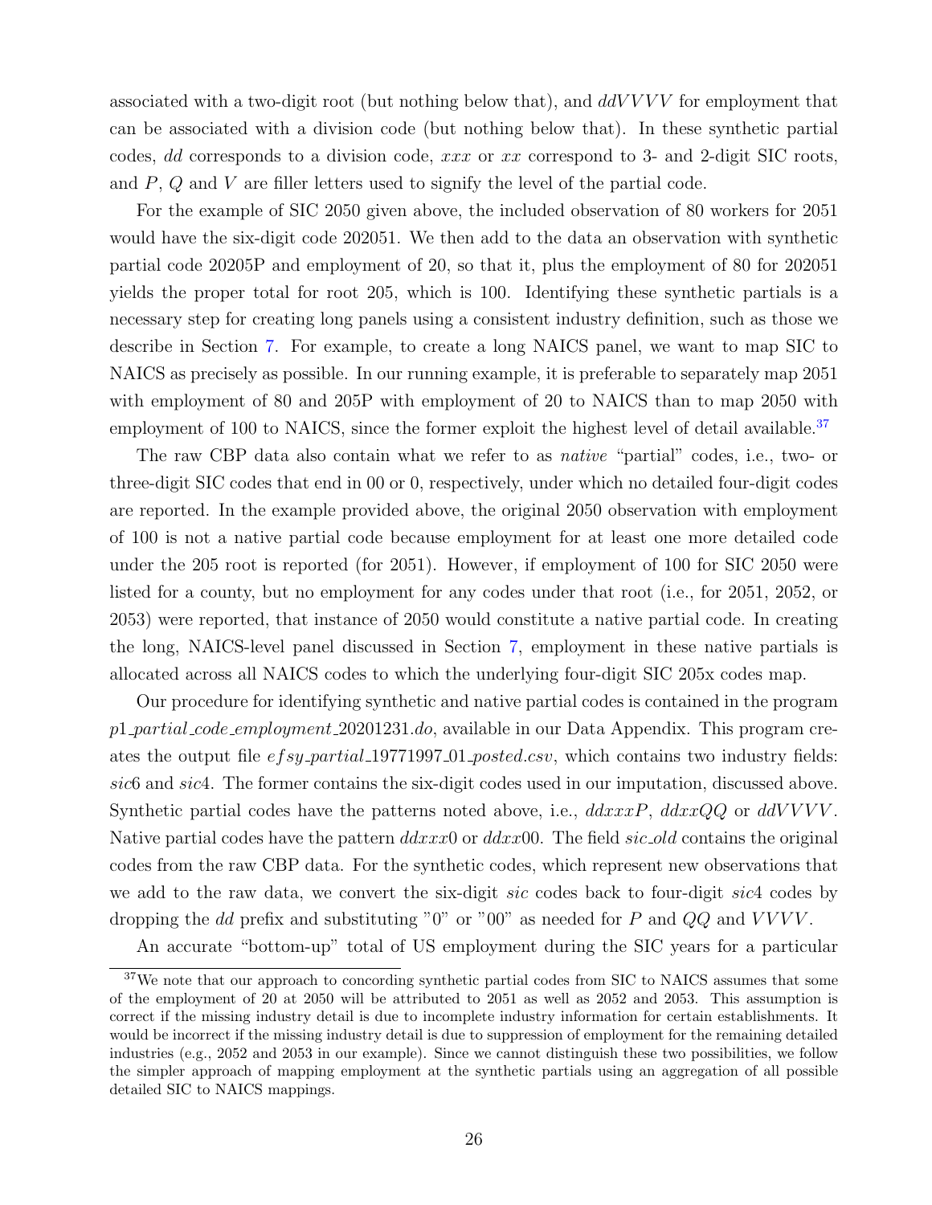associated with a two-digit root (but nothing below that), and $ddVVVV$ for employment that can be associated with a division code (but nothing below that). In these synthetic partial codes, $dd$ corresponds to a division code, $xxx$ or $xx$ correspond to 3- and 2-digit SIC roots, and $P$, $Q$ and $V$ are filler letters used to signify the level of the partial code.

For the example of SIC 2050 given above, the included observation of 80 workers for 2051 would have the six-digit code 202051. We then add to the data an observation with synthetic partial code 20205P and employment of 20, so that it, plus the employment of 80 for 202051 yields the proper total for root 205, which is 100. Identifying these synthetic partials is a necessary step for creating long panels using a consistent industry definition, such as those we describe in Section 7. For example, to create a long NAICS panel, we want to map SIC to NAICS as precisely as possible. In our running example, it is preferable to separately map 2051 with employment of 80 and 205P with employment of 20 to NAICS than to map 2050 with employment of 100 to NAICS, since the former exploit the highest level of detail available.[37]

The raw CBP data also contain what we refer to as *native* "partial" codes, i.e., two- or three-digit SIC codes that end in 00 or 0, respectively, under which no detailed four-digit codes are reported. In the example provided above, the original 2050 observation with employment of 100 is not a native partial code because employment for at least one more detailed code under the 205 root is reported (for 2051). However, if employment of 100 for SIC 2050 were listed for a county, but no employment for any codes under that root (i.e., for 2051, 2052, or 2053) were reported, that instance of 2050 would constitute a native partial code. In creating the long, NAICS-level panel discussed in Section 7, employment in these native partials is allocated across all NAICS codes to which the underlying four-digit SIC 205x codes map.

Our procedure for identifying synthetic and native partial codes is contained in the program *p1_partial_code_employment_20201231.do*, available in our Data Appendix. This program creates the output file *efsy_partial_19771997_01_posted.csv*, which contains two industry fields: *sic*6 and *sic*4. The former contains the six-digit codes used in our imputation, discussed above. Synthetic partial codes have the patterns noted above, i.e., $ddxxxP$, $ddxxQQ$ or $ddVVVV$. Native partial codes have the pattern $ddxxx0$ or $ddxx00$. The field *sic_old* contains the original codes from the raw CBP data. For the synthetic codes, which represent new observations that we add to the raw data, we convert the six-digit *sic* codes back to four-digit *sic*4 codes by dropping the $dd$ prefix and substituting "0" or "00" as needed for $P$ and $QQ$ and $VVVV$.

An accurate "bottom-up" total of US employment during the SIC years for a particular

[37] We note that our approach to concording synthetic partial codes from SIC to NAICS assumes that some of the employment of 20 at 2050 will be attributed to 2051 as well as 2052 and 2053. This assumption is correct if the missing industry detail is due to incomplete industry information for certain establishments. It would be incorrect if the missing industry detail is due to suppression of employment for the remaining detailed industries (e.g., 2052 and 2053 in our example). Since we cannot distinguish these two possibilities, we follow the simpler approach of mapping employment at the synthetic partials using an aggregation of all possible detailed SIC to NAICS mappings.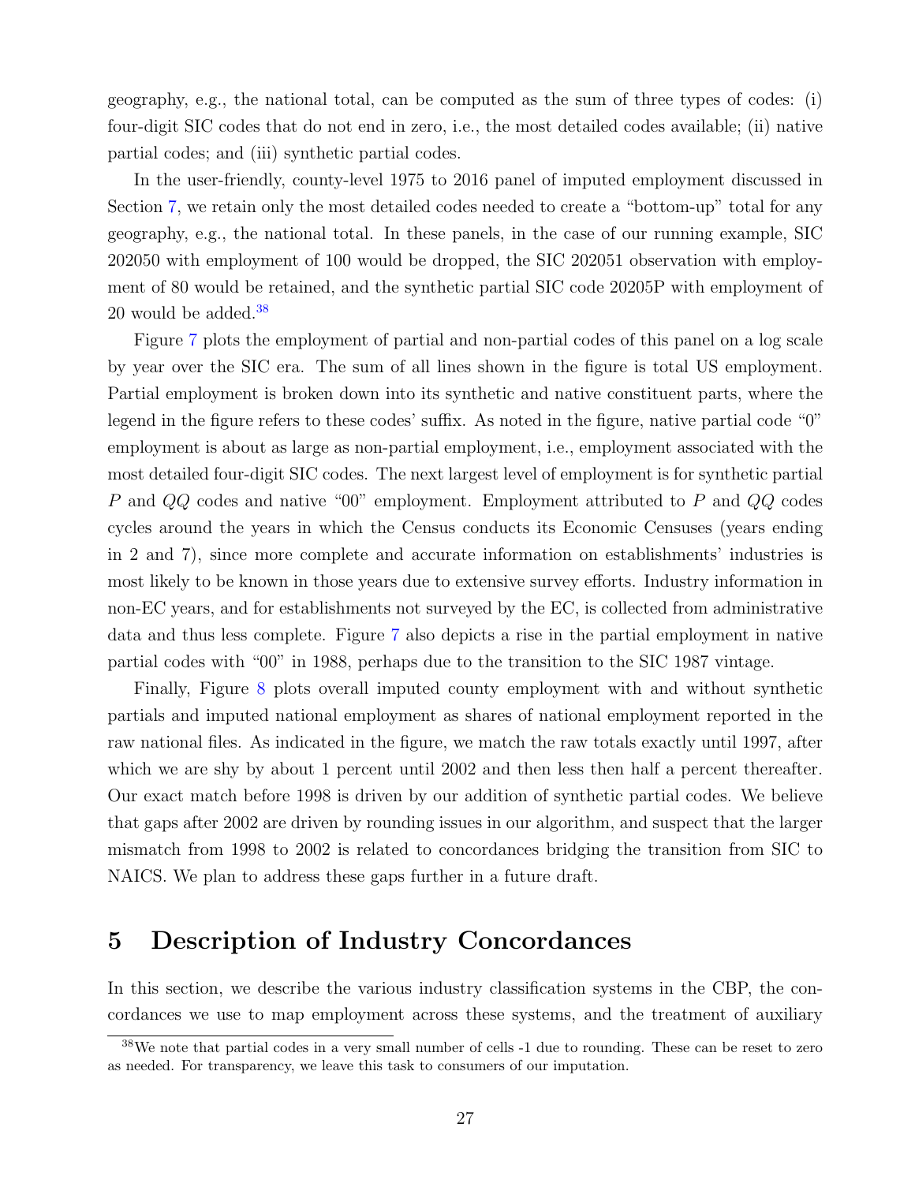geography, e.g., the national total, can be computed as the sum of three types of codes: (i) four-digit SIC codes that do not end in zero, i.e., the most detailed codes available; (ii) native partial codes; and (iii) synthetic partial codes.

In the user-friendly, county-level 1975 to 2016 panel of imputed employment discussed in Section 7, we retain only the most detailed codes needed to create a "bottom-up" total for any geography, e.g., the national total. In these panels, in the case of our running example, SIC 202050 with employment of 100 would be dropped, the SIC 202051 observation with employment of 80 would be retained, and the synthetic partial SIC code 20205P with employment of 20 would be added.[38]

Figure 7 plots the employment of partial and non-partial codes of this panel on a log scale by year over the SIC era. The sum of all lines shown in the figure is total US employment. Partial employment is broken down into its synthetic and native constituent parts, where the legend in the figure refers to these codes' suffix. As noted in the figure, native partial code "0" employment is about as large as non-partial employment, i.e., employment associated with the most detailed four-digit SIC codes. The next largest level of employment is for synthetic partial $P$ and $QQ$ codes and native "00" employment. Employment attributed to $P$ and $QQ$ codes cycles around the years in which the Census conducts its Economic Censuses (years ending in 2 and 7), since more complete and accurate information on establishments' industries is most likely to be known in those years due to extensive survey efforts. Industry information in non-EC years, and for establishments not surveyed by the EC, is collected from administrative data and thus less complete. Figure 7 also depicts a rise in the partial employment in native partial codes with "00" in 1988, perhaps due to the transition to the SIC 1987 vintage.

Finally, Figure 8 plots overall imputed county employment with and without synthetic partials and imputed national employment as shares of national employment reported in the raw national files. As indicated in the figure, we match the raw totals exactly until 1997, after which we are shy by about 1 percent until 2002 and then less then half a percent thereafter. Our exact match before 1998 is driven by our addition of synthetic partial codes. We believe that gaps after 2002 are driven by rounding issues in our algorithm, and suspect that the larger mismatch from 1998 to 2002 is related to concordances bridging the transition from SIC to NAICS. We plan to address these gaps further in a future draft.

## 5 Description of Industry Concordances

In this section, we describe the various industry classification systems in the CBP, the concordances we use to map employment across these systems, and the treatment of auxiliary

[38] We note that partial codes in a very small number of cells -1 due to rounding. These can be reset to zero as needed. For transparency, we leave this task to consumers of our imputation.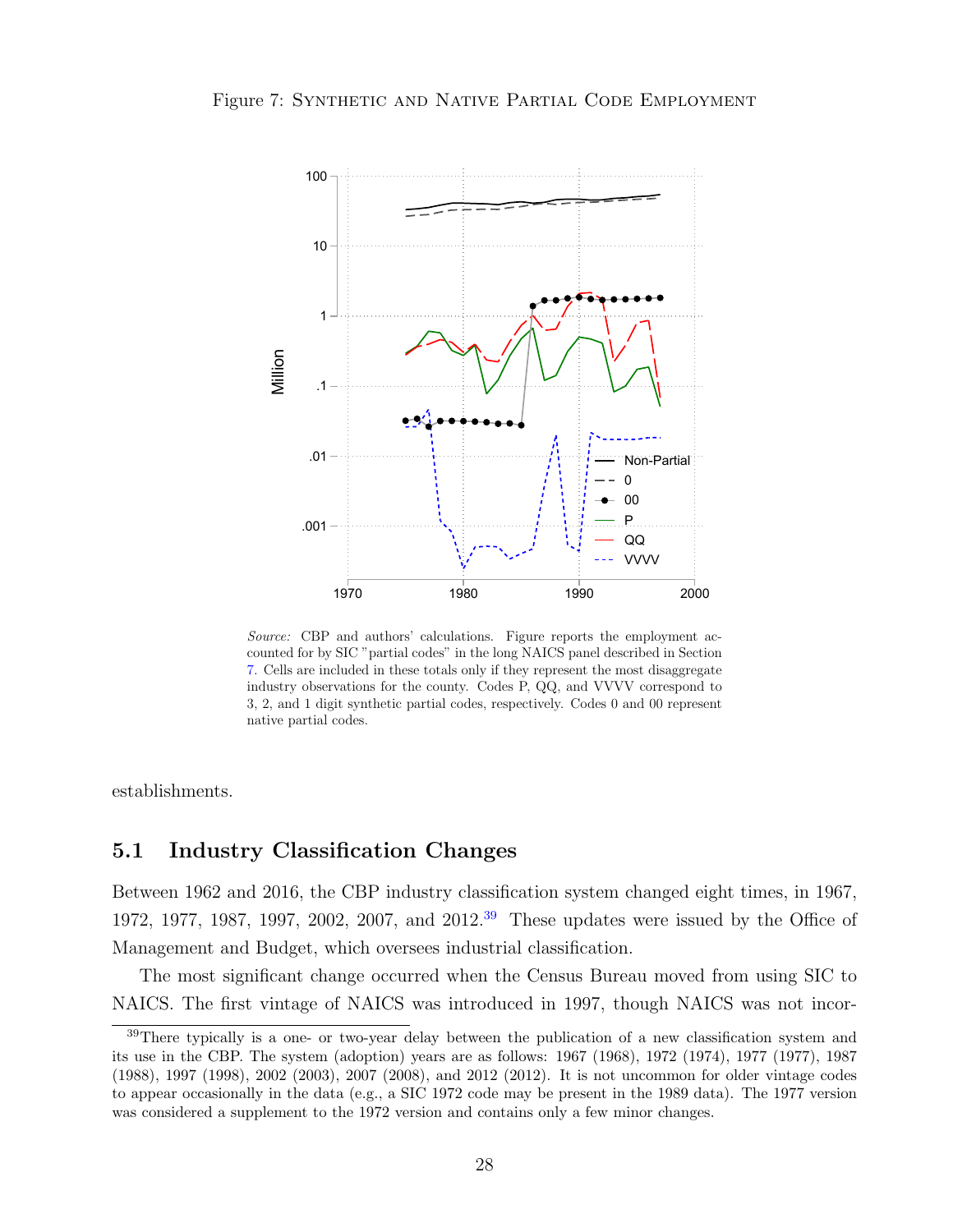Figure 7: Synthetic and Native Partial Code Employment

*Source:* CBP and authors' calculations. Figure reports the employment accounted for by SIC "partial codes" in the long NAICS panel described in Section 7. Cells are included in these totals only if they represent the most disaggregate industry observations for the county. Codes P, QQ, and VVVV correspond to 3, 2, and 1 digit synthetic partial codes, respectively. Codes 0 and 00 represent native partial codes.

establishments.

## 5.1 Industry Classification Changes

Between 1962 and 2016, the CBP industry classification system changed eight times, in 1967, 1972, 1977, 1987, 1997, 2002, 2007, and 2012.[39] These updates were issued by the Office of Management and Budget, which oversees industrial classification.

The most significant change occurred when the Census Bureau moved from using SIC to NAICS. The first vintage of NAICS was introduced in 1997, though NAICS was not incor-

[39] There typically is a one- or two-year delay between the publication of a new classification system and its use in the CBP. The system (adoption) years are as follows: 1967 (1968), 1972 (1974), 1977 (1977), 1987 (1988), 1997 (1998), 2002 (2003), 2007 (2008), and 2012 (2012). It is not uncommon for older vintage codes to appear occasionally in the data (e.g., a SIC 1972 code may be present in the 1989 data). The 1977 version was considered a supplement to the 1972 version and contains only a few minor changes.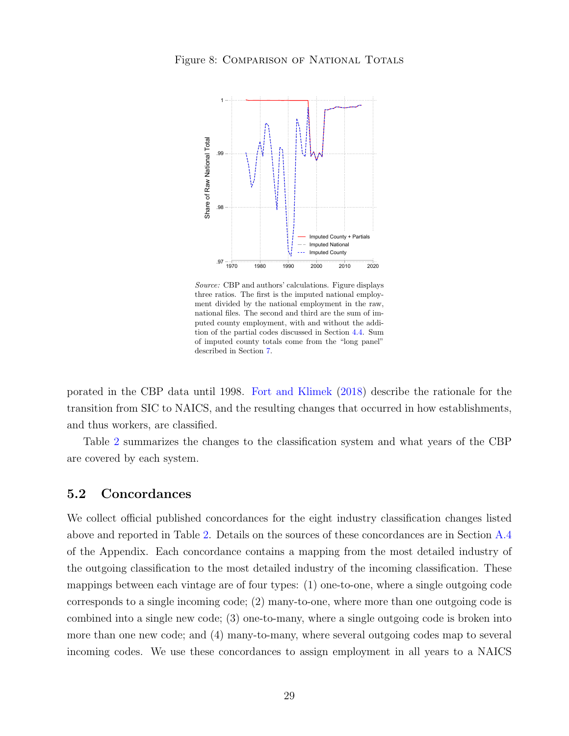Figure 8: Comparison of National Totals

*Source:* CBP and authors' calculations. Figure displays three ratios. The first is the imputed national employment divided by the national employment in the raw, national files. The second and third are the sum of imputed county employment, with and without the addition of the partial codes discussed in Section 4.4. Sum of imputed county totals come from the "long panel" described in Section 7.

porated in the CBP data until 1998. Fort and Klimek (2018) describe the rationale for the transition from SIC to NAICS, and the resulting changes that occurred in how establishments, and thus workers, are classified.

Table 2 summarizes the changes to the classification system and what years of the CBP are covered by each system.

## 5.2 Concordances

We collect official published concordances for the eight industry classification changes listed above and reported in Table 2. Details on the sources of these concordances are in Section A.4 of the Appendix. Each concordance contains a mapping from the most detailed industry of the outgoing classification to the most detailed industry of the incoming classification. These mappings between each vintage are of four types: (1) one-to-one, where a single outgoing code corresponds to a single incoming code; (2) many-to-one, where more than one outgoing code is combined into a single new code; (3) one-to-many, where a single outgoing code is broken into more than one new code; and (4) many-to-many, where several outgoing codes map to several incoming codes. We use these concordances to assign employment in all years to a NAICS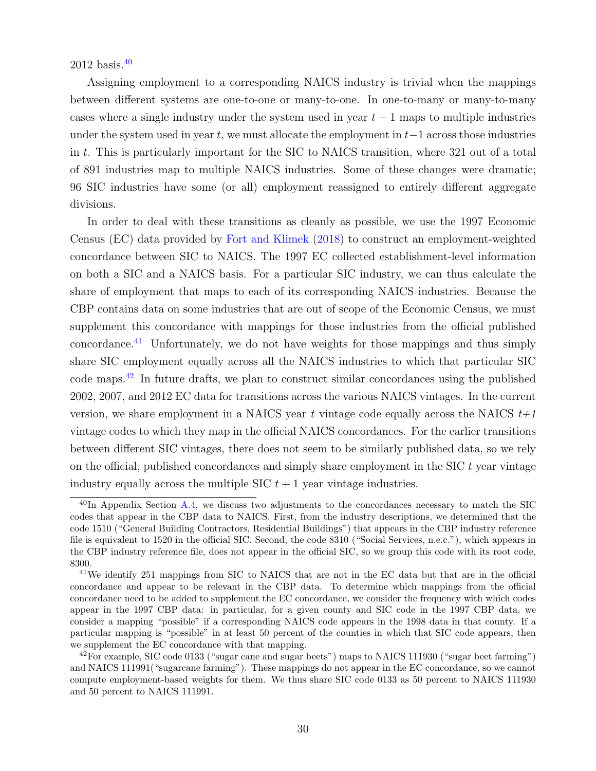2012 basis.[40]

Assigning employment to a corresponding NAICS industry is trivial when the mappings between different systems are one-to-one or many-to-one. In one-to-many or many-to-many cases where a single industry under the system used in year $t-1$ maps to multiple industries under the system used in year $t$, we must allocate the employment in $t-1$ across those industries in $t$. This is particularly important for the SIC to NAICS transition, where 321 out of a total of 891 industries map to multiple NAICS industries. Some of these changes were dramatic; 96 SIC industries have some (or all) employment reassigned to entirely different aggregate divisions.

In order to deal with these transitions as cleanly as possible, we use the 1997 Economic Census (EC) data provided by Fort and Klimek (2018) to construct an employment-weighted concordance between SIC to NAICS. The 1997 EC collected establishment-level information on both a SIC and a NAICS basis. For a particular SIC industry, we can thus calculate the share of employment that maps to each of its corresponding NAICS industries. Because the CBP contains data on some industries that are out of scope of the Economic Census, we must supplement this concordance with mappings for those industries from the official published concordance.[41] Unfortunately, we do not have weights for those mappings and thus simply share SIC employment equally across all the NAICS industries to which that particular SIC code maps.[42] In future drafts, we plan to construct similar concordances using the published 2002, 2007, and 2012 EC data for transitions across the various NAICS vintages. In the current version, we share employment in a NAICS year $t$ vintage code equally across the NAICS $t$+*1* vintage codes to which they map in the official NAICS concordances. For the earlier transitions between different SIC vintages, there does not seem to be similarly published data, so we rely on the official, published concordances and simply share employment in the SIC $t$ year vintage industry equally across the multiple SIC $t+1$ year vintage industries.

[40]In Appendix Section A.4, we discuss two adjustments to the concordances necessary to match the SIC codes that appear in the CBP data to NAICS. First, from the industry descriptions, we determined that the code 1510 ("General Building Contractors, Residential Buildings") that appears in the CBP industry reference file is equivalent to 1520 in the official SIC. Second, the code 8310 ("Social Services, n.e.c."), which appears in the CBP industry reference file, does not appear in the official SIC, so we group this code with its root code, 8300.

[41]We identify 251 mappings from SIC to NAICS that are not in the EC data but that are in the official concordance and appear to be relevant in the CBP data. To determine which mappings from the official concordance need to be added to supplement the EC concordance, we consider the frequency with which codes appear in the 1997 CBP data: in particular, for a given county and SIC code in the 1997 CBP data, we consider a mapping "possible" if a corresponding NAICS code appears in the 1998 data in that county. If a particular mapping is "possible" in at least 50 percent of the counties in which that SIC code appears, then we supplement the EC concordance with that mapping.

[42]For example, SIC code 0133 ("sugar cane and sugar beets") maps to NAICS 111930 ("sugar beet farming") and NAICS 111991("sugarcane farming"). These mappings do not appear in the EC concordance, so we cannot compute employment-based weights for them. We thus share SIC code 0133 as 50 percent to NAICS 111930 and 50 percent to NAICS 111991.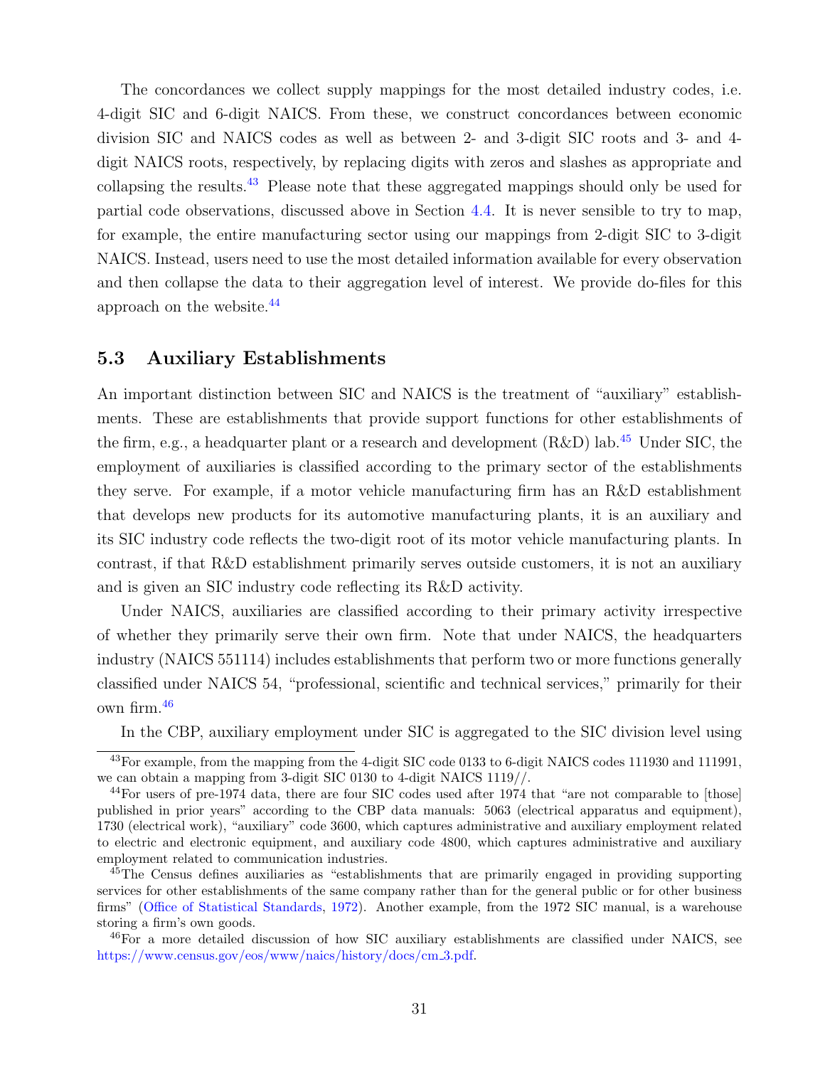The concordances we collect supply mappings for the most detailed industry codes, i.e. 4-digit SIC and 6-digit NAICS. From these, we construct concordances between economic division SIC and NAICS codes as well as between 2- and 3-digit SIC roots and 3- and 4-digit NAICS roots, respectively, by replacing digits with zeros and slashes as appropriate and collapsing the results.[43] Please note that these aggregated mappings should only be used for partial code observations, discussed above in Section 4.4. It is never sensible to try to map, for example, the entire manufacturing sector using our mappings from 2-digit SIC to 3-digit NAICS. Instead, users need to use the most detailed information available for every observation and then collapse the data to their aggregation level of interest. We provide do-files for this approach on the website.[44]

## 5.3 Auxiliary Establishments

An important distinction between SIC and NAICS is the treatment of "auxiliary" establishments. These are establishments that provide support functions for other establishments of the firm, e.g., a headquarter plant or a research and development (R&D) lab.[45] Under SIC, the employment of auxiliaries is classified according to the primary sector of the establishments they serve. For example, if a motor vehicle manufacturing firm has an R&D establishment that develops new products for its automotive manufacturing plants, it is an auxiliary and its SIC industry code reflects the two-digit root of its motor vehicle manufacturing plants. In contrast, if that R&D establishment primarily serves outside customers, it is not an auxiliary and is given an SIC industry code reflecting its R&D activity.

Under NAICS, auxiliaries are classified according to their primary activity irrespective of whether they primarily serve their own firm. Note that under NAICS, the headquarters industry (NAICS 551114) includes establishments that perform two or more functions generally classified under NAICS 54, "professional, scientific and technical services," primarily for their own firm.[46]

In the CBP, auxiliary employment under SIC is aggregated to the SIC division level using

---

[43] For example, from the mapping from the 4-digit SIC code 0133 to 6-digit NAICS codes 111930 and 111991, we can obtain a mapping from 3-digit SIC 0130 to 4-digit NAICS 1119//.

[44] For users of pre-1974 data, there are four SIC codes used after 1974 that "are not comparable to [those] published in prior years" according to the CBP data manuals: 5063 (electrical apparatus and equipment), 1730 (electrical work), "auxiliary" code 3600, which captures administrative and auxiliary employment related to electric and electronic equipment, and auxiliary code 4800, which captures administrative and auxiliary employment related to communication industries.

[45] The Census defines auxiliaries as "establishments that are primarily engaged in providing supporting services for other establishments of the same company rather than for the general public or for other business firms" (Office of Statistical Standards, 1972). Another example, from the 1972 SIC manual, is a warehouse storing a firm's own goods.

[46] For a more detailed discussion of how SIC auxiliary establishments are classified under NAICS, see https://www.census.gov/eos/www/naics/history/docs/cm_3.pdf.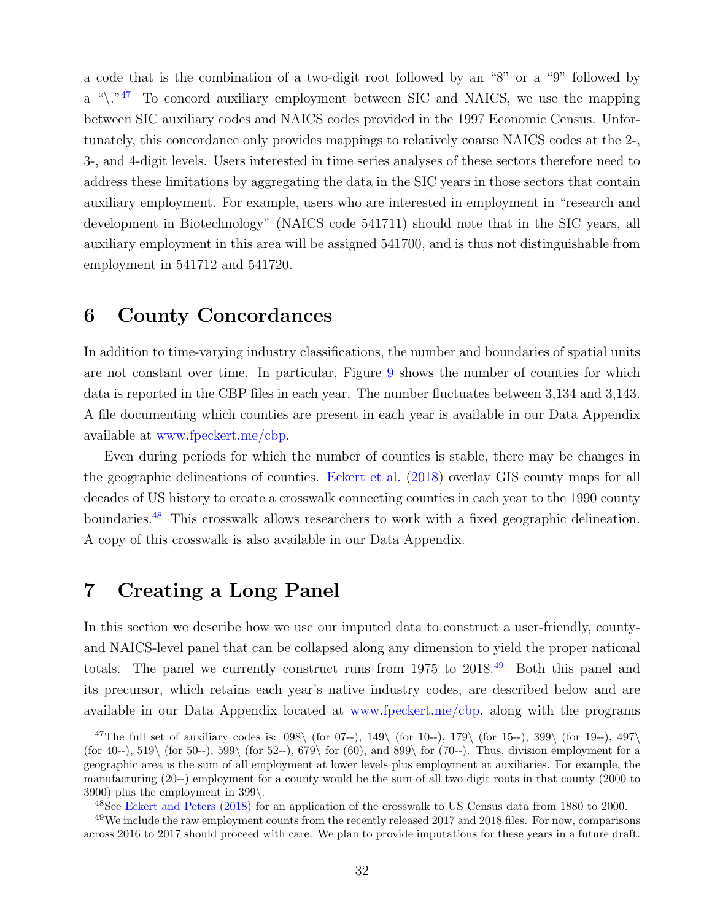a code that is the combination of a two-digit root followed by an "8" or a "9" followed by a "\."[47] To concord auxiliary employment between SIC and NAICS, we use the mapping between SIC auxiliary codes and NAICS codes provided in the 1997 Economic Census. Unfortunately, this concordance only provides mappings to relatively coarse NAICS codes at the 2-, 3-, and 4-digit levels. Users interested in time series analyses of these sectors therefore need to address these limitations by aggregating the data in the SIC years in those sectors that contain auxiliary employment. For example, users who are interested in employment in "research and development in Biotechnology" (NAICS code 541711) should note that in the SIC years, all auxiliary employment in this area will be assigned 541700, and is thus not distinguishable from employment in 541712 and 541720.

# 6 County Concordances

In addition to time-varying industry classifications, the number and boundaries of spatial units are not constant over time. In particular, Figure 9 shows the number of counties for which data is reported in the CBP files in each year. The number fluctuates between 3,134 and 3,143. A file documenting which counties are present in each year is available in our Data Appendix available at www.fpeckert.me/cbp.

Even during periods for which the number of counties is stable, there may be changes in the geographic delineations of counties. Eckert et al. (2018) overlay GIS county maps for all decades of US history to create a crosswalk connecting counties in each year to the 1990 county boundaries.[48] This crosswalk allows researchers to work with a fixed geographic delineation. A copy of this crosswalk is also available in our Data Appendix.

# 7 Creating a Long Panel

In this section we describe how we use our imputed data to construct a user-friendly, county- and NAICS-level panel that can be collapsed along any dimension to yield the proper national totals. The panel we currently construct runs from 1975 to 2018.[49] Both this panel and its precursor, which retains each year's native industry codes, are described below and are available in our Data Appendix located at www.fpeckert.me/cbp, along with the programs

---

[47] The full set of auxiliary codes is: 098\ (for 07--), 149\ (for 10--), 179\ (for 15--), 399\ (for 19--), 497\ (for 40--), 519\ (for 50--), 599\ (for 52--), 679\ for (60), and 899\ for (70--). Thus, division employment for a geographic area is the sum of all employment at lower levels plus employment at auxiliaries. For example, the manufacturing (20--) employment for a county would be the sum of all two digit roots in that county (2000 to 3900) plus the employment in 399\.

[48] See Eckert and Peters (2018) for an application of the crosswalk to US Census data from 1880 to 2000.

[49] We include the raw employment counts from the recently released 2017 and 2018 files. For now, comparisons across 2016 to 2017 should proceed with care. We plan to provide imputations for these years in a future draft.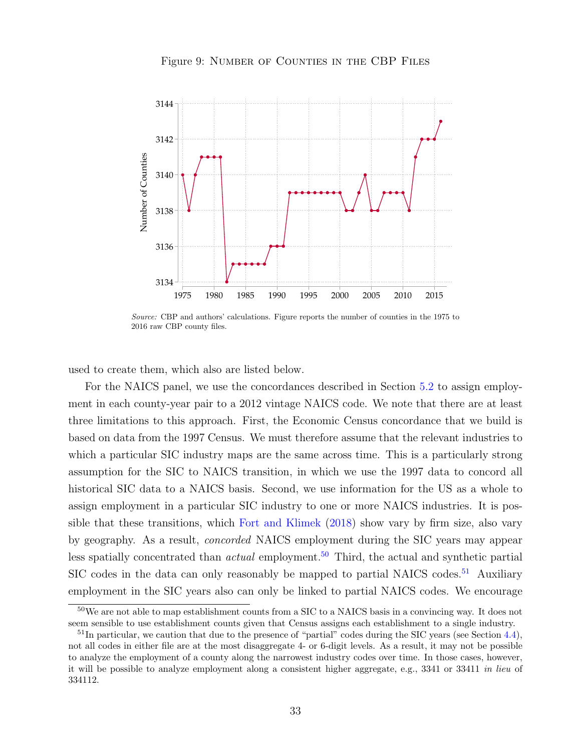Figure 9: Number of Counties in the CBP Files

*Source:* CBP and authors' calculations. Figure reports the number of counties in the 1975 to 2016 raw CBP county files.

used to create them, which also are listed below.

For the NAICS panel, we use the concordances described in Section 5.2 to assign employment in each county-year pair to a 2012 vintage NAICS code. We note that there are at least three limitations to this approach. First, the Economic Census concordance that we build is based on data from the 1997 Census. We must therefore assume that the relevant industries to which a particular SIC industry maps are the same across time. This is a particularly strong assumption for the SIC to NAICS transition, in which we use the 1997 data to concord all historical SIC data to a NAICS basis. Second, we use information for the US as a whole to assign employment in a particular SIC industry to one or more NAICS industries. It is possible that these transitions, which Fort and Klimek (2018) show vary by firm size, also vary by geography. As a result, *concorded* NAICS employment during the SIC years may appear less spatially concentrated than *actual* employment.[50] Third, the actual and synthetic partial SIC codes in the data can only reasonably be mapped to partial NAICS codes.[51] Auxiliary employment in the SIC years also can only be linked to partial NAICS codes. We encourage

[50] We are not able to map establishment counts from a SIC to a NAICS basis in a convincing way. It does not seem sensible to use establishment counts given that Census assigns each establishment to a single industry.

[51] In particular, we caution that due to the presence of "partial" codes during the SIC years (see Section 4.4), not all codes in either file are at the most disaggregate 4- or 6-digit levels. As a result, it may not be possible to analyze the employment of a county along the narrowest industry codes over time. In those cases, however, it will be possible to analyze employment along a consistent higher aggregate, e.g., 3341 or 33411 *in lieu* of 334112.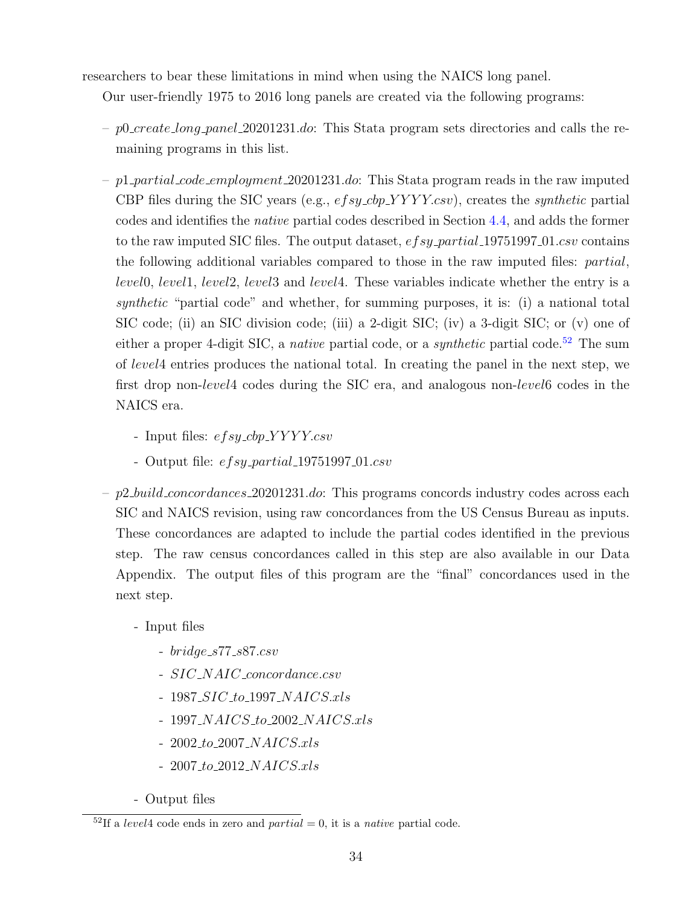researchers to bear these limitations in mind when using the NAICS long panel.

Our user-friendly 1975 to 2016 long panels are created via the following programs:

- *p0_create_long_panel_20201231.do*: This Stata program sets directories and calls the remaining programs in this list.
- *p1_partial_code_employment_20201231.do*: This Stata program reads in the raw imputed CBP files during the SIC years (e.g., *efsy_cbp_YYYY.csv*), creates the *synthetic* partial codes and identifies the *native* partial codes described in Section 4.4, and adds the former to the raw imputed SIC files. The output dataset, *efsy_partial_19751997_01.csv* contains the following additional variables compared to those in the raw imputed files: *partial*, *level0*, *level1*, *level2*, *level3* and *level4*. These variables indicate whether the entry is a *synthetic* "partial code" and whether, for summing purposes, it is: (i) a national total SIC code; (ii) an SIC division code; (iii) a 2-digit SIC; (iv) a 3-digit SIC; or (v) one of either a proper 4-digit SIC, a *native* partial code, or a *synthetic* partial code.[52] The sum of *level4* entries produces the national total. In creating the panel in the next step, we first drop non-*level4* codes during the SIC era, and analogous non-*level6* codes in the NAICS era.
    - Input files: *efsy_cbp_YYYY.csv*
    - Output file: *efsy_partial_19751997_01.csv*
- *p2_build_concordances_20201231.do*: This programs concords industry codes across each SIC and NAICS revision, using raw concordances from the US Census Bureau as inputs. These concordances are adapted to include the partial codes identified in the previous step. The raw census concordances called in this step are also available in our Data Appendix. The output files of this program are the "final" concordances used in the next step.
    - Input files
        - *bridge_s77_s87.csv*
        - *SIC_NAIC_concordance.csv*
        - *1987_SIC_to_1997_NAICS.xls*
        - *1997_NAICS_to_2002_NAICS.xls*
        - *2002_to_2007_NAICS.xls*
        - *2007_to_2012_NAICS.xls*
    - Output files

[52] If a *level4* code ends in zero and *partial* = 0, it is a *native* partial code.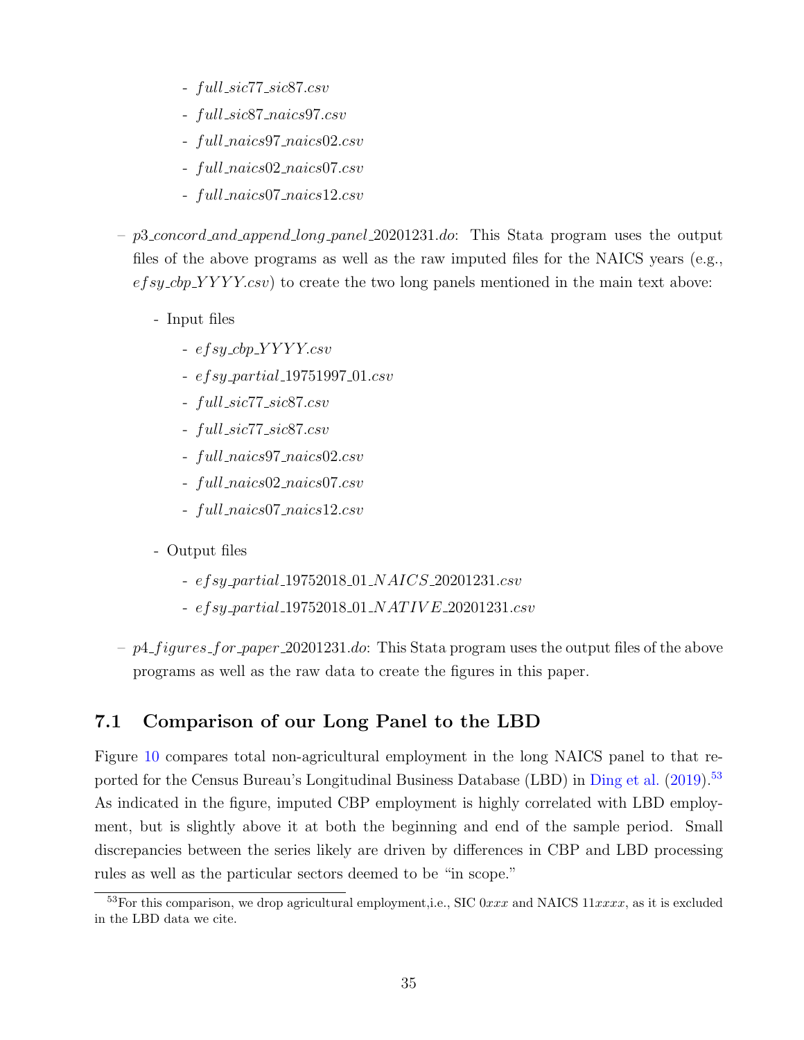- *full_sic77_sic87.csv*
- *full_sic87_naics97.csv*
- *full_naics97_naics02.csv*
- *full_naics02_naics07.csv*
- *full_naics07_naics12.csv*

– *p3_concord_and_append_long_panel_20201231.do*: This Stata program uses the output files of the above programs as well as the raw imputed files for the NAICS years (e.g., *efsy_cbp_YYYY.csv*) to create the two long panels mentioned in the main text above:

  - Input files
    - *efsy_cbp_YYYY.csv*
    - *efsy_partial_19751997_01.csv*
    - *full_sic77_sic87.csv*
    - *full_sic77_sic87.csv*
    - *full_naics97_naics02.csv*
    - *full_naics02_naics07.csv*
    - *full_naics07_naics12.csv*
  - Output files
    - *efsy_partial_19752018_01_NAICS_20201231.csv*
    - *efsy_partial_19752018_01_NATIVE_20201231.csv*

– *p4_figures_for_paper_20201231.do*: This Stata program uses the output files of the above programs as well as the raw data to create the figures in this paper.

## 7.1 Comparison of our Long Panel to the LBD

Figure 10 compares total non-agricultural employment in the long NAICS panel to that reported for the Census Bureau's Longitudinal Business Database (LBD) in Ding et al. (2019).[53] As indicated in the figure, imputed CBP employment is highly correlated with LBD employment, but is slightly above it at both the beginning and end of the sample period. Small discrepancies between the series likely are driven by differences in CBP and LBD processing rules as well as the particular sectors deemed to be "in scope."

[53] For this comparison, we drop agricultural employment,i.e., SIC 0*xxx* and NAICS 11*xxxx*, as it is excluded in the LBD data we cite.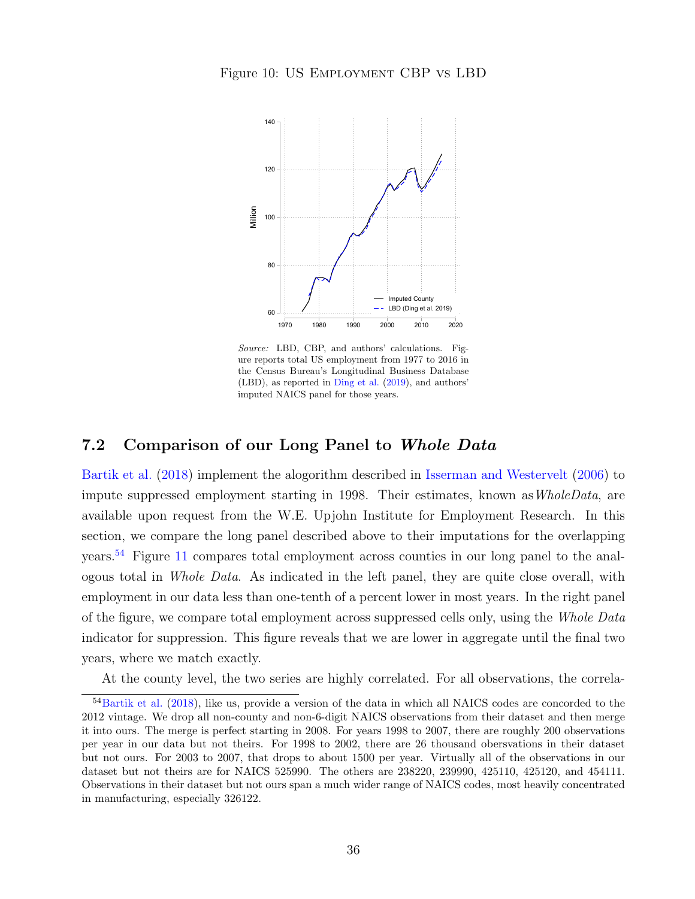Figure 10: US Employment CBP vs LBD

*Source:* LBD, CBP, and authors' calculations. Figure reports total US employment from 1977 to 2016 in the Census Bureau's Longitudinal Business Database (LBD), as reported in Ding et al. (2019), and authors' imputed NAICS panel for those years.

## 7.2 Comparison of our Long Panel to *Whole Data*

Bartik et al. (2018) implement the alogorithm described in Isserman and Westervelt (2006) to impute suppressed employment starting in 1998. Their estimates, known as *WholeData*, are available upon request from the W.E. Upjohn Institute for Employment Research. In this section, we compare the long panel described above to their imputations for the overlapping years.[54] Figure 11 compares total employment across counties in our long panel to the analogous total in *Whole Data*. As indicated in the left panel, they are quite close overall, with employment in our data less than one-tenth of a percent lower in most years. In the right panel of the figure, we compare total employment across suppressed cells only, using the *Whole Data* indicator for suppression. This figure reveals that we are lower in aggregate until the final two years, where we match exactly.

At the county level, the two series are highly correlated. For all observations, the correla-

[54] Bartik et al. (2018), like us, provide a version of the data in which all NAICS codes are concorded to the 2012 vintage. We drop all non-county and non-6-digit NAICS observations from their dataset and then merge it into ours. The merge is perfect starting in 2008. For years 1998 to 2007, there are roughly 200 observations per year in our data but not theirs. For 1998 to 2002, there are 26 thousand obersvations in their dataset but not ours. For 2003 to 2007, that drops to about 1500 per year. Virtually all of the observations in our dataset but not theirs are for NAICS 525990. The others are 238220, 239990, 425110, 425120, and 454111. Observations in their dataset but not ours span a much wider range of NAICS codes, most heavily concentrated in manufacturing, especially 326122.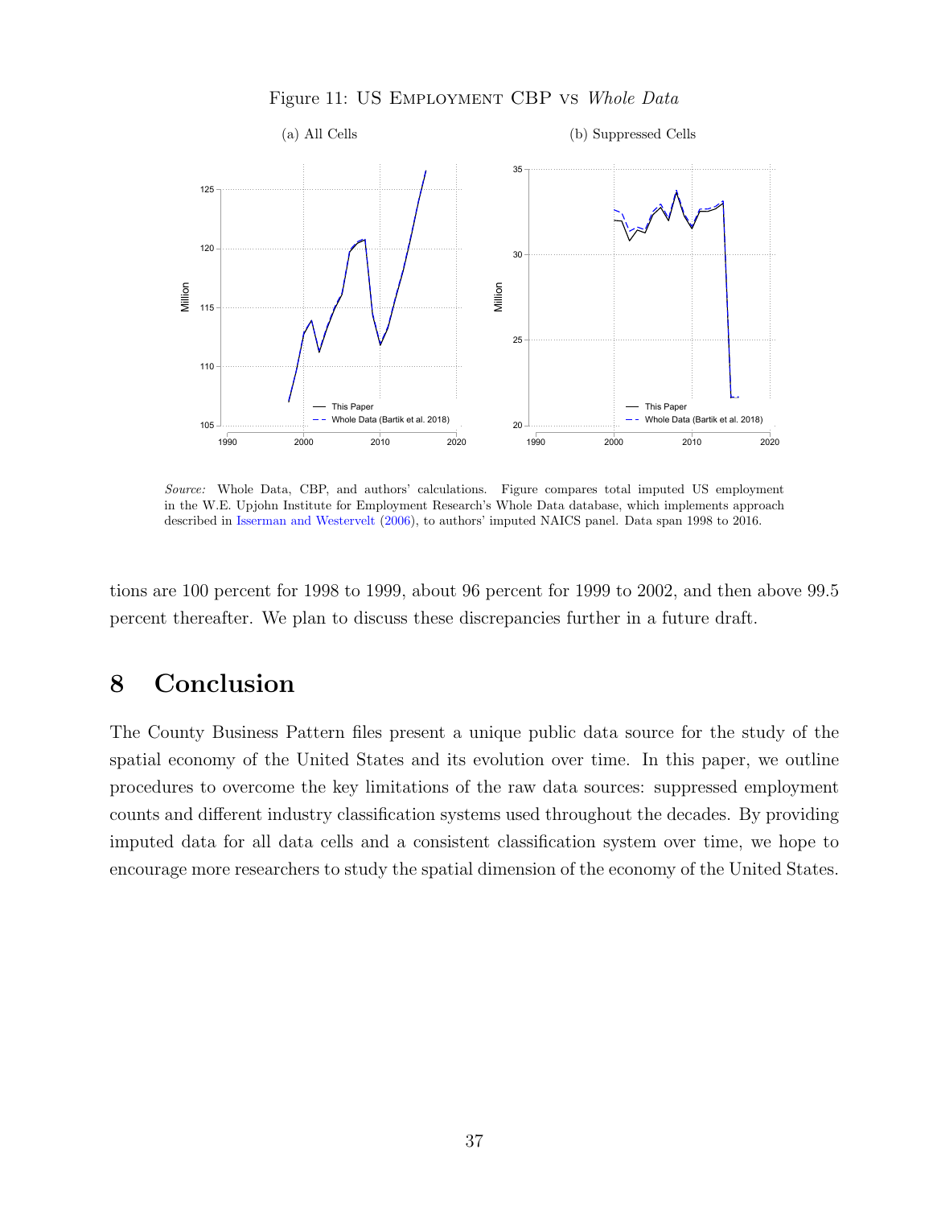Figure 11: US Employment CBP vs *Whole Data*

(a) All Cells

(b) Suppressed Cells

*Source:* Whole Data, CBP, and authors' calculations. Figure compares total imputed US employment in the W.E. Upjohn Institute for Employment Research's Whole Data database, which implements approach described in Isserman and Westervelt (2006), to authors' imputed NAICS panel. Data span 1998 to 2016.

tions are 100 percent for 1998 to 1999, about 96 percent for 1999 to 2002, and then above 99.5 percent thereafter. We plan to discuss these discrepancies further in a future draft.

# 8 Conclusion

The County Business Pattern files present a unique public data source for the study of the spatial economy of the United States and its evolution over time. In this paper, we outline procedures to overcome the key limitations of the raw data sources: suppressed employment counts and different industry classification systems used throughout the decades. By providing imputed data for all data cells and a consistent classification system over time, we hope to encourage more researchers to study the spatial dimension of the economy of the United States.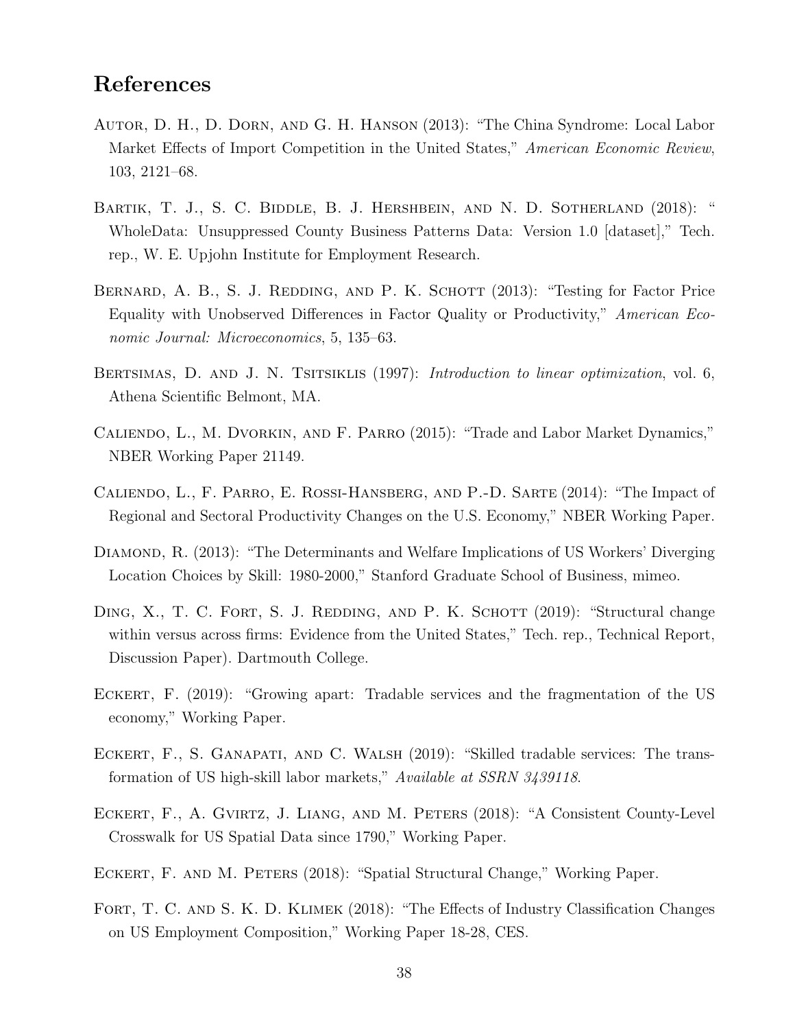## References

Autor, D. H., D. Dorn, and G. H. Hanson (2013): "The China Syndrome: Local Labor Market Effects of Import Competition in the United States," *American Economic Review*, 103, 2121–68.

Bartik, T. J., S. C. Biddle, B. J. Hershbein, and N. D. Sotherland (2018): " WholeData: Unsuppressed County Business Patterns Data: Version 1.0 [dataset]," Tech. rep., W. E. Upjohn Institute for Employment Research.

Bernard, A. B., S. J. Redding, and P. K. Schott (2013): "Testing for Factor Price Equality with Unobserved Differences in Factor Quality or Productivity," *American Economic Journal: Microeconomics*, 5, 135–63.

Bertsimas, D. and J. N. Tsitsiklis (1997): *Introduction to linear optimization*, vol. 6, Athena Scientific Belmont, MA.

Caliendo, L., M. Dvorkin, and F. Parro (2015): "Trade and Labor Market Dynamics," NBER Working Paper 21149.

Caliendo, L., F. Parro, E. Rossi-Hansberg, and P.-D. Sarte (2014): "The Impact of Regional and Sectoral Productivity Changes on the U.S. Economy," NBER Working Paper.

Diamond, R. (2013): "The Determinants and Welfare Implications of US Workers' Diverging Location Choices by Skill: 1980-2000," Stanford Graduate School of Business, mimeo.

Ding, X., T. C. Fort, S. J. Redding, and P. K. Schott (2019): "Structural change within versus across firms: Evidence from the United States," Tech. rep., Technical Report, Discussion Paper). Dartmouth College.

Eckert, F. (2019): "Growing apart: Tradable services and the fragmentation of the US economy," Working Paper.

Eckert, F., S. Ganapati, and C. Walsh (2019): "Skilled tradable services: The transformation of US high-skill labor markets," *Available at SSRN 3439118*.

Eckert, F., A. Gvirtz, J. Liang, and M. Peters (2018): "A Consistent County-Level Crosswalk for US Spatial Data since 1790," Working Paper.

Eckert, F. and M. Peters (2018): "Spatial Structural Change," Working Paper.

Fort, T. C. and S. K. D. Klimek (2018): "The Effects of Industry Classification Changes on US Employment Composition," Working Paper 18-28, CES.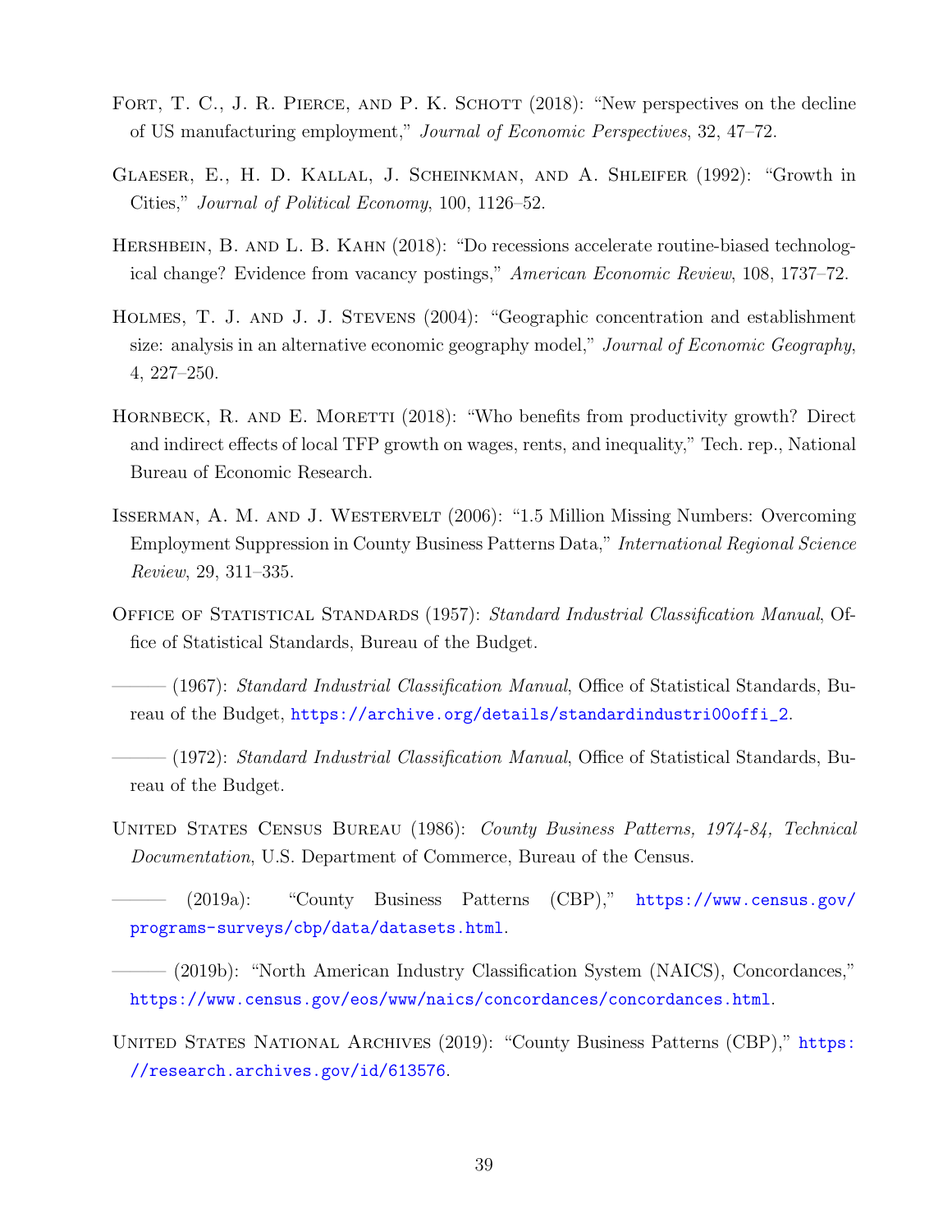Fort, T. C., J. R. Pierce, and P. K. Schott (2018): "New perspectives on the decline of US manufacturing employment," *Journal of Economic Perspectives*, 32, 47–72.

Glaeser, E., H. D. Kallal, J. Scheinkman, and A. Shleifer (1992): "Growth in Cities," *Journal of Political Economy*, 100, 1126–52.

Hershbein, B. and L. B. Kahn (2018): "Do recessions accelerate routine-biased technological change? Evidence from vacancy postings," *American Economic Review*, 108, 1737–72.

Holmes, T. J. and J. J. Stevens (2004): "Geographic concentration and establishment size: analysis in an alternative economic geography model," *Journal of Economic Geography*, 4, 227–250.

Hornbeck, R. and E. Moretti (2018): "Who benefits from productivity growth? Direct and indirect effects of local TFP growth on wages, rents, and inequality," Tech. rep., National Bureau of Economic Research.

Isserman, A. M. and J. Westervelt (2006): "1.5 Million Missing Numbers: Overcoming Employment Suppression in County Business Patterns Data," *International Regional Science Review*, 29, 311–335.

Office of Statistical Standards (1957): *Standard Industrial Classification Manual*, Office of Statistical Standards, Bureau of the Budget.

——— (1967): *Standard Industrial Classification Manual*, Office of Statistical Standards, Bureau of the Budget, https://archive.org/details/standardindustri00offi_2.

——— (1972): *Standard Industrial Classification Manual*, Office of Statistical Standards, Bureau of the Budget.

United States Census Bureau (1986): *County Business Patterns, 1974-84, Technical Documentation*, U.S. Department of Commerce, Bureau of the Census.

——— (2019a): "County Business Patterns (CBP)," https://www.census.gov/programs-surveys/cbp/data/datasets.html.

——— (2019b): "North American Industry Classification System (NAICS), Concordances," https://www.census.gov/eos/www/naics/concordances/concordances.html.

United States National Archives (2019): "County Business Patterns (CBP)," https://research.archives.gov/id/613576.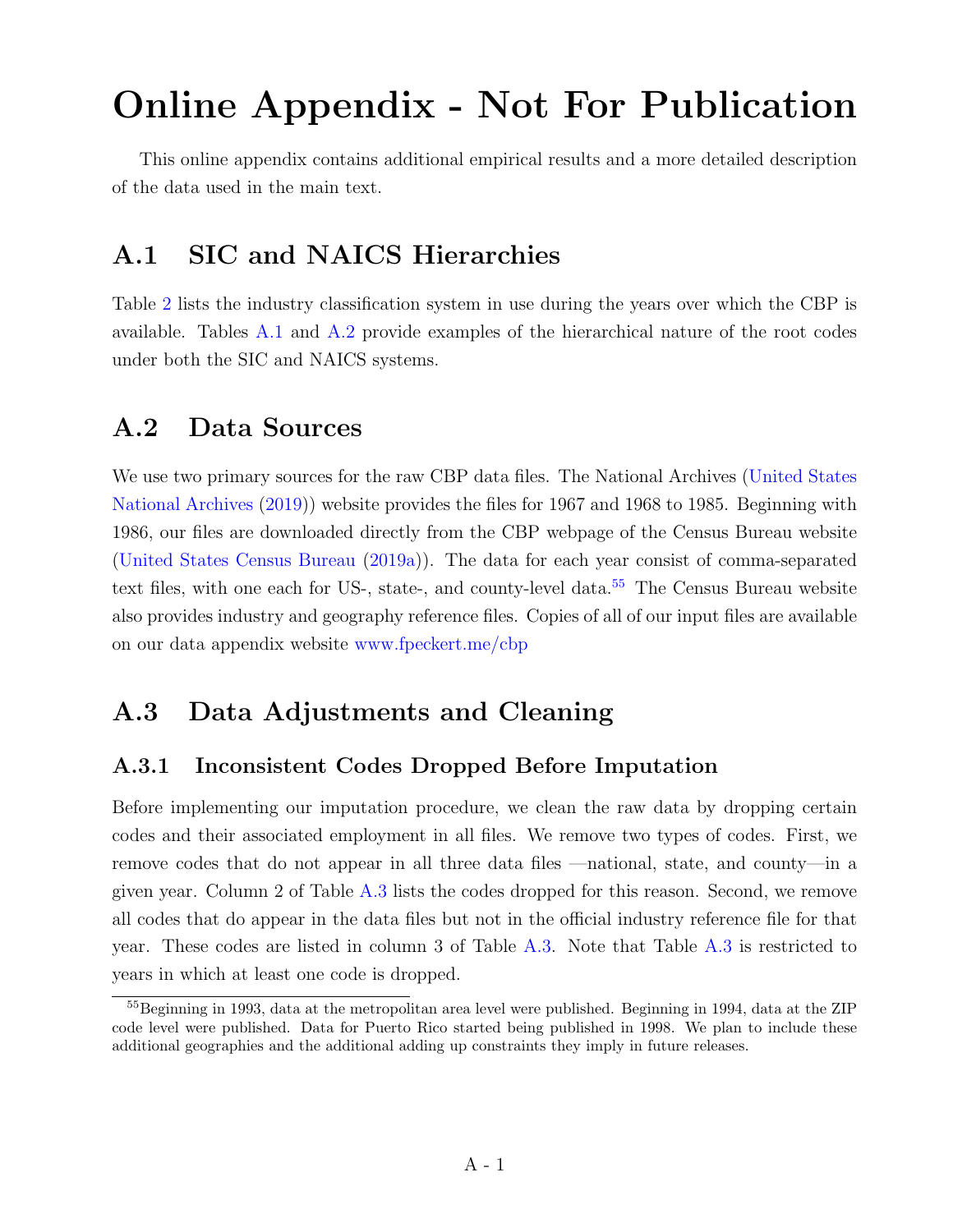# Online Appendix - Not For Publication

This online appendix contains additional empirical results and a more detailed description of the data used in the main text.

## A.1 SIC and NAICS Hierarchies

Table 2 lists the industry classification system in use during the years over which the CBP is available. Tables A.1 and A.2 provide examples of the hierarchical nature of the root codes under both the SIC and NAICS systems.

## A.2 Data Sources

We use two primary sources for the raw CBP data files. The National Archives (United States National Archives (2019)) website provides the files for 1967 and 1968 to 1985. Beginning with 1986, our files are downloaded directly from the CBP webpage of the Census Bureau website (United States Census Bureau (2019a)). The data for each year consist of comma-separated text files, with one each for US-, state-, and county-level data.[55] The Census Bureau website also provides industry and geography reference files. Copies of all of our input files are available on our data appendix website www.fpeckert.me/cbp

## A.3 Data Adjustments and Cleaning

### A.3.1 Inconsistent Codes Dropped Before Imputation

Before implementing our imputation procedure, we clean the raw data by dropping certain codes and their associated employment in all files. We remove two types of codes. First, we remove codes that do not appear in all three data files —national, state, and county—in a given year. Column 2 of Table A.3 lists the codes dropped for this reason. Second, we remove all codes that do appear in the data files but not in the official industry reference file for that year. These codes are listed in column 3 of Table A.3. Note that Table A.3 is restricted to years in which at least one code is dropped.

[55] Beginning in 1993, data at the metropolitan area level were published. Beginning in 1994, data at the ZIP code level were published. Data for Puerto Rico started being published in 1998. We plan to include these additional geographies and the additional adding up constraints they imply in future releases.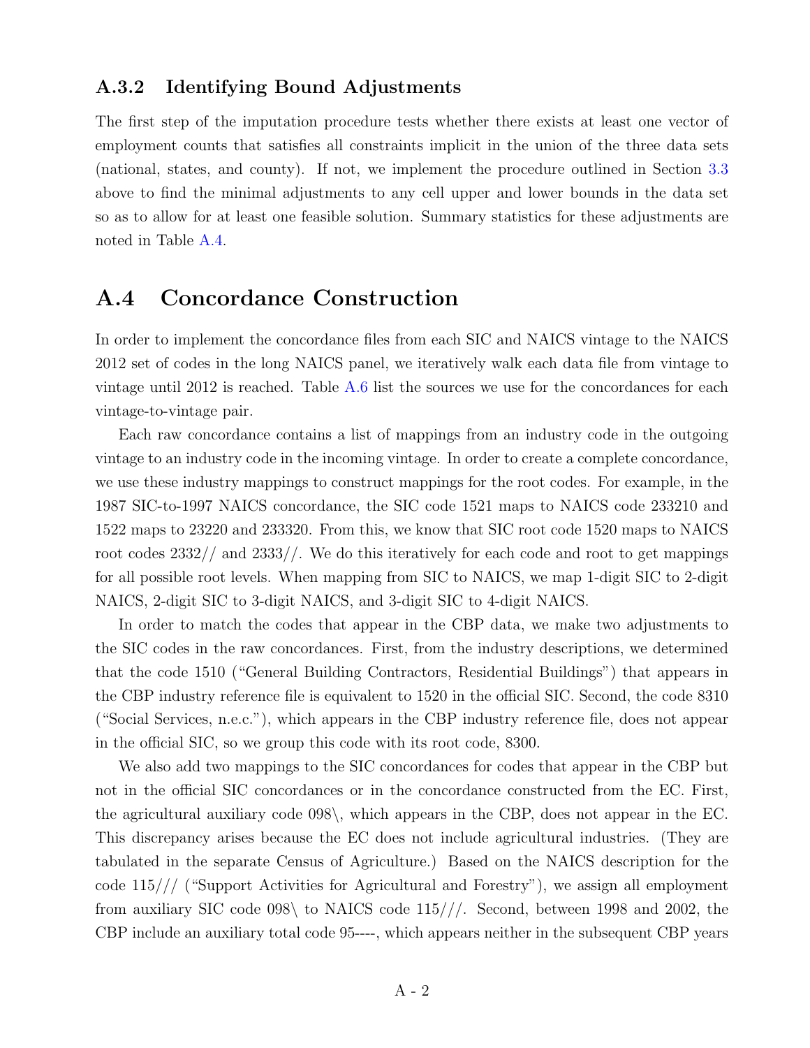### A.3.2 Identifying Bound Adjustments

The first step of the imputation procedure tests whether there exists at least one vector of employment counts that satisfies all constraints implicit in the union of the three data sets (national, states, and county). If not, we implement the procedure outlined in Section 3.3 above to find the minimal adjustments to any cell upper and lower bounds in the data set so as to allow for at least one feasible solution. Summary statistics for these adjustments are noted in Table A.4.

## A.4 Concordance Construction

In order to implement the concordance files from each SIC and NAICS vintage to the NAICS 2012 set of codes in the long NAICS panel, we iteratively walk each data file from vintage to vintage until 2012 is reached. Table A.6 list the sources we use for the concordances for each vintage-to-vintage pair.

Each raw concordance contains a list of mappings from an industry code in the outgoing vintage to an industry code in the incoming vintage. In order to create a complete concordance, we use these industry mappings to construct mappings for the root codes. For example, in the 1987 SIC-to-1997 NAICS concordance, the SIC code 1521 maps to NAICS code 233210 and 1522 maps to 23220 and 233320. From this, we know that SIC root code 1520 maps to NAICS root codes 2332// and 2333//. We do this iteratively for each code and root to get mappings for all possible root levels. When mapping from SIC to NAICS, we map 1-digit SIC to 2-digit NAICS, 2-digit SIC to 3-digit NAICS, and 3-digit SIC to 4-digit NAICS.

In order to match the codes that appear in the CBP data, we make two adjustments to the SIC codes in the raw concordances. First, from the industry descriptions, we determined that the code 1510 ("General Building Contractors, Residential Buildings") that appears in the CBP industry reference file is equivalent to 1520 in the official SIC. Second, the code 8310 ("Social Services, n.e.c."), which appears in the CBP industry reference file, does not appear in the official SIC, so we group this code with its root code, 8300.

We also add two mappings to the SIC concordances for codes that appear in the CBP but not in the official SIC concordances or in the concordance constructed from the EC. First, the agricultural auxiliary code 098\, which appears in the CBP, does not appear in the EC. This discrepancy arises because the EC does not include agricultural industries. (They are tabulated in the separate Census of Agriculture.) Based on the NAICS description for the code 115/// ("Support Activities for Agricultural and Forestry"), we assign all employment from auxiliary SIC code 098\ to NAICS code 115///. Second, between 1998 and 2002, the CBP include an auxiliary total code 95----, which appears neither in the subsequent CBP years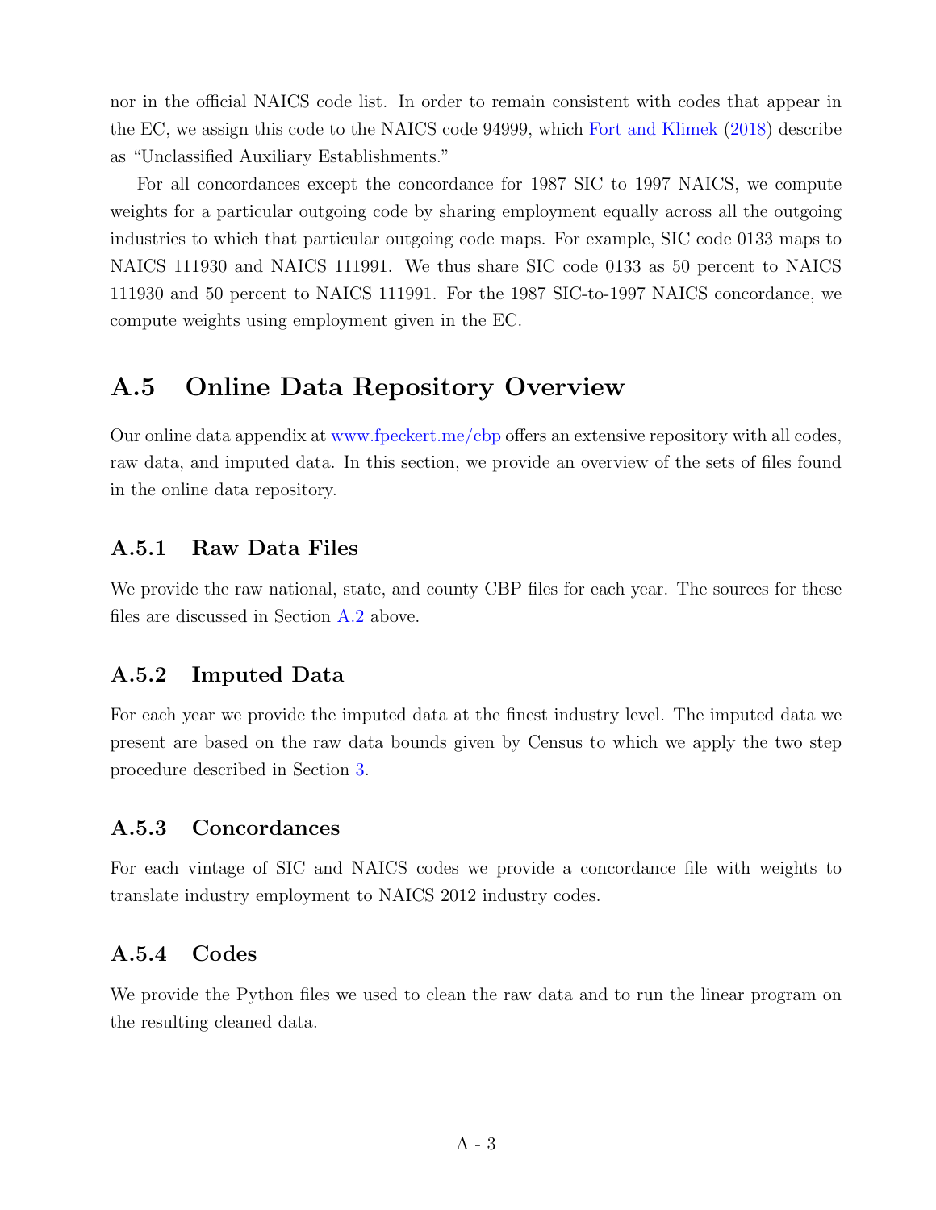nor in the official NAICS code list. In order to remain consistent with codes that appear in the EC, we assign this code to the NAICS code 94999, which Fort and Klimek (2018) describe as "Unclassified Auxiliary Establishments."

For all concordances except the concordance for 1987 SIC to 1997 NAICS, we compute weights for a particular outgoing code by sharing employment equally across all the outgoing industries to which that particular outgoing code maps. For example, SIC code 0133 maps to NAICS 111930 and NAICS 111991. We thus share SIC code 0133 as 50 percent to NAICS 111930 and 50 percent to NAICS 111991. For the 1987 SIC-to-1997 NAICS concordance, we compute weights using employment given in the EC.

## A.5 Online Data Repository Overview

Our online data appendix at www.fpeckert.me/cbp offers an extensive repository with all codes, raw data, and imputed data. In this section, we provide an overview of the sets of files found in the online data repository.

### A.5.1 Raw Data Files

We provide the raw national, state, and county CBP files for each year. The sources for these files are discussed in Section A.2 above.

### A.5.2 Imputed Data

For each year we provide the imputed data at the finest industry level. The imputed data we present are based on the raw data bounds given by Census to which we apply the two step procedure described in Section 3.

### A.5.3 Concordances

For each vintage of SIC and NAICS codes we provide a concordance file with weights to translate industry employment to NAICS 2012 industry codes.

### A.5.4 Codes

We provide the Python files we used to clean the raw data and to run the linear program on the resulting cleaned data.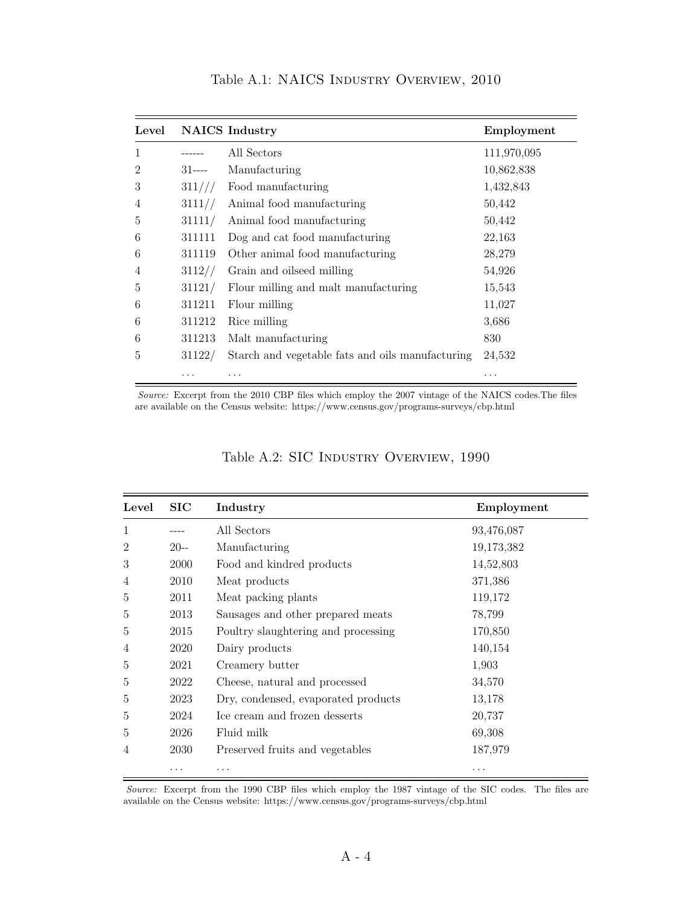Table A.1: NAICS INDUSTRY OVERVIEW, 2010

| Level | NAICS | Industry | Employment |
|---|---|---|---|
| 1 | ------ | All Sectors | 111,970,095 |
| 2 | 31---- | Manufacturing | 10,862,838 |
| 3 | 311/// | Food manufacturing | 1,432,843 |
| 4 | 3111// | Animal food manufacturing | 50,442 |
| 5 | 31111/ | Animal food manufacturing | 50,442 |
| 6 | 311111 | Dog and cat food manufacturing | 22,163 |
| 6 | 311119 | Other animal food manufacturing | 28,279 |
| 4 | 3112// | Grain and oilseed milling | 54,926 |
| 5 | 31121/ | Flour milling and malt manufacturing | 15,543 |
| 6 | 311211 | Flour milling | 11,027 |
| 6 | 311212 | Rice milling | 3,686 |
| 6 | 311213 | Malt manufacturing | 830 |
| 5 | 31122/ | Starch and vegetable fats and oils manufacturing | 24,532 |
| | ... | ... | ... |

*Source:* Excerpt from the 2010 CBP files which employ the 2007 vintage of the NAICS codes.The files are available on the Census website: https://www.census.gov/programs-surveys/cbp.html

Table A.2: SIC INDUSTRY OVERVIEW, 1990

| Level | SIC | Industry | Employment |
|---|---|---|---|
| 1 | ---- | All Sectors | 93,476,087 |
| 2 | 20-- | Manufacturing | 19,173,382 |
| 3 | 2000 | Food and kindred products | 14,52,803 |
| 4 | 2010 | Meat products | 371,386 |
| 5 | 2011 | Meat packing plants | 119,172 |
| 5 | 2013 | Sausages and other prepared meats | 78,799 |
| 5 | 2015 | Poultry slaughtering and processing | 170,850 |
| 4 | 2020 | Dairy products | 140,154 |
| 5 | 2021 | Creamery butter | 1,903 |
| 5 | 2022 | Cheese, natural and processed | 34,570 |
| 5 | 2023 | Dry, condensed, evaporated products | 13,178 |
| 5 | 2024 | Ice cream and frozen desserts | 20,737 |
| 5 | 2026 | Fluid milk | 69,308 |
| 4 | 2030 | Preserved fruits and vegetables | 187,979 |
| | ... | ... | ... |

*Source:* Excerpt from the 1990 CBP files which employ the 1987 vintage of the SIC codes. The files are available on the Census website: https://www.census.gov/programs-surveys/cbp.html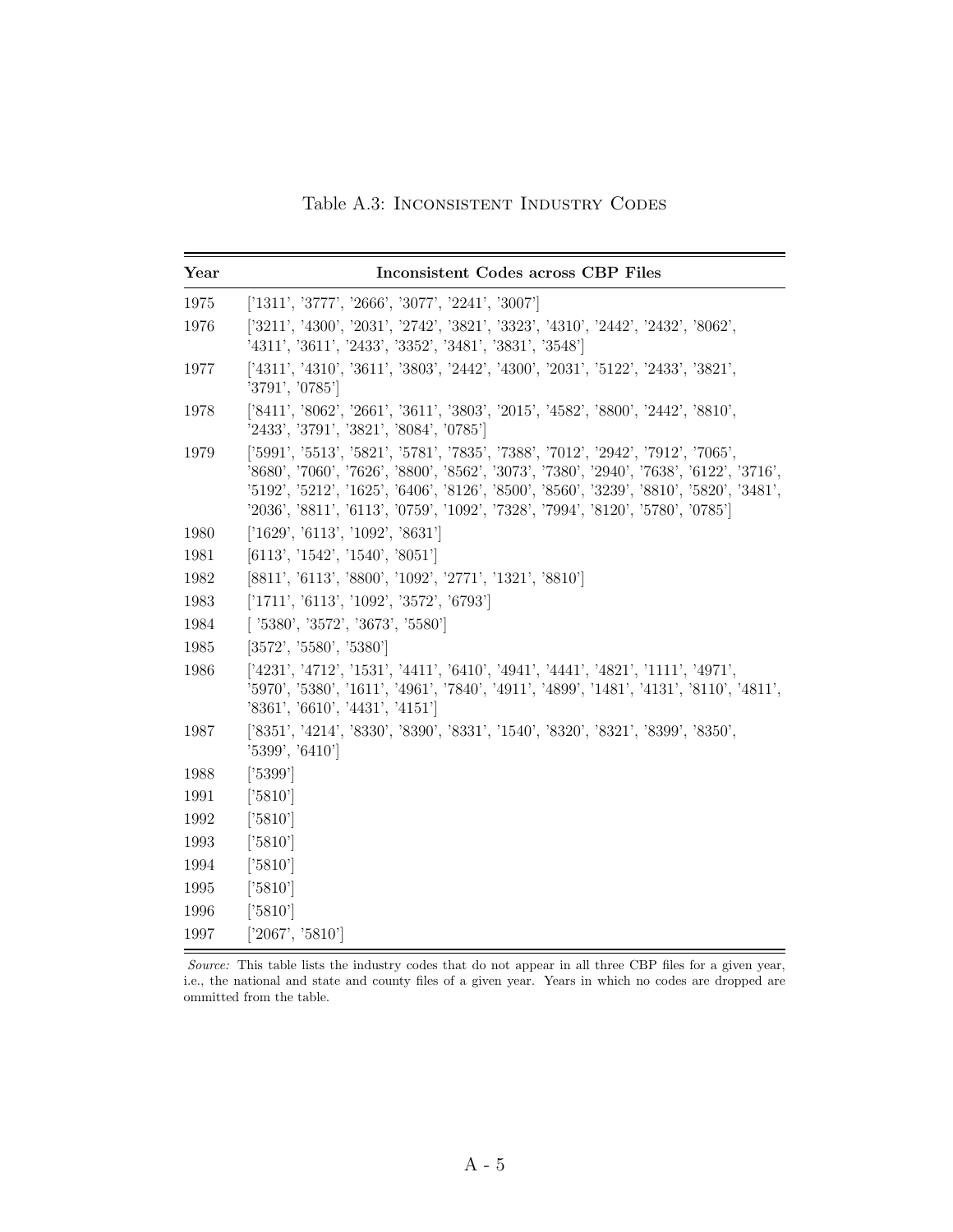Table A.3: INCONSISTENT INDUSTRY CODES

| Year | Inconsistent Codes across CBP Files |
|---|---|
| 1975 | ['1311', '3777', '2666', '3077', '2241', '3007'] |
| 1976 | ['3211', '4300', '2031', '2742', '3821', '3323', '4310', '2442', '2432', '8062', '4311', '3611', '2433', '3352', '3481', '3831', '3548'] |
| 1977 | ['4311', '4310', '3611', '3803', '2442', '4300', '2031', '5122', '2433', '3821', '3791', '0785'] |
| 1978 | ['8411', '8062', '2661', '3611', '3803', '2015', '4582', '8800', '2442', '8810', '2433', '3791', '3821', '8084', '0785'] |
| 1979 | ['5991', '5513', '5821', '5781', '7835', '7388', '7012', '2942', '7912', '7065', '8680', '7060', '7626', '8800', '8562', '3073', '7380', '2940', '7638', '6122', '3716', '5192', '5212', '1625', '6406', '8126', '8500', '8560', '3239', '8810', '5820', '3481', '2036', '8811', '6113', '0759', '1092', '7328', '7994', '8120', '5780', '0785'] |
| 1980 | ['1629', '6113', '1092', '8631'] |
| 1981 | [6113', '1542', '1540', '8051'] |
| 1982 | [8811', '6113', '8800', '1092', '2771', '1321', '8810'] |
| 1983 | ['1711', '6113', '1092', '3572', '6793'] |
| 1984 | [ '5380', '3572', '3673', '5580'] |
| 1985 | [3572', '5580', '5380'] |
| 1986 | ['4231', '4712', '1531', '4411', '6410', '4941', '4441', '4821', '1111', '4971', '5970', '5380', '1611', '4961', '7840', '4911', '4899', '1481', '4131', '8110', '4811', '8361', '6610', '4431', '4151'] |
| 1987 | ['8351', '4214', '8330', '8390', '8331', '1540', '8320', '8321', '8399', '8350', '5399', '6410'] |
| 1988 | ['5399'] |
| 1991 | ['5810'] |
| 1992 | ['5810'] |
| 1993 | ['5810'] |
| 1994 | ['5810'] |
| 1995 | ['5810'] |
| 1996 | ['5810'] |
| 1997 | ['2067', '5810'] |

*Source:* This table lists the industry codes that do not appear in all three CBP files for a given year, i.e., the national and state and county files of a given year. Years in which no codes are dropped are ommitted from the table.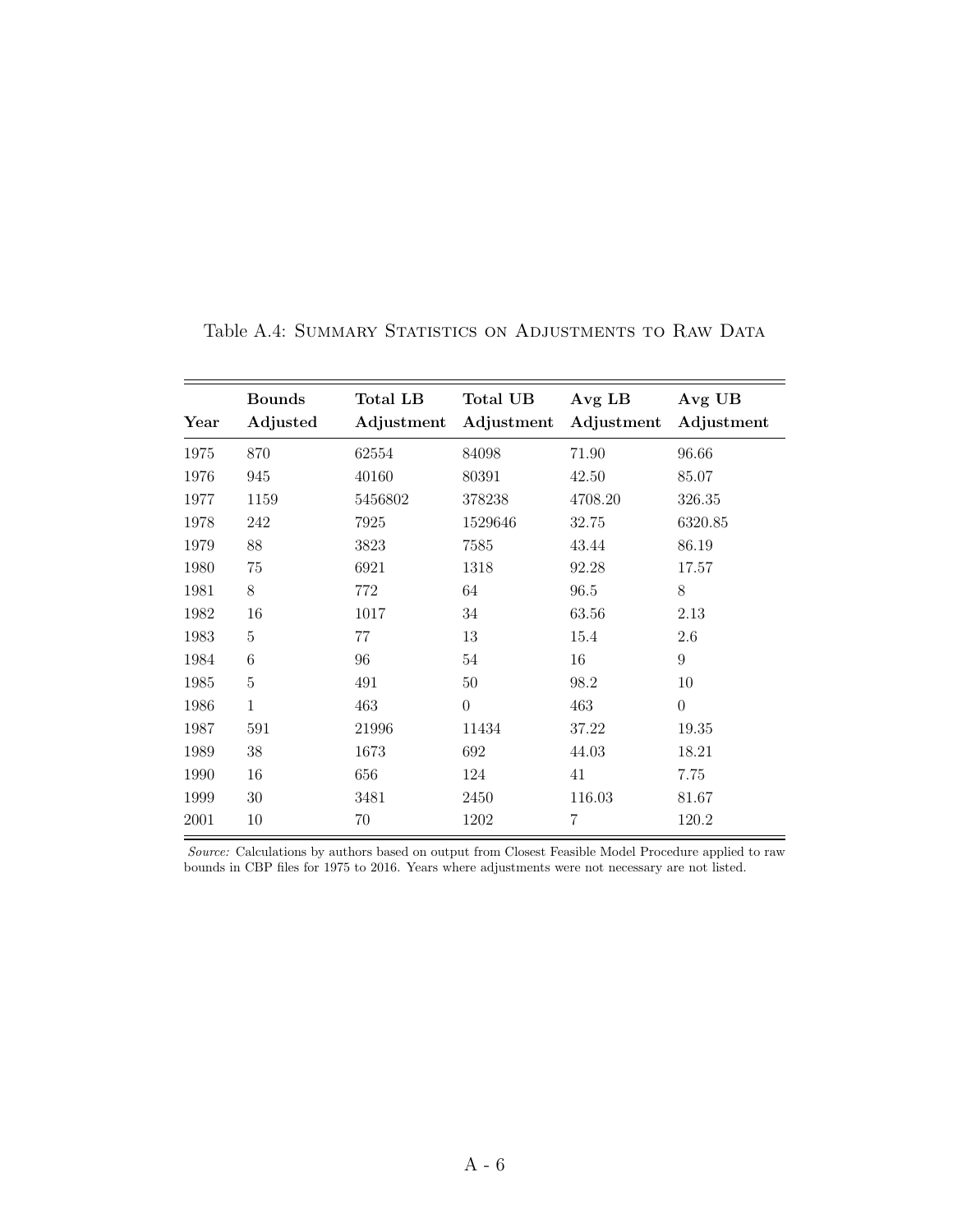Table A.4: SUMMARY STATISTICS ON ADJUSTMENTS TO RAW DATA

| Year | Bounds Adjusted | Total LB Adjustment | Total UB Adjustment | Avg LB Adjustment | Avg UB Adjustment |
|---|---|---|---|---|---|
| 1975 | 870 | 62554 | 84098 | 71.90 | 96.66 |
| 1976 | 945 | 40160 | 80391 | 42.50 | 85.07 |
| 1977 | 1159 | 5456802 | 378238 | 4708.20 | 326.35 |
| 1978 | 242 | 7925 | 1529646 | 32.75 | 6320.85 |
| 1979 | 88 | 3823 | 7585 | 43.44 | 86.19 |
| 1980 | 75 | 6921 | 1318 | 92.28 | 17.57 |
| 1981 | 8 | 772 | 64 | 96.5 | 8 |
| 1982 | 16 | 1017 | 34 | 63.56 | 2.13 |
| 1983 | 5 | 77 | 13 | 15.4 | 2.6 |
| 1984 | 6 | 96 | 54 | 16 | 9 |
| 1985 | 5 | 491 | 50 | 98.2 | 10 |
| 1986 | 1 | 463 | 0 | 463 | 0 |
| 1987 | 591 | 21996 | 11434 | 37.22 | 19.35 |
| 1989 | 38 | 1673 | 692 | 44.03 | 18.21 |
| 1990 | 16 | 656 | 124 | 41 | 7.75 |
| 1999 | 30 | 3481 | 2450 | 116.03 | 81.67 |
| 2001 | 10 | 70 | 1202 | 7 | 120.2 |

*Source:* Calculations by authors based on output from Closest Feasible Model Procedure applied to raw bounds in CBP files for 1975 to 2016. Years where adjustments were not necessary are not listed.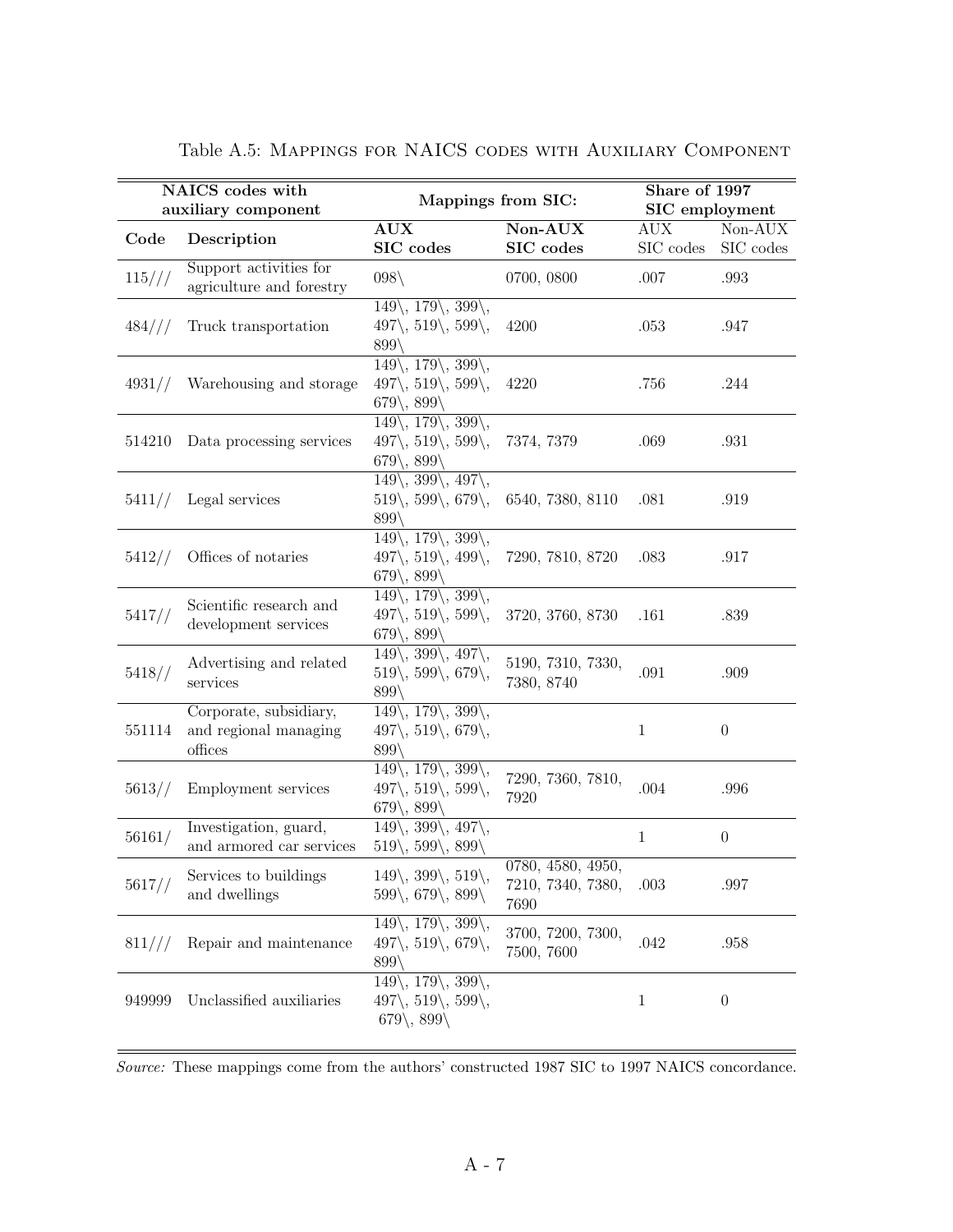Table A.5: Mappings for NAICS codes with Auxiliary Component

| NAICS codes with auxiliary component | | Mappings from SIC: | | Share of 1997 SIC employment | |
|---|---|---|---|---|---|
| **Code** | **Description** | **AUX SIC codes** | **Non-AUX SIC codes** | AUX SIC codes | Non-AUX SIC codes |
| 115/// | Support activities for agriculture and forestry | 098\ | 0700, 0800 | .007 | .993 |
| 484/// | Truck transportation | 149\, 179\, 399\, 497\, 519\, 599\, 899\ | 4200 | .053 | .947 |
| 4931// | Warehousing and storage | 149\, 179\, 399\, 497\, 519\, 599\, 679\, 899\ | 4220 | .756 | .244 |
| 514210 | Data processing services | 149\, 179\, 399\, 497\, 519\, 599\, 679\, 899\ | 7374, 7379 | .069 | .931 |
| 5411// | Legal services | 149\, 399\, 497\, 519\, 599\, 679\, 899\ | 6540, 7380, 8110 | .081 | .919 |
| 5412// | Offices of notaries | 149\, 179\, 399\, 497\, 519\, 499\, 679\, 899\ | 7290, 7810, 8720 | .083 | .917 |
| 5417// | Scientific research and development services | 149\, 179\, 399\, 497\, 519\, 599\, 679\, 899\ | 3720, 3760, 8730 | .161 | .839 |
| 5418// | Advertising and related services | 149\, 399\, 497\, 519\, 599\, 679\, 899\ | 5190, 7310, 7330, 7380, 8740 | .091 | .909 |
| 551114 | Corporate, subsidiary, and regional managing offices | 149\, 179\, 399\, 497\, 519\, 679\, 899\ | | 1 | 0 |
| 5613// | Employment services | 149\, 179\, 399\, 497\, 519\, 599\, 679\, 899\ | 7290, 7360, 7810, 7920 | .004 | .996 |
| 56161/ | Investigation, guard, and armored car services | 149\, 399\, 497\, 519\, 599\, 899\ | | 1 | 0 |
| 5617// | Services to buildings and dwellings | 149\, 399\, 519\, 599\, 679\, 899\ | 0780, 4580, 4950, 7210, 7340, 7380, 7690 | .003 | .997 |
| 811/// | Repair and maintenance | 149\, 179\, 399\, 497\, 519\, 679\, 899\ | 3700, 7200, 7300, 7500, 7600 | .042 | .958 |
| 949999 | Unclassified auxiliaries | 149\, 179\, 399\, 497\, 519\, 599\, 679\, 899\ | | 1 | 0 |

*Source:* These mappings come from the authors' constructed 1987 SIC to 1997 NAICS concordance.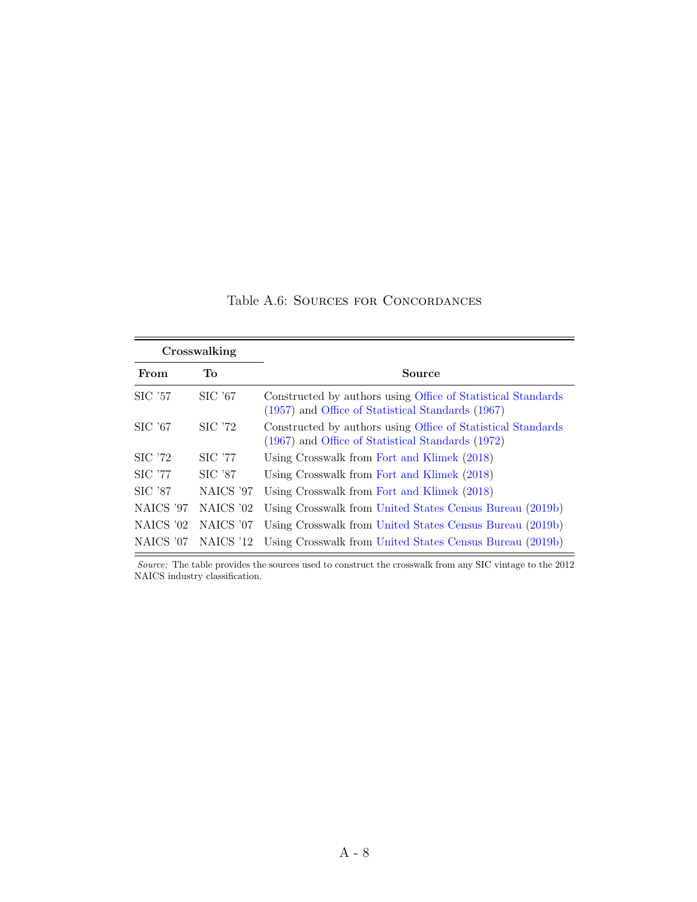Table A.6: Sources for Concordances

| Crosswalking | | |
|---|---|---|
| **From** | **To** | **Source** |
| SIC '57 | SIC '67 | Constructed by authors using Office of Statistical Standards (1957) and Office of Statistical Standards (1967) |
| SIC '67 | SIC '72 | Constructed by authors using Office of Statistical Standards (1967) and Office of Statistical Standards (1972) |
| SIC '72 | SIC '77 | Using Crosswalk from Fort and Klimek (2018) |
| SIC '77 | SIC '87 | Using Crosswalk from Fort and Klimek (2018) |
| SIC '87 | NAICS '97 | Using Crosswalk from Fort and Klimek (2018) |
| NAICS '97 | NAICS '02 | Using Crosswalk from United States Census Bureau (2019b) |
| NAICS '02 | NAICS '07 | Using Crosswalk from United States Census Bureau (2019b) |
| NAICS '07 | NAICS '12 | Using Crosswalk from United States Census Bureau (2019b) |

*Source:* The table provides the sources used to construct the crosswalk from any SIC vintage to the 2012 NAICS industry classification.